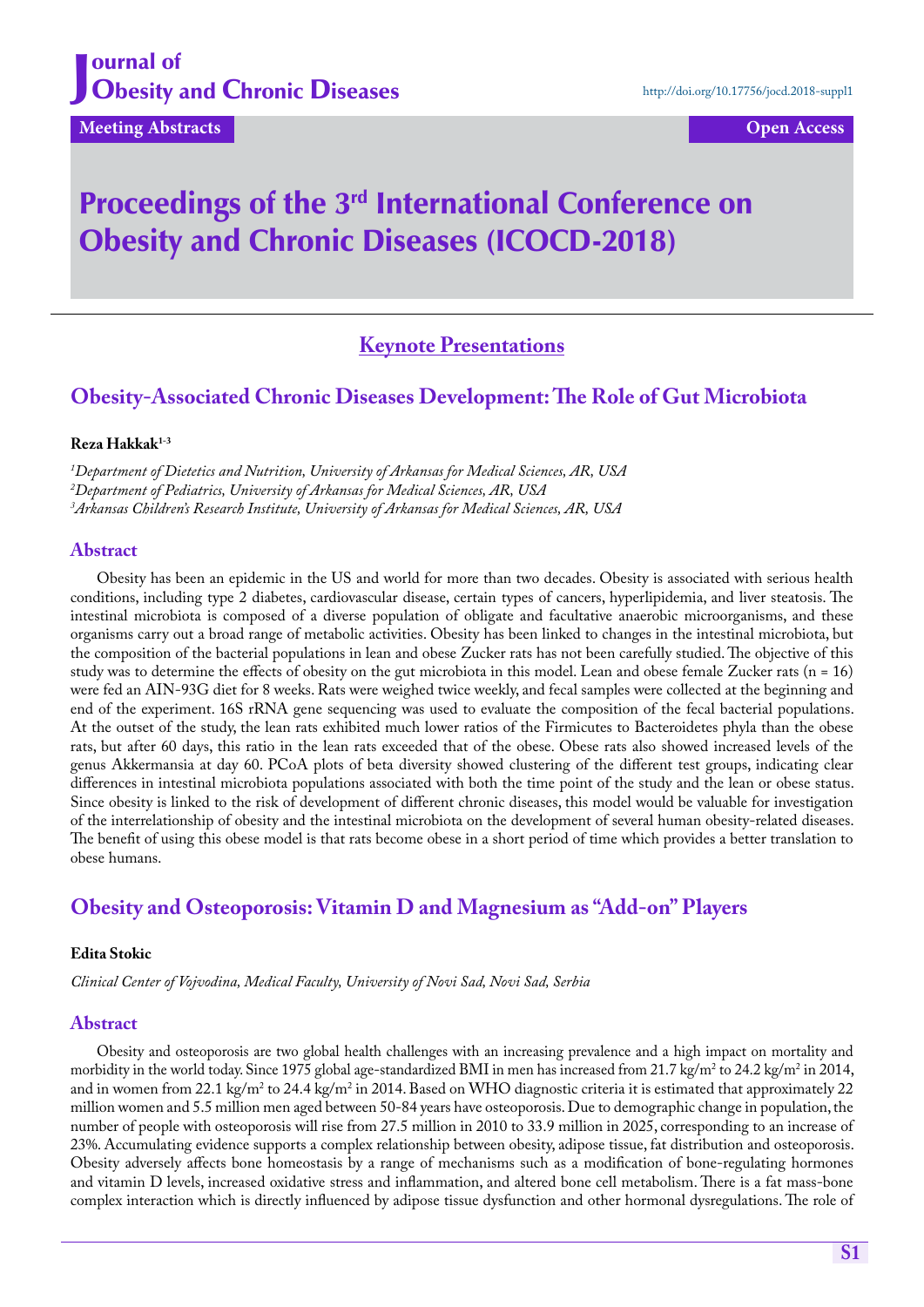# Proceedings of the 3rd International Conference on Obesity and Chronic Diseases (ICOCD-2018)

## Keynote Presentations

## Obesity-Associated Chronic Diseases Development: The Role of Gut Microbiota

**Reza Hakkak**[1-3]

*[1]Department of Dietetics and Nutrition, University of Arkansas for Medical Sciences, AR, USA*
*[2]Department of Pediatrics, University of Arkansas for Medical Sciences, AR, USA*
*[3]Arkansas Children's Research Institute, University of Arkansas for Medical Sciences, AR, USA*

### Abstract

Obesity has been an epidemic in the US and world for more than two decades. Obesity is associated with serious health conditions, including type 2 diabetes, cardiovascular disease, certain types of cancers, hyperlipidemia, and liver steatosis. The intestinal microbiota is composed of a diverse population of obligate and facultative anaerobic microorganisms, and these organisms carry out a broad range of metabolic activities. Obesity has been linked to changes in the intestinal microbiota, but the composition of the bacterial populations in lean and obese Zucker rats has not been carefully studied. The objective of this study was to determine the effects of obesity on the gut microbiota in this model. Lean and obese female Zucker rats (n = 16) were fed an AIN-93G diet for 8 weeks. Rats were weighed twice weekly, and fecal samples were collected at the beginning and end of the experiment. 16S rRNA gene sequencing was used to evaluate the composition of the fecal bacterial populations. At the outset of the study, the lean rats exhibited much lower ratios of the Firmicutes to Bacteroidetes phyla than the obese rats, but after 60 days, this ratio in the lean rats exceeded that of the obese. Obese rats also showed increased levels of the genus Akkermansia at day 60. PCoA plots of beta diversity showed clustering of the different test groups, indicating clear differences in intestinal microbiota populations associated with both the time point of the study and the lean or obese status. Since obesity is linked to the risk of development of different chronic diseases, this model would be valuable for investigation of the interrelationship of obesity and the intestinal microbiota on the development of several human obesity-related diseases. The benefit of using this obese model is that rats become obese in a short period of time which provides a better translation to obese humans.

## Obesity and Osteoporosis: Vitamin D and Magnesium as "Add-on" Players

**Edita Stokic**

*Clinical Center of Vojvodina, Medical Faculty, University of Novi Sad, Novi Sad, Serbia*

### Abstract

Obesity and osteoporosis are two global health challenges with an increasing prevalence and a high impact on mortality and morbidity in the world today. Since 1975 global age-standardized BMI in men has increased from 21.7 kg/m$^2$ to 24.2 kg/m$^2$ in 2014, and in women from 22.1 kg/m$^2$ to 24.4 kg/m$^2$ in 2014. Based on WHO diagnostic criteria it is estimated that approximately 22 million women and 5.5 million men aged between 50-84 years have osteoporosis. Due to demographic change in population, the number of people with osteoporosis will rise from 27.5 million in 2010 to 33.9 million in 2025, corresponding to an increase of 23%. Accumulating evidence supports a complex relationship between obesity, adipose tissue, fat distribution and osteoporosis. Obesity adversely affects bone homeostasis by a range of mechanisms such as a modification of bone-regulating hormones and vitamin D levels, increased oxidative stress and inflammation, and altered bone cell metabolism. There is a fat mass-bone complex interaction which is directly influenced by adipose tissue dysfunction and other hormonal dysregulations. The role of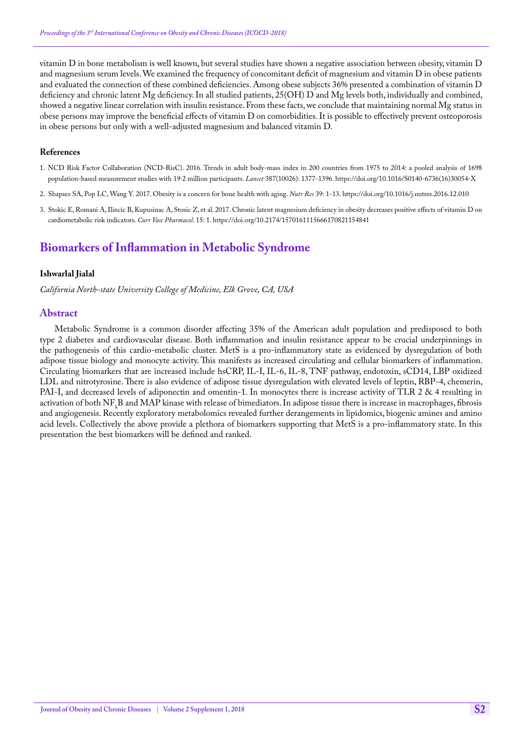vitamin D in bone metabolism is well known, but several studies have shown a negative association between obesity, vitamin D and magnesium serum levels. We examined the frequency of concomitant deficit of magnesium and vitamin D in obese patients and evaluated the connection of these combined deficiencies. Among obese subjects 36% presented a combination of vitamin D deficiency and chronic latent Mg deficiency. In all studied patients, 25(OH) D and Mg levels both, individually and combined, showed a negative linear correlation with insulin resistance. From these facts, we conclude that maintaining normal Mg status in obese persons may improve the beneficial effects of vitamin D on comorbidities. It is possible to effectively prevent osteoporosis in obese persons but only with a well-adjusted magnesium and balanced vitamin D.

#### References

1. NCD Risk Factor Collaboration (NCD-RisC). 2016. Trends in adult body-mass index in 200 countries from 1975 to 2014: a pooled analysis of 1698 population-based measurement studies with 19·2 million participants. *Lancet* 387(10026): 1377-1396. https://doi.org/10.1016/S0140-6736(16)30054-X
2. Shapses SA, Pop LC, Wang Y. 2017. Obesity is a concern for bone health with aging. *Nutr Res* 39: 1-13. https://doi.org/10.1016/j.nutres.2016.12.010
3. Stokic E, Romani A, Ilincic B, Kupusinac A, Stosic Z, et al. 2017. Chronic latent magnesium deficiency in obesity decreases positive effects of vitamin D on cardiometabolic risk indicators. *Curr Vasc Pharmacol.* 15: 1. https://doi.org/10.2174/1570161115666170821154841

## Biomarkers of Inflammation in Metabolic Syndrome

**Ishwarlal Jialal**

*California North-state University College of Medicine, Elk Grove, CA, USA*

### Abstract

Metabolic Syndrome is a common disorder affecting 35% of the American adult population and predisposed to both type 2 diabetes and cardiovascular disease. Both inflammation and insulin resistance appear to be crucial underpinnings in the pathogenesis of this cardio-metabolic cluster. MetS is a pro-inflammatory state as evidenced by dysregulation of both adipose tissue biology and monocyte activity. This manifests as increased circulating and cellular biomarkers of inflammation. Circulating biomarkers that are increased include hsCRP, IL-I, IL-6, IL-8, TNF pathway, endotoxin, sCD14, LBP oxidized LDL and nitrotyrosine. There is also evidence of adipose tissue dysregulation with elevated levels of leptin, RBP-4, chemerin, PAI-I, and decreased levels of adiponectin and omentin-1. In monocytes there is increase activity of TLR 2 & 4 resulting in activation of both $NF_kB$ and MAP kinase with release of bimediators. In adipose tissue there is increase in macrophages, fibrosis and angiogenesis. Recently exploratory metabolomics revealed further derangements in lipidomics, biogenic amines and amino acid levels. Collectively the above provide a plethora of biomarkers supporting that MetS is a pro-inflammatory state. In this presentation the best biomarkers will be defined and ranked.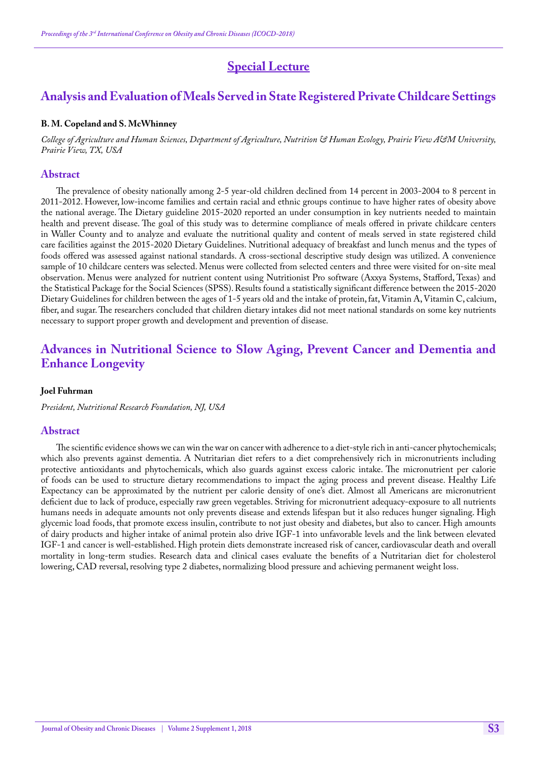# Special Lecture

## Analysis and Evaluation of Meals Served in State Registered Private Childcare Settings

**B. M. Copeland and S. McWhinney**

*College of Agriculture and Human Sciences, Department of Agriculture, Nutrition & Human Ecology, Prairie View A&M University, Prairie View, TX, USA*

### Abstract

The prevalence of obesity nationally among 2-5 year-old children declined from 14 percent in 2003-2004 to 8 percent in 2011-2012. However, low-income families and certain racial and ethnic groups continue to have higher rates of obesity above the national average. The Dietary guideline 2015-2020 reported an under consumption in key nutrients needed to maintain health and prevent disease. The goal of this study was to determine compliance of meals offered in private childcare centers in Waller County and to analyze and evaluate the nutritional quality and content of meals served in state registered child care facilities against the 2015-2020 Dietary Guidelines. Nutritional adequacy of breakfast and lunch menus and the types of foods offered was assessed against national standards. A cross-sectional descriptive study design was utilized. A convenience sample of 10 childcare centers was selected. Menus were collected from selected centers and three were visited for on-site meal observation. Menus were analyzed for nutrient content using Nutritionist Pro software (Axxya Systems, Stafford, Texas) and the Statistical Package for the Social Sciences (SPSS). Results found a statistically significant difference between the 2015-2020 Dietary Guidelines for children between the ages of 1-5 years old and the intake of protein, fat, Vitamin A, Vitamin C, calcium, fiber, and sugar. The researchers concluded that children dietary intakes did not meet national standards on some key nutrients necessary to support proper growth and development and prevention of disease.

## Advances in Nutritional Science to Slow Aging, Prevent Cancer and Dementia and Enhance Longevity

**Joel Fuhrman**

*President, Nutritional Research Foundation, NJ, USA*

### Abstract

The scientific evidence shows we can win the war on cancer with adherence to a diet-style rich in anti-cancer phytochemicals; which also prevents against dementia. A Nutritarian diet refers to a diet comprehensively rich in micronutrients including protective antioxidants and phytochemicals, which also guards against excess caloric intake. The micronutrient per calorie of foods can be used to structure dietary recommendations to impact the aging process and prevent disease. Healthy Life Expectancy can be approximated by the nutrient per calorie density of one's diet. Almost all Americans are micronutrient deficient due to lack of produce, especially raw green vegetables. Striving for micronutrient adequacy-exposure to all nutrients humans needs in adequate amounts not only prevents disease and extends lifespan but it also reduces hunger signaling. High glycemic load foods, that promote excess insulin, contribute to not just obesity and diabetes, but also to cancer. High amounts of dairy products and higher intake of animal protein also drive IGF-1 into unfavorable levels and the link between elevated IGF-1 and cancer is well-established. High protein diets demonstrate increased risk of cancer, cardiovascular death and overall mortality in long-term studies. Research data and clinical cases evaluate the benefits of a Nutritarian diet for cholesterol lowering, CAD reversal, resolving type 2 diabetes, normalizing blood pressure and achieving permanent weight loss.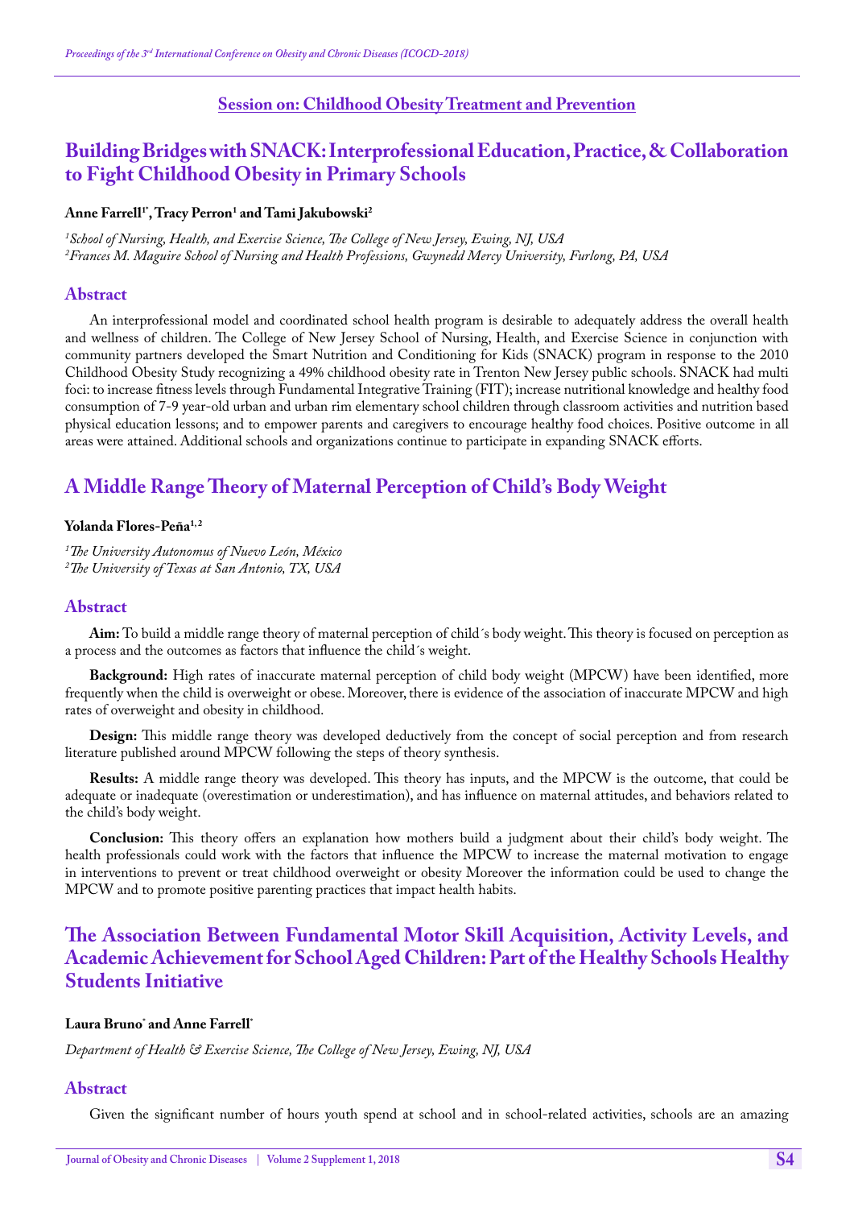**Session on: Childhood Obesity Treatment and Prevention**

## Building Bridges with SNACK: Interprofessional Education, Practice, & Collaboration to Fight Childhood Obesity in Primary Schools

**Anne Farrell[1*], Tracy Perron[1] and Tami Jakubowski[2]**

*[1]School of Nursing, Health, and Exercise Science, The College of New Jersey, Ewing, NJ, USA*
*[2]Frances M. Maguire School of Nursing and Health Professions, Gwynedd Mercy University, Furlong, PA, USA*

### Abstract

An interprofessional model and coordinated school health program is desirable to adequately address the overall health and wellness of children. The College of New Jersey School of Nursing, Health, and Exercise Science in conjunction with community partners developed the Smart Nutrition and Conditioning for Kids (SNACK) program in response to the 2010 Childhood Obesity Study recognizing a 49% childhood obesity rate in Trenton New Jersey public schools. SNACK had multi foci: to increase fitness levels through Fundamental Integrative Training (FIT); increase nutritional knowledge and healthy food consumption of 7-9 year-old urban and urban rim elementary school children through classroom activities and nutrition based physical education lessons; and to empower parents and caregivers to encourage healthy food choices. Positive outcome in all areas were attained. Additional schools and organizations continue to participate in expanding SNACK efforts.

## A Middle Range Theory of Maternal Perception of Child's Body Weight

**Yolanda Flores-Peña[1, 2]**

*[1]The University Autonomus of Nuevo León, México*
*[2]The University of Texas at San Antonio, TX, USA*

### Abstract

**Aim:** To build a middle range theory of maternal perception of child´s body weight. This theory is focused on perception as a process and the outcomes as factors that influence the child´s weight.

**Background:** High rates of inaccurate maternal perception of child body weight (MPCW) have been identified, more frequently when the child is overweight or obese. Moreover, there is evidence of the association of inaccurate MPCW and high rates of overweight and obesity in childhood.

**Design:** This middle range theory was developed deductively from the concept of social perception and from research literature published around MPCW following the steps of theory synthesis.

**Results:** A middle range theory was developed. This theory has inputs, and the MPCW is the outcome, that could be adequate or inadequate (overestimation or underestimation), and has influence on maternal attitudes, and behaviors related to the child's body weight.

**Conclusion:** This theory offers an explanation how mothers build a judgment about their child's body weight. The health professionals could work with the factors that influence the MPCW to increase the maternal motivation to engage in interventions to prevent or treat childhood overweight or obesity Moreover the information could be used to change the MPCW and to promote positive parenting practices that impact health habits.

## The Association Between Fundamental Motor Skill Acquisition, Activity Levels, and Academic Achievement for School Aged Children: Part of the Healthy Schools Healthy Students Initiative

**Laura Bruno* and Anne Farrell***

*Department of Health & Exercise Science, The College of New Jersey, Ewing, NJ, USA*

### Abstract

Given the significant number of hours youth spend at school and in school-related activities, schools are an amazing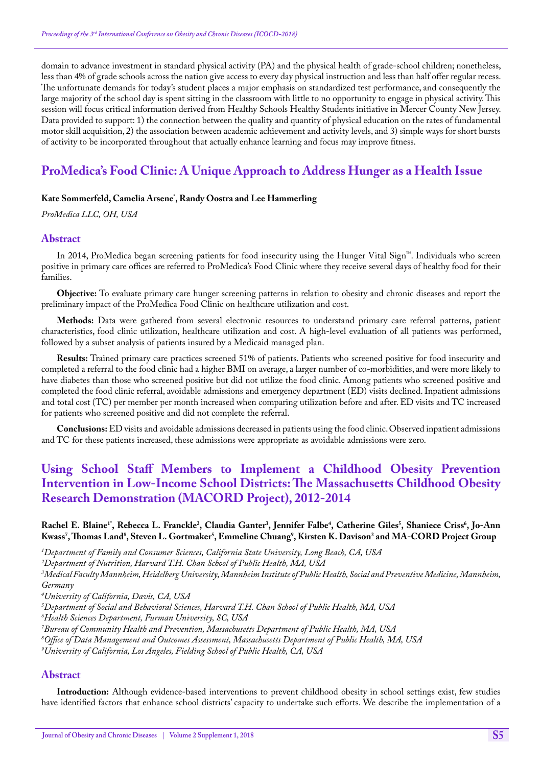domain to advance investment in standard physical activity (PA) and the physical health of grade-school children; nonetheless, less than 4% of grade schools across the nation give access to every day physical instruction and less than half offer regular recess. The unfortunate demands for today's student places a major emphasis on standardized test performance, and consequently the large majority of the school day is spent sitting in the classroom with little to no opportunity to engage in physical activity. This session will focus critical information derived from Healthy Schools Healthy Students initiative in Mercer County New Jersey. Data provided to support: 1) the connection between the quality and quantity of physical education on the rates of fundamental motor skill acquisition, 2) the association between academic achievement and activity levels, and 3) simple ways for short bursts of activity to be incorporated throughout that actually enhance learning and focus may improve fitness.

## ProMedica's Food Clinic: A Unique Approach to Address Hunger as a Health Issue

**Kate Sommerfeld, Camelia Arsene*, Randy Oostra and Lee Hammerling**

*ProMedica LLC, OH, USA*

### Abstract

In 2014, ProMedica began screening patients for food insecurity using the Hunger Vital Sign™. Individuals who screen positive in primary care offices are referred to ProMedica's Food Clinic where they receive several days of healthy food for their families.

**Objective:** To evaluate primary care hunger screening patterns in relation to obesity and chronic diseases and report the preliminary impact of the ProMedica Food Clinic on healthcare utilization and cost.

**Methods:** Data were gathered from several electronic resources to understand primary care referral patterns, patient characteristics, food clinic utilization, healthcare utilization and cost. A high-level evaluation of all patients was performed, followed by a subset analysis of patients insured by a Medicaid managed plan.

**Results:** Trained primary care practices screened 51% of patients. Patients who screened positive for food insecurity and completed a referral to the food clinic had a higher BMI on average, a larger number of co-morbidities, and were more likely to have diabetes than those who screened positive but did not utilize the food clinic. Among patients who screened positive and completed the food clinic referral, avoidable admissions and emergency department (ED) visits declined. Inpatient admissions and total cost (TC) per member per month increased when comparing utilization before and after. ED visits and TC increased for patients who screened positive and did not complete the referral.

**Conclusions:** ED visits and avoidable admissions decreased in patients using the food clinic. Observed inpatient admissions and TC for these patients increased, these admissions were appropriate as avoidable admissions were zero.

## Using School Staff Members to Implement a Childhood Obesity Prevention Intervention in Low-Income School Districts: The Massachusetts Childhood Obesity Research Demonstration (MACORD Project), 2012-2014

**Rachel E. Blaine[1*], Rebecca L. Franckle[2], Claudia Ganter[3], Jennifer Falbe[4], Catherine Giles[5], Shaniece Criss[6], Jo-Ann Kwass[7], Thomas Land[8], Steven L. Gortmaker[5], Emmeline Chuang[9], Kirsten K. Davison[2] and MA-CORD Project Group**

*[1]Department of Family and Consumer Sciences, California State University, Long Beach, CA, USA*
*[2]Department of Nutrition, Harvard T.H. Chan School of Public Health, MA, USA*
*[3]Medical Faculty Mannheim, Heidelberg University, Mannheim Institute of Public Health, Social and Preventive Medicine, Mannheim, Germany*
*[4]University of California, Davis, CA, USA*
*[5]Department of Social and Behavioral Sciences, Harvard T.H. Chan School of Public Health, MA, USA*
*[6]Health Sciences Department, Furman University, SC, USA*
*[7]Bureau of Community Health and Prevention, Massachusetts Department of Public Health, MA, USA*
*[8]Office of Data Management and Outcomes Assessment, Massachusetts Department of Public Health, MA, USA*
*[9]University of California, Los Angeles, Fielding School of Public Health, CA, USA*

### Abstract

**Introduction:** Although evidence-based interventions to prevent childhood obesity in school settings exist, few studies have identified factors that enhance school districts' capacity to undertake such efforts. We describe the implementation of a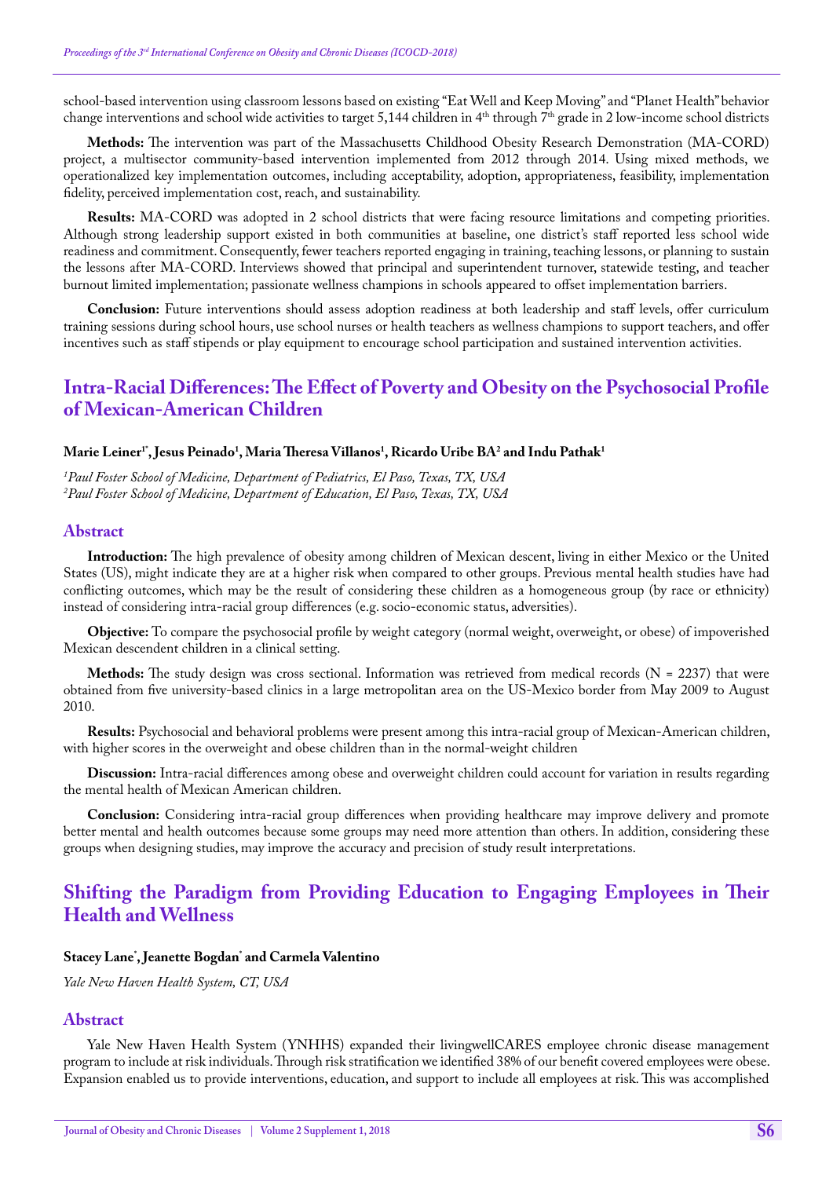school-based intervention using classroom lessons based on existing "Eat Well and Keep Moving" and "Planet Health" behavior change interventions and school wide activities to target 5,144 children in 4th through 7th grade in 2 low-income school districts

**Methods:** The intervention was part of the Massachusetts Childhood Obesity Research Demonstration (MA-CORD) project, a multisector community-based intervention implemented from 2012 through 2014. Using mixed methods, we operationalized key implementation outcomes, including acceptability, adoption, appropriateness, feasibility, implementation fidelity, perceived implementation cost, reach, and sustainability.

**Results:** MA-CORD was adopted in 2 school districts that were facing resource limitations and competing priorities. Although strong leadership support existed in both communities at baseline, one district's staff reported less school wide readiness and commitment. Consequently, fewer teachers reported engaging in training, teaching lessons, or planning to sustain the lessons after MA-CORD. Interviews showed that principal and superintendent turnover, statewide testing, and teacher burnout limited implementation; passionate wellness champions in schools appeared to offset implementation barriers.

**Conclusion:** Future interventions should assess adoption readiness at both leadership and staff levels, offer curriculum training sessions during school hours, use school nurses or health teachers as wellness champions to support teachers, and offer incentives such as staff stipends or play equipment to encourage school participation and sustained intervention activities.

## Intra-Racial Differences: The Effect of Poverty and Obesity on the Psychosocial Profile of Mexican-American Children

**Marie Leiner[1*], Jesus Peinado[1], Maria Theresa Villanos[1], Ricardo Uribe BA[2] and Indu Pathak[1]**

*[1]Paul Foster School of Medicine, Department of Pediatrics, El Paso, Texas, TX, USA*
*[2]Paul Foster School of Medicine, Department of Education, El Paso, Texas, TX, USA*

### Abstract

**Introduction:** The high prevalence of obesity among children of Mexican descent, living in either Mexico or the United States (US), might indicate they are at a higher risk when compared to other groups. Previous mental health studies have had conflicting outcomes, which may be the result of considering these children as a homogeneous group (by race or ethnicity) instead of considering intra-racial group differences (e.g. socio-economic status, adversities).

**Objective:** To compare the psychosocial profile by weight category (normal weight, overweight, or obese) of impoverished Mexican descendent children in a clinical setting.

**Methods:** The study design was cross sectional. Information was retrieved from medical records (N = 2237) that were obtained from five university-based clinics in a large metropolitan area on the US-Mexico border from May 2009 to August 2010.

**Results:** Psychosocial and behavioral problems were present among this intra-racial group of Mexican-American children, with higher scores in the overweight and obese children than in the normal-weight children

**Discussion:** Intra-racial differences among obese and overweight children could account for variation in results regarding the mental health of Mexican American children.

**Conclusion:** Considering intra-racial group differences when providing healthcare may improve delivery and promote better mental and health outcomes because some groups may need more attention than others. In addition, considering these groups when designing studies, may improve the accuracy and precision of study result interpretations.

## Shifting the Paradigm from Providing Education to Engaging Employees in Their Health and Wellness

**Stacey Lane*, Jeanette Bogdan* and Carmela Valentino**

*Yale New Haven Health System, CT, USA*

### Abstract

Yale New Haven Health System (YNHHS) expanded their livingwellCARES employee chronic disease management program to include at risk individuals. Through risk stratification we identified 38% of our benefit covered employees were obese. Expansion enabled us to provide interventions, education, and support to include all employees at risk. This was accomplished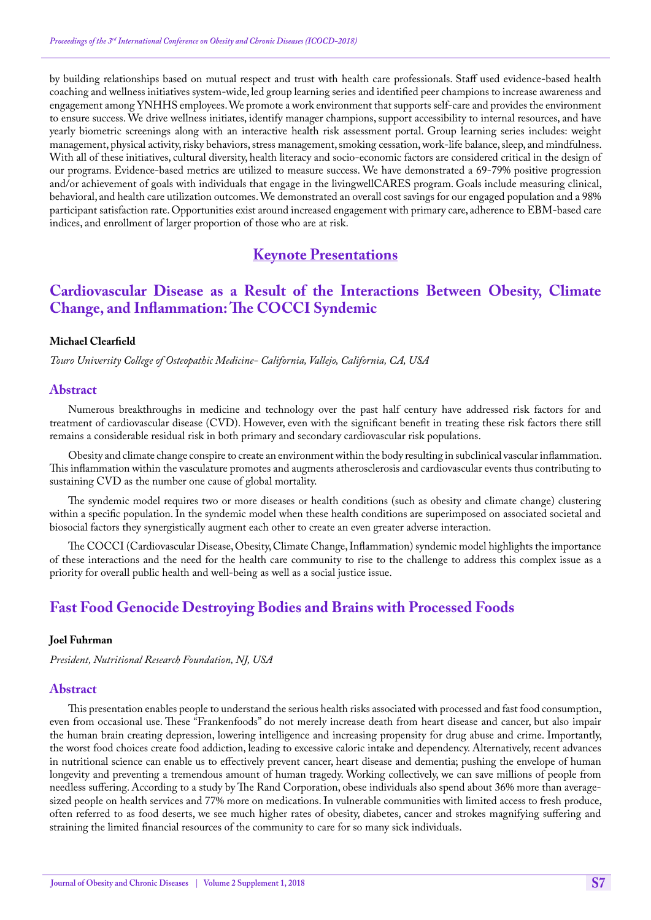by building relationships based on mutual respect and trust with health care professionals. Staff used evidence-based health coaching and wellness initiatives system-wide, led group learning series and identified peer champions to increase awareness and engagement among YNHHS employees. We promote a work environment that supports self-care and provides the environment to ensure success. We drive wellness initiates, identify manager champions, support accessibility to internal resources, and have yearly biometric screenings along with an interactive health risk assessment portal. Group learning series includes: weight management, physical activity, risky behaviors, stress management, smoking cessation, work-life balance, sleep, and mindfulness. With all of these initiatives, cultural diversity, health literacy and socio-economic factors are considered critical in the design of our programs. Evidence-based metrics are utilized to measure success. We have demonstrated a 69-79% positive progression and/or achievement of goals with individuals that engage in the livingwellCARES program. Goals include measuring clinical, behavioral, and health care utilization outcomes. We demonstrated an overall cost savings for our engaged population and a 98% participant satisfaction rate. Opportunities exist around increased engagement with primary care, adherence to EBM-based care indices, and enrollment of larger proportion of those who are at risk.

# Keynote Presentations

## Cardiovascular Disease as a Result of the Interactions Between Obesity, Climate Change, and Inflammation: The COCCI Syndemic

**Michael Clearfield**

*Touro University College of Osteopathic Medicine- California, Vallejo, California, CA, USA*

### Abstract

Numerous breakthroughs in medicine and technology over the past half century have addressed risk factors for and treatment of cardiovascular disease (CVD). However, even with the significant benefit in treating these risk factors there still remains a considerable residual risk in both primary and secondary cardiovascular risk populations.

Obesity and climate change conspire to create an environment within the body resulting in subclinical vascular inflammation. This inflammation within the vasculature promotes and augments atherosclerosis and cardiovascular events thus contributing to sustaining CVD as the number one cause of global mortality.

The syndemic model requires two or more diseases or health conditions (such as obesity and climate change) clustering within a specific population. In the syndemic model when these health conditions are superimposed on associated societal and biosocial factors they synergistically augment each other to create an even greater adverse interaction.

The COCCI (Cardiovascular Disease, Obesity, Climate Change, Inflammation) syndemic model highlights the importance of these interactions and the need for the health care community to rise to the challenge to address this complex issue as a priority for overall public health and well-being as well as a social justice issue.

## Fast Food Genocide Destroying Bodies and Brains with Processed Foods

**Joel Fuhrman**

*President, Nutritional Research Foundation, NJ, USA*

### Abstract

This presentation enables people to understand the serious health risks associated with processed and fast food consumption, even from occasional use. These "Frankenfoods" do not merely increase death from heart disease and cancer, but also impair the human brain creating depression, lowering intelligence and increasing propensity for drug abuse and crime. Importantly, the worst food choices create food addiction, leading to excessive caloric intake and dependency. Alternatively, recent advances in nutritional science can enable us to effectively prevent cancer, heart disease and dementia; pushing the envelope of human longevity and preventing a tremendous amount of human tragedy. Working collectively, we can save millions of people from needless suffering. According to a study by The Rand Corporation, obese individuals also spend about 36% more than average-sized people on health services and 77% more on medications. In vulnerable communities with limited access to fresh produce, often referred to as food deserts, we see much higher rates of obesity, diabetes, cancer and strokes magnifying suffering and straining the limited financial resources of the community to care for so many sick individuals.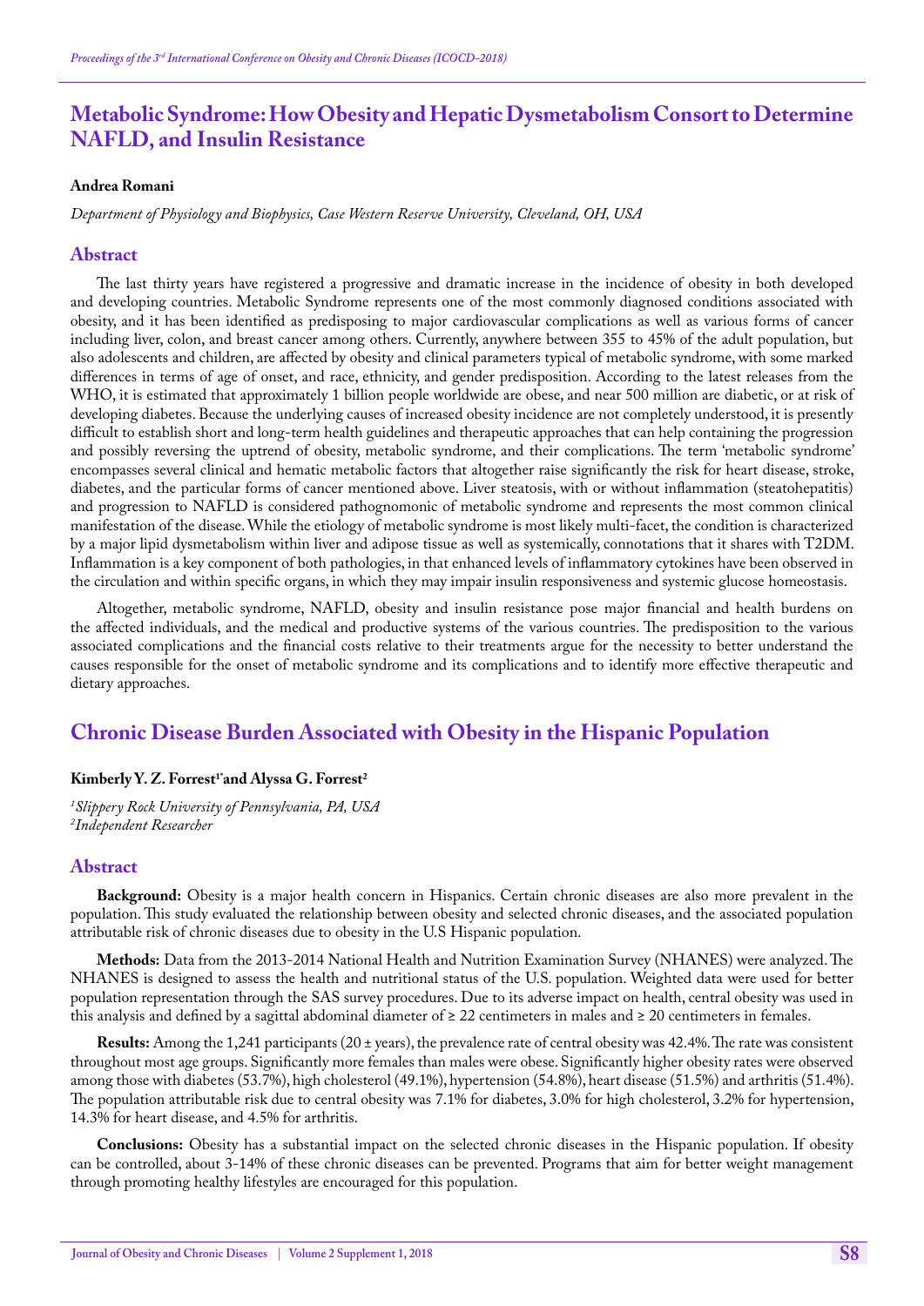# Metabolic Syndrome: How Obesity and Hepatic Dysmetabolism Consort to Determine NAFLD, and Insulin Resistance

**Andrea Romani**

*Department of Physiology and Biophysics, Case Western Reserve University, Cleveland, OH, USA*

## Abstract

The last thirty years have registered a progressive and dramatic increase in the incidence of obesity in both developed and developing countries. Metabolic Syndrome represents one of the most commonly diagnosed conditions associated with obesity, and it has been identified as predisposing to major cardiovascular complications as well as various forms of cancer including liver, colon, and breast cancer among others. Currently, anywhere between 355 to 45% of the adult population, but also adolescents and children, are affected by obesity and clinical parameters typical of metabolic syndrome, with some marked differences in terms of age of onset, and race, ethnicity, and gender predisposition. According to the latest releases from the WHO, it is estimated that approximately 1 billion people worldwide are obese, and near 500 million are diabetic, or at risk of developing diabetes. Because the underlying causes of increased obesity incidence are not completely understood, it is presently difficult to establish short and long-term health guidelines and therapeutic approaches that can help containing the progression and possibly reversing the uptrend of obesity, metabolic syndrome, and their complications. The term 'metabolic syndrome' encompasses several clinical and hematic metabolic factors that altogether raise significantly the risk for heart disease, stroke, diabetes, and the particular forms of cancer mentioned above. Liver steatosis, with or without inflammation (steatohepatitis) and progression to NAFLD is considered pathognomonic of metabolic syndrome and represents the most common clinical manifestation of the disease. While the etiology of metabolic syndrome is most likely multi-facet, the condition is characterized by a major lipid dysmetabolism within liver and adipose tissue as well as systemically, connotations that it shares with T2DM. Inflammation is a key component of both pathologies, in that enhanced levels of inflammatory cytokines have been observed in the circulation and within specific organs, in which they may impair insulin responsiveness and systemic glucose homeostasis.

Altogether, metabolic syndrome, NAFLD, obesity and insulin resistance pose major financial and health burdens on the affected individuals, and the medical and productive systems of the various countries. The predisposition to the various associated complications and the financial costs relative to their treatments argue for the necessity to better understand the causes responsible for the onset of metabolic syndrome and its complications and to identify more effective therapeutic and dietary approaches.

# Chronic Disease Burden Associated with Obesity in the Hispanic Population

**Kimberly Y. Z. Forrest[1*] and Alyssa G. Forrest[2]**

*[1]Slippery Rock University of Pennsylvania, PA, USA*
*[2]Independent Researcher*

## Abstract

**Background:** Obesity is a major health concern in Hispanics. Certain chronic diseases are also more prevalent in the population. This study evaluated the relationship between obesity and selected chronic diseases, and the associated population attributable risk of chronic diseases due to obesity in the U.S Hispanic population.

**Methods:** Data from the 2013-2014 National Health and Nutrition Examination Survey (NHANES) were analyzed. The NHANES is designed to assess the health and nutritional status of the U.S. population. Weighted data were used for better population representation through the SAS survey procedures. Due to its adverse impact on health, central obesity was used in this analysis and defined by a sagittal abdominal diameter of ≥ 22 centimeters in males and ≥ 20 centimeters in females.

**Results:** Among the 1,241 participants (20 ± years), the prevalence rate of central obesity was 42.4%. The rate was consistent throughout most age groups. Significantly more females than males were obese. Significantly higher obesity rates were observed among those with diabetes (53.7%), high cholesterol (49.1%), hypertension (54.8%), heart disease (51.5%) and arthritis (51.4%). The population attributable risk due to central obesity was 7.1% for diabetes, 3.0% for high cholesterol, 3.2% for hypertension, 14.3% for heart disease, and 4.5% for arthritis.

**Conclusions:** Obesity has a substantial impact on the selected chronic diseases in the Hispanic population. If obesity can be controlled, about 3-14% of these chronic diseases can be prevented. Programs that aim for better weight management through promoting healthy lifestyles are encouraged for this population.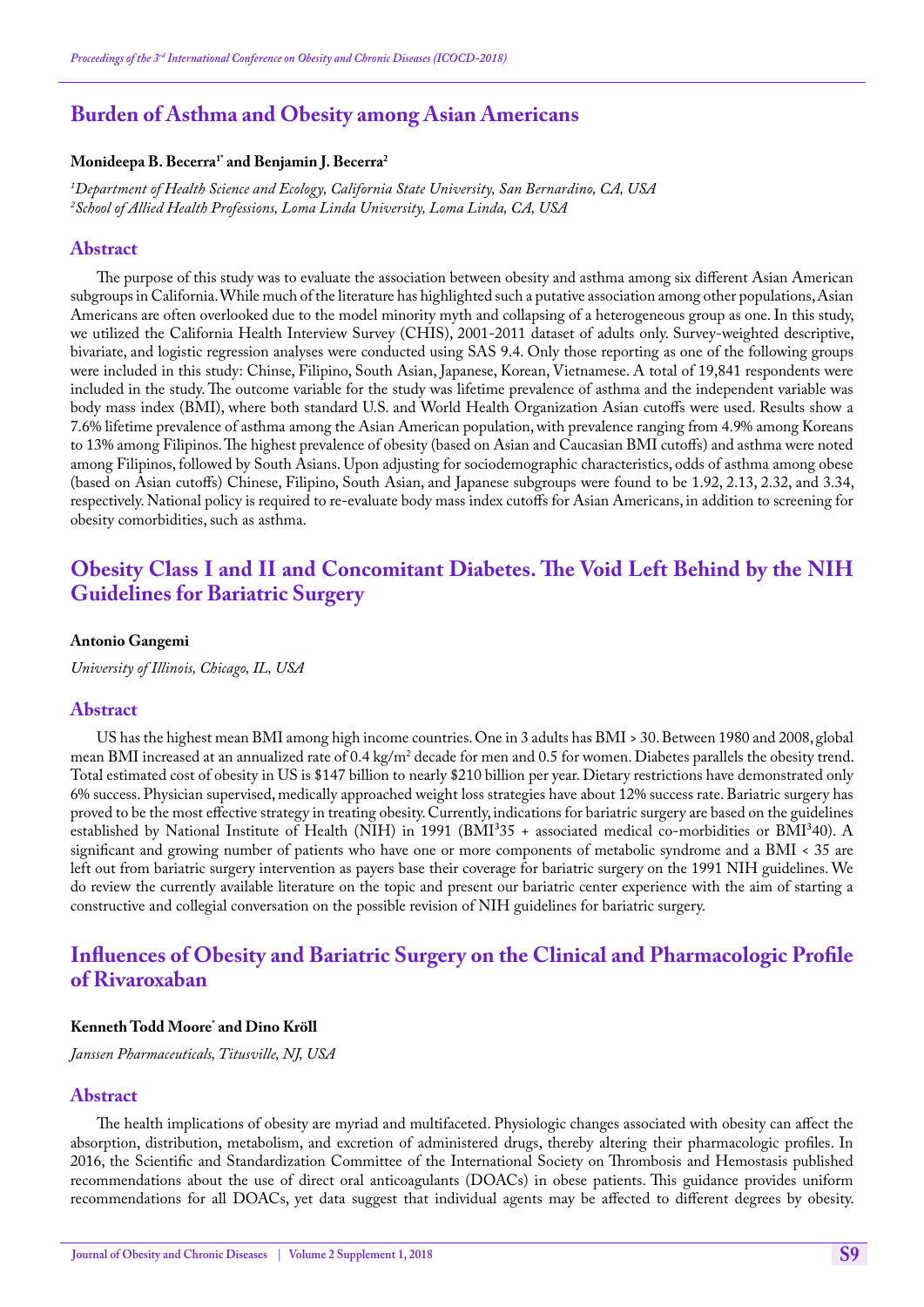## Burden of Asthma and Obesity among Asian Americans

**Monideepa B. Becerra[1*] and Benjamin J. Becerra[2]**

*[1]Department of Health Science and Ecology, California State University, San Bernardino, CA, USA*
*[2]School of Allied Health Professions, Loma Linda University, Loma Linda, CA, USA*

### Abstract

The purpose of this study was to evaluate the association between obesity and asthma among six different Asian American subgroups in California. While much of the literature has highlighted such a putative association among other populations, Asian Americans are often overlooked due to the model minority myth and collapsing of a heterogeneous group as one. In this study, we utilized the California Health Interview Survey (CHIS), 2001-2011 dataset of adults only. Survey-weighted descriptive, bivariate, and logistic regression analyses were conducted using SAS 9.4. Only those reporting as one of the following groups were included in this study: Chinse, Filipino, South Asian, Japanese, Korean, Vietnamese. A total of 19,841 respondents were included in the study. The outcome variable for the study was lifetime prevalence of asthma and the independent variable was body mass index (BMI), where both standard U.S. and World Health Organization Asian cutoffs were used. Results show a 7.6% lifetime prevalence of asthma among the Asian American population, with prevalence ranging from 4.9% among Koreans to 13% among Filipinos. The highest prevalence of obesity (based on Asian and Caucasian BMI cutoffs) and asthma were noted among Filipinos, followed by South Asians. Upon adjusting for sociodemographic characteristics, odds of asthma among obese (based on Asian cutoffs) Chinese, Filipino, South Asian, and Japanese subgroups were found to be 1.92, 2.13, 2.32, and 3.34, respectively. National policy is required to re-evaluate body mass index cutoffs for Asian Americans, in addition to screening for obesity comorbidities, such as asthma.

## Obesity Class I and II and Concomitant Diabetes. The Void Left Behind by the NIH Guidelines for Bariatric Surgery

**Antonio Gangemi**

*University of Illinois, Chicago, IL, USA*

### Abstract

US has the highest mean BMI among high income countries. One in 3 adults has BMI > 30. Between 1980 and 2008, global mean BMI increased at an annualized rate of 0.4 $kg/m^2$ decade for men and 0.5 for women. Diabetes parallels the obesity trend. Total estimated cost of obesity in US is $147 billion to nearly $210 billion per year. Dietary restrictions have demonstrated only 6% success. Physician supervised, medically approached weight loss strategies have about 12% success rate. Bariatric surgery has proved to be the most effective strategy in treating obesity. Currently, indications for bariatric surgery are based on the guidelines established by National Institute of Health (NIH) in 1991 (BMI³35 + associated medical co-morbidities or BMI³40). A significant and growing number of patients who have one or more components of metabolic syndrome and a BMI < 35 are left out from bariatric surgery intervention as payers base their coverage for bariatric surgery on the 1991 NIH guidelines. We do review the currently available literature on the topic and present our bariatric center experience with the aim of starting a constructive and collegial conversation on the possible revision of NIH guidelines for bariatric surgery.

## Influences of Obesity and Bariatric Surgery on the Clinical and Pharmacologic Profile of Rivaroxaban

**Kenneth Todd Moore* and Dino Kröll**

*Janssen Pharmaceuticals, Titusville, NJ, USA*

### Abstract

The health implications of obesity are myriad and multifaceted. Physiologic changes associated with obesity can affect the absorption, distribution, metabolism, and excretion of administered drugs, thereby altering their pharmacologic profiles. In 2016, the Scientific and Standardization Committee of the International Society on Thrombosis and Hemostasis published recommendations about the use of direct oral anticoagulants (DOACs) in obese patients. This guidance provides uniform recommendations for all DOACs, yet data suggest that individual agents may be affected to different degrees by obesity.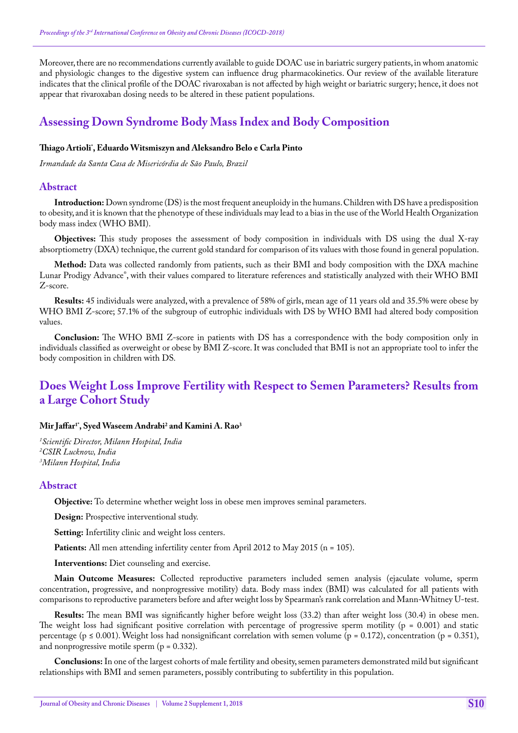Moreover, there are no recommendations currently available to guide DOAC use in bariatric surgery patients, in whom anatomic and physiologic changes to the digestive system can influence drug pharmacokinetics. Our review of the available literature indicates that the clinical profile of the DOAC rivaroxaban is not affected by high weight or bariatric surgery; hence, it does not appear that rivaroxaban dosing needs to be altered in these patient populations.

## Assessing Down Syndrome Body Mass Index and Body Composition

**Thiago Artioli\*, Eduardo Witsmiszyn and Aleksandro Belo e Carla Pinto**

*Irmandade da Santa Casa de Misericórdia de São Paulo, Brazil*

### Abstract

**Introduction:** Down syndrome (DS) is the most frequent aneuploidy in the humans. Children with DS have a predisposition to obesity, and it is known that the phenotype of these individuals may lead to a bias in the use of the World Health Organization body mass index (WHO BMI).

**Objectives:** This study proposes the assessment of body composition in individuals with DS using the dual X-ray absorptiometry (DXA) technique, the current gold standard for comparison of its values with those found in general population.

**Method:** Data was collected randomly from patients, such as their BMI and body composition with the DXA machine Lunar Prodigy Advance®, with their values compared to literature references and statistically analyzed with their WHO BMI Z-score.

**Results:** 45 individuals were analyzed, with a prevalence of 58% of girls, mean age of 11 years old and 35.5% were obese by WHO BMI Z-score; 57.1% of the subgroup of eutrophic individuals with DS by WHO BMI had altered body composition values.

**Conclusion:** The WHO BMI Z-score in patients with DS has a correspondence with the body composition only in individuals classified as overweight or obese by BMI Z-score. It was concluded that BMI is not an appropriate tool to infer the body composition in children with DS.

## Does Weight Loss Improve Fertility with Respect to Semen Parameters? Results from a Large Cohort Study

**Mir Jaffar[1]\*, Syed Waseem Andrabi[2] and Kamini A. Rao[3]**

*[1]Scientific Director, Milann Hospital, India*
*[2]CSIR Lucknow, India*
*[3]Milann Hospital, India*

### Abstract

**Objective:** To determine whether weight loss in obese men improves seminal parameters.

**Design:** Prospective interventional study.

**Setting:** Infertility clinic and weight loss centers.

**Patients:** All men attending infertility center from April 2012 to May 2015 (n = 105).

**Interventions:** Diet counseling and exercise.

**Main Outcome Measures:** Collected reproductive parameters included semen analysis (ejaculate volume, sperm concentration, progressive, and nonprogressive motility) data. Body mass index (BMI) was calculated for all patients with comparisons to reproductive parameters before and after weight loss by Spearman's rank correlation and Mann-Whitney U-test.

**Results:** The mean BMI was significantly higher before weight loss (33.2) than after weight loss (30.4) in obese men. The weight loss had significant positive correlation with percentage of progressive sperm motility ($p = 0.001$) and static percentage ($p \leq 0.001$). Weight loss had nonsignificant correlation with semen volume ($p = 0.172$), concentration ($p = 0.351$), and nonprogressive motile sperm ($p = 0.332$).

**Conclusions:** In one of the largest cohorts of male fertility and obesity, semen parameters demonstrated mild but significant relationships with BMI and semen parameters, possibly contributing to subfertility in this population.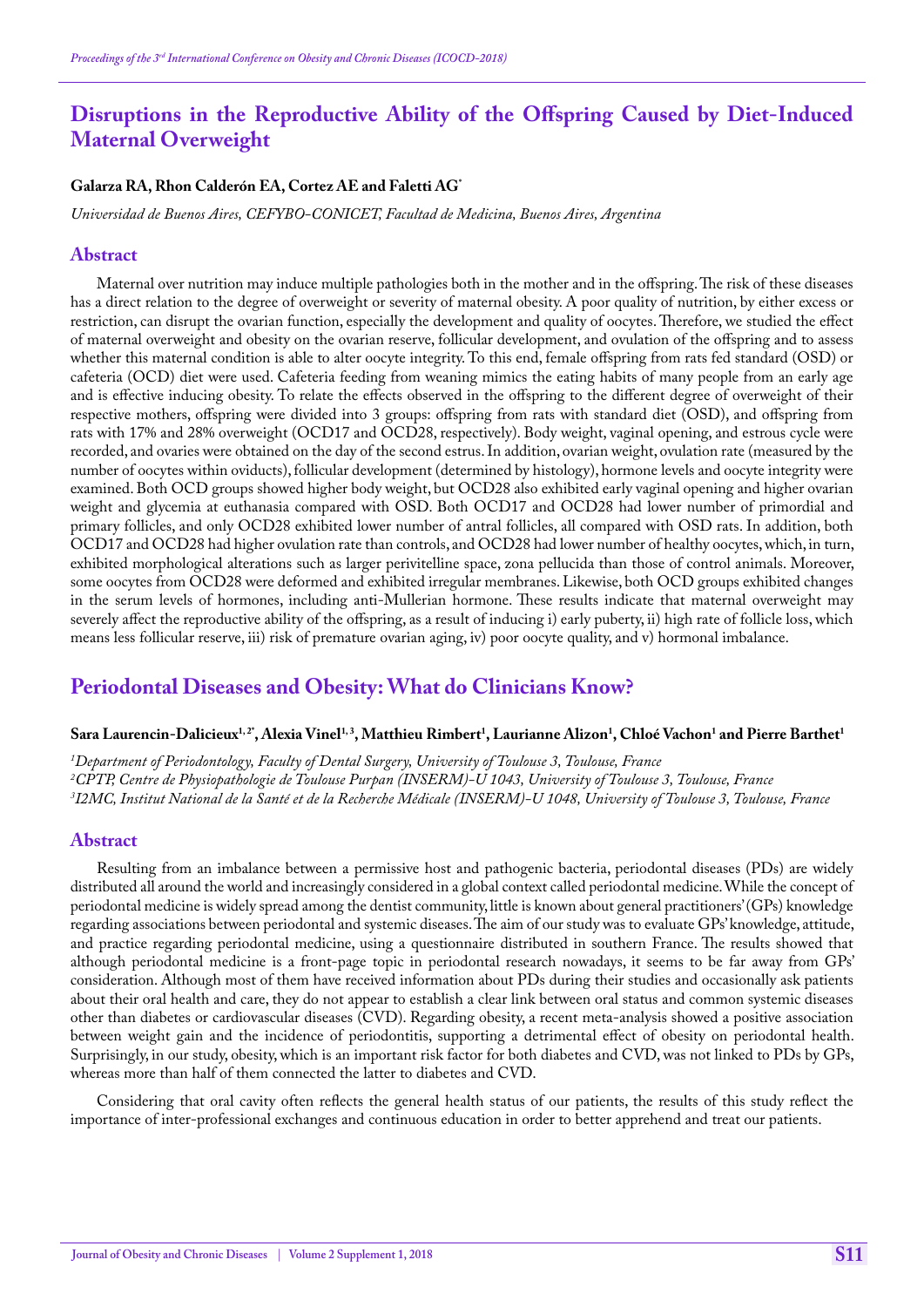# Disruptions in the Reproductive Ability of the Offspring Caused by Diet-Induced Maternal Overweight

**Galarza RA, Rhon Calderón EA, Cortez AE and Faletti AG***

*Universidad de Buenos Aires, CEFYBO-CONICET, Facultad de Medicina, Buenos Aires, Argentina*

## Abstract

Maternal over nutrition may induce multiple pathologies both in the mother and in the offspring. The risk of these diseases has a direct relation to the degree of overweight or severity of maternal obesity. A poor quality of nutrition, by either excess or restriction, can disrupt the ovarian function, especially the development and quality of oocytes. Therefore, we studied the effect of maternal overweight and obesity on the ovarian reserve, follicular development, and ovulation of the offspring and to assess whether this maternal condition is able to alter oocyte integrity. To this end, female offspring from rats fed standard (OSD) or cafeteria (OCD) diet were used. Cafeteria feeding from weaning mimics the eating habits of many people from an early age and is effective inducing obesity. To relate the effects observed in the offspring to the different degree of overweight of their respective mothers, offspring were divided into 3 groups: offspring from rats with standard diet (OSD), and offspring from rats with 17% and 28% overweight (OCD17 and OCD28, respectively). Body weight, vaginal opening, and estrous cycle were recorded, and ovaries were obtained on the day of the second estrus. In addition, ovarian weight, ovulation rate (measured by the number of oocytes within oviducts), follicular development (determined by histology), hormone levels and oocyte integrity were examined. Both OCD groups showed higher body weight, but OCD28 also exhibited early vaginal opening and higher ovarian weight and glycemia at euthanasia compared with OSD. Both OCD17 and OCD28 had lower number of primordial and primary follicles, and only OCD28 exhibited lower number of antral follicles, all compared with OSD rats. In addition, both OCD17 and OCD28 had higher ovulation rate than controls, and OCD28 had lower number of healthy oocytes, which, in turn, exhibited morphological alterations such as larger perivitelline space, zona pellucida than those of control animals. Moreover, some oocytes from OCD28 were deformed and exhibited irregular membranes. Likewise, both OCD groups exhibited changes in the serum levels of hormones, including anti-Mullerian hormone. These results indicate that maternal overweight may severely affect the reproductive ability of the offspring, as a result of inducing i) early puberty, ii) high rate of follicle loss, which means less follicular reserve, iii) risk of premature ovarian aging, iv) poor oocyte quality, and v) hormonal imbalance.

# Periodontal Diseases and Obesity: What do Clinicians Know?

**Sara Laurencin-Dalicieux[1,2*], Alexia Vinel[1,3], Matthieu Rimbert[1], Laurianne Alizon[1], Chloé Vachon[1] and Pierre Barthet[1]**

[1]*Department of Periodontology, Faculty of Dental Surgery, University of Toulouse 3, Toulouse, France*
[2]*CPTP, Centre de Physiopathologie de Toulouse Purpan (INSERM)-U 1043, University of Toulouse 3, Toulouse, France*
[3]*I2MC, Institut National de la Santé et de la Recherche Médicale (INSERM)-U 1048, University of Toulouse 3, Toulouse, France*

## Abstract

Resulting from an imbalance between a permissive host and pathogenic bacteria, periodontal diseases (PDs) are widely distributed all around the world and increasingly considered in a global context called periodontal medicine. While the concept of periodontal medicine is widely spread among the dentist community, little is known about general practitioners' (GPs) knowledge regarding associations between periodontal and systemic diseases. The aim of our study was to evaluate GPs' knowledge, attitude, and practice regarding periodontal medicine, using a questionnaire distributed in southern France. The results showed that although periodontal medicine is a front-page topic in periodontal research nowadays, it seems to be far away from GPs' consideration. Although most of them have received information about PDs during their studies and occasionally ask patients about their oral health and care, they do not appear to establish a clear link between oral status and common systemic diseases other than diabetes or cardiovascular diseases (CVD). Regarding obesity, a recent meta-analysis showed a positive association between weight gain and the incidence of periodontitis, supporting a detrimental effect of obesity on periodontal health. Surprisingly, in our study, obesity, which is an important risk factor for both diabetes and CVD, was not linked to PDs by GPs, whereas more than half of them connected the latter to diabetes and CVD.

Considering that oral cavity often reflects the general health status of our patients, the results of this study reflect the importance of inter-professional exchanges and continuous education in order to better apprehend and treat our patients.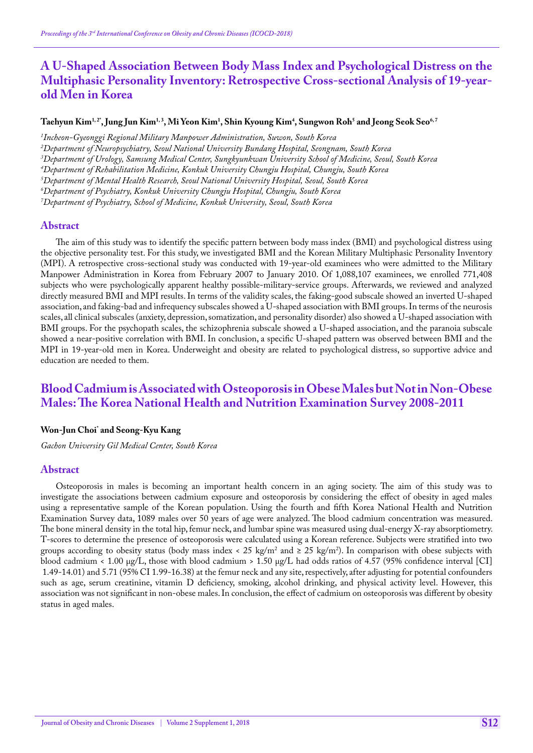# A U-Shaped Association Between Body Mass Index and Psychological Distress on the Multiphasic Personality Inventory: Retrospective Cross-sectional Analysis of 19-year-old Men in Korea

**Taehyun Kim[1, 2*], Jung Jun Kim[1, 3], Mi Yeon Kim[1], Shin Kyoung Kim[4], Sungwon Roh[5] and Jeong Seok Seo[6, 7]**

*[1]Incheon-Gyeonggi Regional Military Manpower Administration, Suwon, South Korea*
*[2]Department of Neuropsychiatry, Seoul National University Bundang Hospital, Seongnam, South Korea*
*[3]Department of Urology, Samsung Medical Center, Sungkyunkwan University School of Medicine, Seoul, South Korea*
*[4]Department of Rehabilitation Medicine, Konkuk University Chungju Hospital, Chungju, South Korea*
*[5]Department of Mental Health Research, Seoul National University Hospital, Seoul, South Korea*
*[6]Department of Psychiatry, Konkuk University Chungju Hospital, Chungju, South Korea*
*[7]Department of Psychiatry, School of Medicine, Konkuk University, Seoul, South Korea*

## Abstract

The aim of this study was to identify the specific pattern between body mass index (BMI) and psychological distress using the objective personality test. For this study, we investigated BMI and the Korean Military Multiphasic Personality Inventory (MPI). A retrospective cross-sectional study was conducted with 19-year-old examinees who were admitted to the Military Manpower Administration in Korea from February 2007 to January 2010. Of 1,088,107 examinees, we enrolled 771,408 subjects who were psychologically apparent healthy possible-military-service groups. Afterwards, we reviewed and analyzed directly measured BMI and MPI results. In terms of the validity scales, the faking-good subscale showed an inverted U-shaped association, and faking-bad and infrequency subscales showed a U-shaped association with BMI groups. In terms of the neurosis scales, all clinical subscales (anxiety, depression, somatization, and personality disorder) also showed a U-shaped association with BMI groups. For the psychopath scales, the schizophrenia subscale showed a U-shaped association, and the paranoia subscale showed a near-positive correlation with BMI. In conclusion, a specific U-shaped pattern was observed between BMI and the MPI in 19-year-old men in Korea. Underweight and obesity are related to psychological distress, so supportive advice and education are needed to them.

# Blood Cadmium is Associated with Osteoporosis in Obese Males but Not in Non-Obese Males: The Korea National Health and Nutrition Examination Survey 2008-2011

**Won-Jun Choi* and Seong-Kyu Kang**

*Gachon University Gil Medical Center, South Korea*

## Abstract

Osteoporosis in males is becoming an important health concern in an aging society. The aim of this study was to investigate the associations between cadmium exposure and osteoporosis by considering the effect of obesity in aged males using a representative sample of the Korean population. Using the fourth and fifth Korea National Health and Nutrition Examination Survey data, 1089 males over 50 years of age were analyzed. The blood cadmium concentration was measured. The bone mineral density in the total hip, femur neck, and lumbar spine was measured using dual-energy X-ray absorptiometry. T-scores to determine the presence of osteoporosis were calculated using a Korean reference. Subjects were stratified into two groups according to obesity status (body mass index < 25 kg/m$^2$ and ≥ 25 kg/m$^2$). In comparison with obese subjects with blood cadmium < 1.00 μg/L, those with blood cadmium > 1.50 μg/L had odds ratios of 4.57 (95% confidence interval [CI] 1.49-14.01) and 5.71 (95% CI 1.99-16.38) at the femur neck and any site, respectively, after adjusting for potential confounders such as age, serum creatinine, vitamin D deficiency, smoking, alcohol drinking, and physical activity level. However, this association was not significant in non-obese males. In conclusion, the effect of cadmium on osteoporosis was different by obesity status in aged males.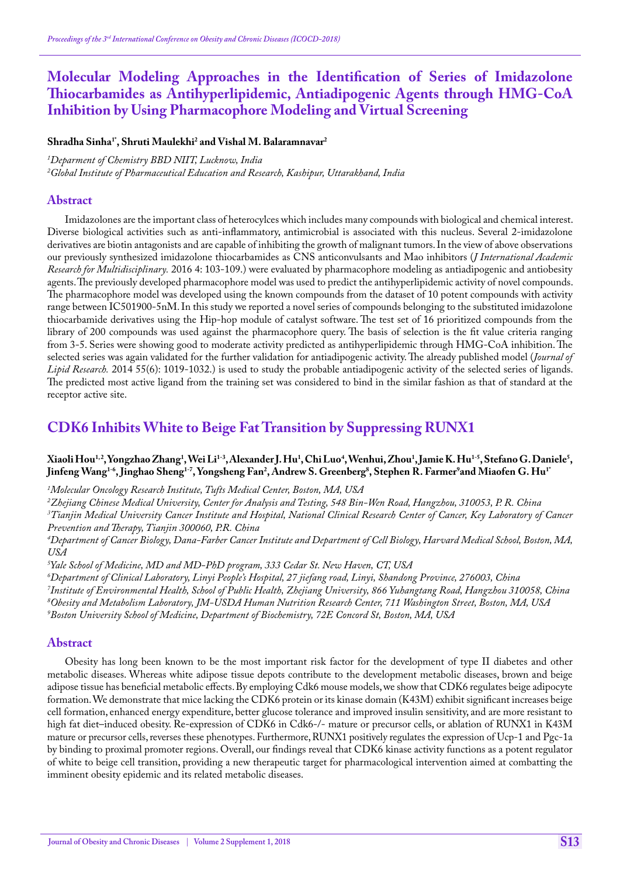# Molecular Modeling Approaches in the Identification of Series of Imidazolone Thiocarbamides as Antihyperlipidemic, Antiadipogenic Agents through HMG-CoA Inhibition by Using Pharmacophore Modeling and Virtual Screening

**Shradha Sinha[1*], Shruti Maulekhi[2] and Vishal M. Balaramnavar[2]**

*[1]Deparment of Chemistry BBD NIIT, Lucknow, India*
*[2]Global Institute of Pharmaceutical Education and Research, Kashipur, Uttarakhand, India*

## Abstract

Imidazolones are the important class of heterocylces which includes many compounds with biological and chemical interest. Diverse biological activities such as anti-inflammatory, antimicrobial is associated with this nucleus. Several 2-imidazolone derivatives are biotin antagonists and are capable of inhibiting the growth of malignant tumors. In the view of above observations our previously synthesized imidazolone thiocarbamides as CNS anticonvulsants and Mao inhibitors (*J International Academic Research for Multidisciplinary.* 2016 4: 103-109.) were evaluated by pharmacophore modeling as antiadipogenic and antiobesity agents. The previously developed pharmacophore model was used to predict the antihyperlipidemic activity of novel compounds. The pharmacophore model was developed using the known compounds from the dataset of 10 potent compounds with activity range between IC501900-5nM. In this study we reported a novel series of compounds belonging to the substituted imidazolone thiocarbamide derivatives using the Hip-hop module of catalyst software. The test set of 16 prioritized compounds from the library of 200 compounds was used against the pharmacophore query. The basis of selection is the fit value criteria ranging from 3-5. Series were showing good to moderate activity predicted as antihyperlipidemic through HMG-CoA inhibition. The selected series was again validated for the further validation for antiadipogenic activity. The already published model (*Journal of Lipid Research.* 2014 55(6): 1019-1032.) is used to study the probable antiadipogenic activity of the selected series of ligands. The predicted most active ligand from the training set was considered to bind in the similar fashion as that of standard at the receptor active site.

# CDK6 Inhibits White to Beige Fat Transition by Suppressing RUNX1

**Xiaoli Hou[1,2], Yongzhao Zhang[1], Wei Li[1-3], Alexander J. Hu[1], Chi Luo[4], Wenhui, Zhou[1], Jamie K. Hu[1-5], Stefano G. Daniele[5], Jinfeng Wang[1-6], Jinghao Sheng[1-7], Yongsheng Fan[2], Andrew S. Greenberg[8], Stephen R. Farmer[9] and Miaofen G. Hu[1*]**

*[1]Molecular Oncology Research Institute, Tufts Medical Center, Boston, MA, USA*
*[2]Zhejiang Chinese Medical University, Center for Analysis and Testing, 548 Bin-Wen Road, Hangzhou, 310053, P. R. China*
*[3]Tianjin Medical University Cancer Institute and Hospital, National Clinical Research Center of Cancer, Key Laboratory of Cancer Prevention and Therapy, Tianjin 300060, P.R. China*
*[4]Department of Cancer Biology, Dana-Farber Cancer Institute and Department of Cell Biology, Harvard Medical School, Boston, MA, USA*
*[5]Yale School of Medicine, MD and MD-PhD program, 333 Cedar St. New Haven, CT, USA*
*[6]Department of Clinical Laboratory, Linyi People's Hospital, 27 jiefang road, Linyi, Shandong Province, 276003, China*
*[7]Institute of Environmental Health, School of Public Health, Zhejiang University, 866 Yuhangtang Road, Hangzhou 310058, China*
*[8]Obesity and Metabolism Laboratory, JM-USDA Human Nutrition Research Center, 711 Washington Street, Boston, MA, USA*
*[9]Boston University School of Medicine, Department of Biochemistry, 72E Concord St, Boston, MA, USA*

## Abstract

Obesity has long been known to be the most important risk factor for the development of type II diabetes and other metabolic diseases. Whereas white adipose tissue depots contribute to the development metabolic diseases, brown and beige adipose tissue has beneficial metabolic effects. By employing Cdk6 mouse models, we show that CDK6 regulates beige adipocyte formation. We demonstrate that mice lacking the CDK6 protein or its kinase domain (K43M) exhibit significant increases beige cell formation, enhanced energy expenditure, better glucose tolerance and improved insulin sensitivity, and are more resistant to high fat diet–induced obesity. Re-expression of CDK6 in Cdk6-/- mature or precursor cells, or ablation of RUNX1 in K43M mature or precursor cells, reverses these phenotypes. Furthermore, RUNX1 positively regulates the expression of Ucp-1 and Pgc-1a by binding to proximal promoter regions. Overall, our findings reveal that CDK6 kinase activity functions as a potent regulator of white to beige cell transition, providing a new therapeutic target for pharmacological intervention aimed at combatting the imminent obesity epidemic and its related metabolic diseases.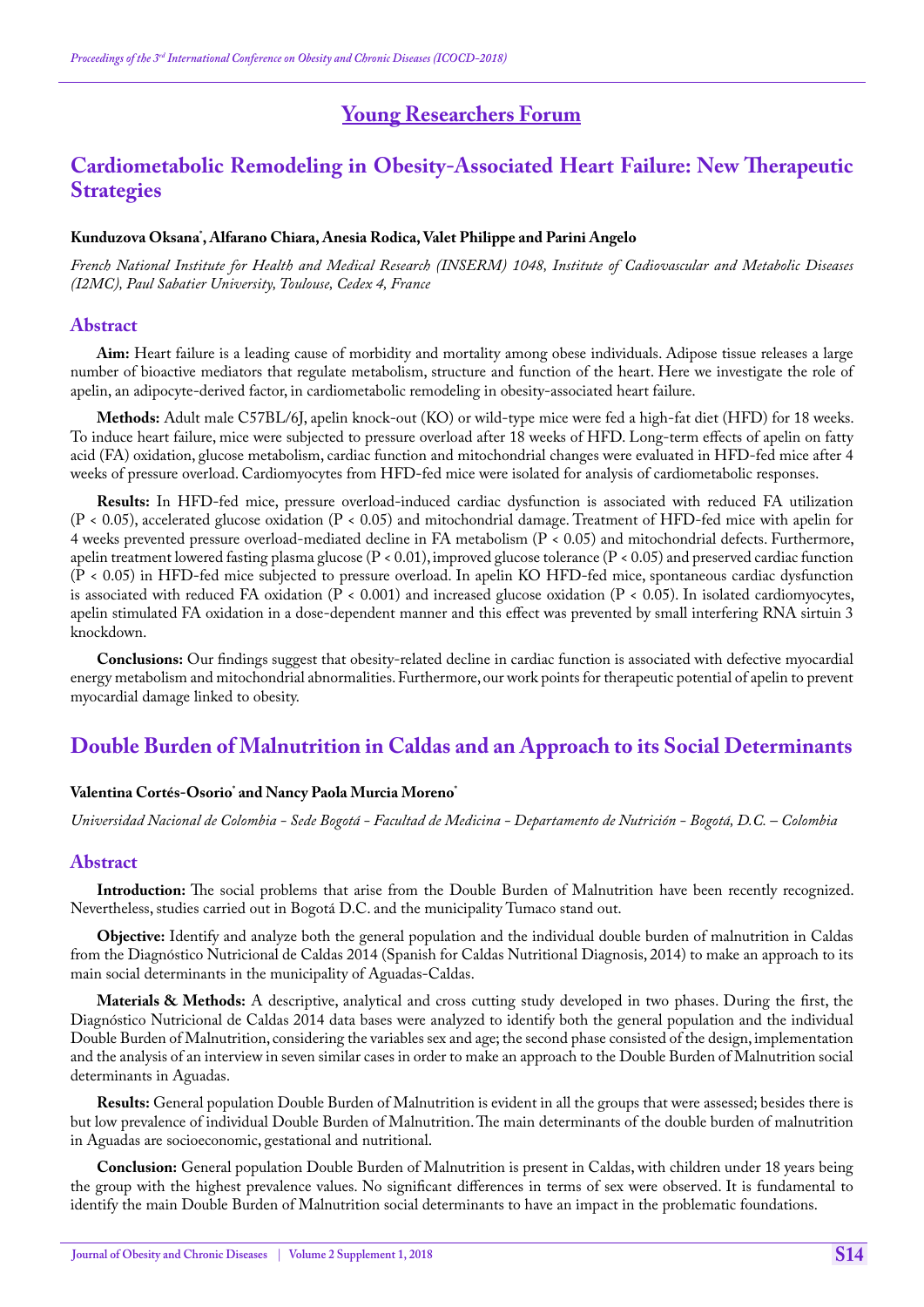## Young Researchers Forum

## Cardiometabolic Remodeling in Obesity-Associated Heart Failure: New Therapeutic Strategies

**Kunduzova Oksana\*, Alfarano Chiara, Anesia Rodica, Valet Philippe and Parini Angelo**

*French National Institute for Health and Medical Research (INSERM) 1048, Institute of Cadiovascular and Metabolic Diseases (I2MC), Paul Sabatier University, Toulouse, Cedex 4, France*

### Abstract

**Aim:** Heart failure is a leading cause of morbidity and mortality among obese individuals. Adipose tissue releases a large number of bioactive mediators that regulate metabolism, structure and function of the heart. Here we investigate the role of apelin, an adipocyte-derived factor, in cardiometabolic remodeling in obesity-associated heart failure.

**Methods:** Adult male C57BL/6J, apelin knock-out (KO) or wild-type mice were fed a high-fat diet (HFD) for 18 weeks. To induce heart failure, mice were subjected to pressure overload after 18 weeks of HFD. Long-term effects of apelin on fatty acid (FA) oxidation, glucose metabolism, cardiac function and mitochondrial changes were evaluated in HFD-fed mice after 4 weeks of pressure overload. Cardiomyocytes from HFD-fed mice were isolated for analysis of cardiometabolic responses.

**Results:** In HFD-fed mice, pressure overload-induced cardiac dysfunction is associated with reduced FA utilization ($P < 0.05$), accelerated glucose oxidation ($P < 0.05$) and mitochondrial damage. Treatment of HFD-fed mice with apelin for 4 weeks prevented pressure overload-mediated decline in FA metabolism ($P < 0.05$) and mitochondrial defects. Furthermore, apelin treatment lowered fasting plasma glucose ($P < 0.01$), improved glucose tolerance ($P < 0.05$) and preserved cardiac function ($P < 0.05$) in HFD-fed mice subjected to pressure overload. In apelin KO HFD-fed mice, spontaneous cardiac dysfunction is associated with reduced FA oxidation ($P < 0.001$) and increased glucose oxidation ($P < 0.05$). In isolated cardiomyocytes, apelin stimulated FA oxidation in a dose-dependent manner and this effect was prevented by small interfering RNA sirtuin 3 knockdown.

**Conclusions:** Our findings suggest that obesity-related decline in cardiac function is associated with defective myocardial energy metabolism and mitochondrial abnormalities. Furthermore, our work points for therapeutic potential of apelin to prevent myocardial damage linked to obesity.

## Double Burden of Malnutrition in Caldas and an Approach to its Social Determinants

**Valentina Cortés-Osorio\* and Nancy Paola Murcia Moreno\***

*Universidad Nacional de Colombia - Sede Bogotá - Facultad de Medicina - Departamento de Nutrición - Bogotá, D.C. – Colombia*

### Abstract

**Introduction:** The social problems that arise from the Double Burden of Malnutrition have been recently recognized. Nevertheless, studies carried out in Bogotá D.C. and the municipality Tumaco stand out.

**Objective:** Identify and analyze both the general population and the individual double burden of malnutrition in Caldas from the Diagnóstico Nutricional de Caldas 2014 (Spanish for Caldas Nutritional Diagnosis, 2014) to make an approach to its main social determinants in the municipality of Aguadas-Caldas.

**Materials & Methods:** A descriptive, analytical and cross cutting study developed in two phases. During the first, the Diagnóstico Nutricional de Caldas 2014 data bases were analyzed to identify both the general population and the individual Double Burden of Malnutrition, considering the variables sex and age; the second phase consisted of the design, implementation and the analysis of an interview in seven similar cases in order to make an approach to the Double Burden of Malnutrition social determinants in Aguadas.

**Results:** General population Double Burden of Malnutrition is evident in all the groups that were assessed; besides there is but low prevalence of individual Double Burden of Malnutrition. The main determinants of the double burden of malnutrition in Aguadas are socioeconomic, gestational and nutritional.

**Conclusion:** General population Double Burden of Malnutrition is present in Caldas, with children under 18 years being the group with the highest prevalence values. No significant differences in terms of sex were observed. It is fundamental to identify the main Double Burden of Malnutrition social determinants to have an impact in the problematic foundations.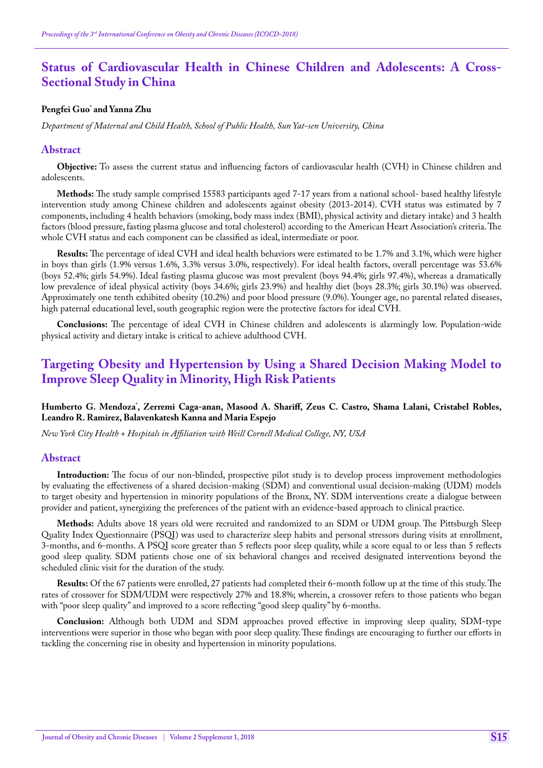# Status of Cardiovascular Health in Chinese Children and Adolescents: A Cross-Sectional Study in China

**Pengfei Guo* and Yanna Zhu**

*Department of Maternal and Child Health, School of Public Health, Sun Yat-sen University, China*

## Abstract

**Objective:** To assess the current status and influencing factors of cardiovascular health (CVH) in Chinese children and adolescents.

**Methods:** The study sample comprised 15583 participants aged 7-17 years from a national school- based healthy lifestyle intervention study among Chinese children and adolescents against obesity (2013-2014). CVH status was estimated by 7 components, including 4 health behaviors (smoking, body mass index (BMI), physical activity and dietary intake) and 3 health factors (blood pressure, fasting plasma glucose and total cholesterol) according to the American Heart Association's criteria. The whole CVH status and each component can be classified as ideal, intermediate or poor.

**Results:** The percentage of ideal CVH and ideal health behaviors were estimated to be 1.7% and 3.1%, which were higher in boys than girls (1.9% versus 1.6%, 3.3% versus 3.0%, respectively). For ideal health factors, overall percentage was 53.6% (boys 52.4%; girls 54.9%). Ideal fasting plasma glucose was most prevalent (boys 94.4%; girls 97.4%), whereas a dramatically low prevalence of ideal physical activity (boys 34.6%; girls 23.9%) and healthy diet (boys 28.3%; girls 30.1%) was observed. Approximately one tenth exhibited obesity (10.2%) and poor blood pressure (9.0%). Younger age, no parental related diseases, high paternal educational level, south geographic region were the protective factors for ideal CVH.

**Conclusions:** The percentage of ideal CVH in Chinese children and adolescents is alarmingly low. Population-wide physical activity and dietary intake is critical to achieve adulthood CVH.

# Targeting Obesity and Hypertension by Using a Shared Decision Making Model to Improve Sleep Quality in Minority, High Risk Patients

**Humberto G. Mendoza*, Zerremi Caga-anan, Masood A. Shariff, Zeus C. Castro, Shama Lalani, Cristabel Robles, Leandro R. Ramirez, Balavenkatesh Kanna and Maria Espejo**

*New York City Health + Hospitals in Affiliation with Weill Cornell Medical College, NY, USA*

## Abstract

**Introduction:** The focus of our non-blinded, prospective pilot study is to develop process improvement methodologies by evaluating the effectiveness of a shared decision-making (SDM) and conventional usual decision-making (UDM) models to target obesity and hypertension in minority populations of the Bronx, NY. SDM interventions create a dialogue between provider and patient, synergizing the preferences of the patient with an evidence-based approach to clinical practice.

**Methods:** Adults above 18 years old were recruited and randomized to an SDM or UDM group. The Pittsburgh Sleep Quality Index Questionnaire (PSQI) was used to characterize sleep habits and personal stressors during visits at enrollment, 3-months, and 6-months. A PSQI score greater than 5 reflects poor sleep quality, while a score equal to or less than 5 reflects good sleep quality. SDM patients chose one of six behavioral changes and received designated interventions beyond the scheduled clinic visit for the duration of the study.

**Results:** Of the 67 patients were enrolled, 27 patients had completed their 6-month follow up at the time of this study. The rates of crossover for SDM/UDM were respectively 27% and 18.8%; wherein, a crossover refers to those patients who began with "poor sleep quality" and improved to a score reflecting "good sleep quality" by 6-months.

**Conclusion:** Although both UDM and SDM approaches proved effective in improving sleep quality, SDM-type interventions were superior in those who began with poor sleep quality. These findings are encouraging to further our efforts in tackling the concerning rise in obesity and hypertension in minority populations.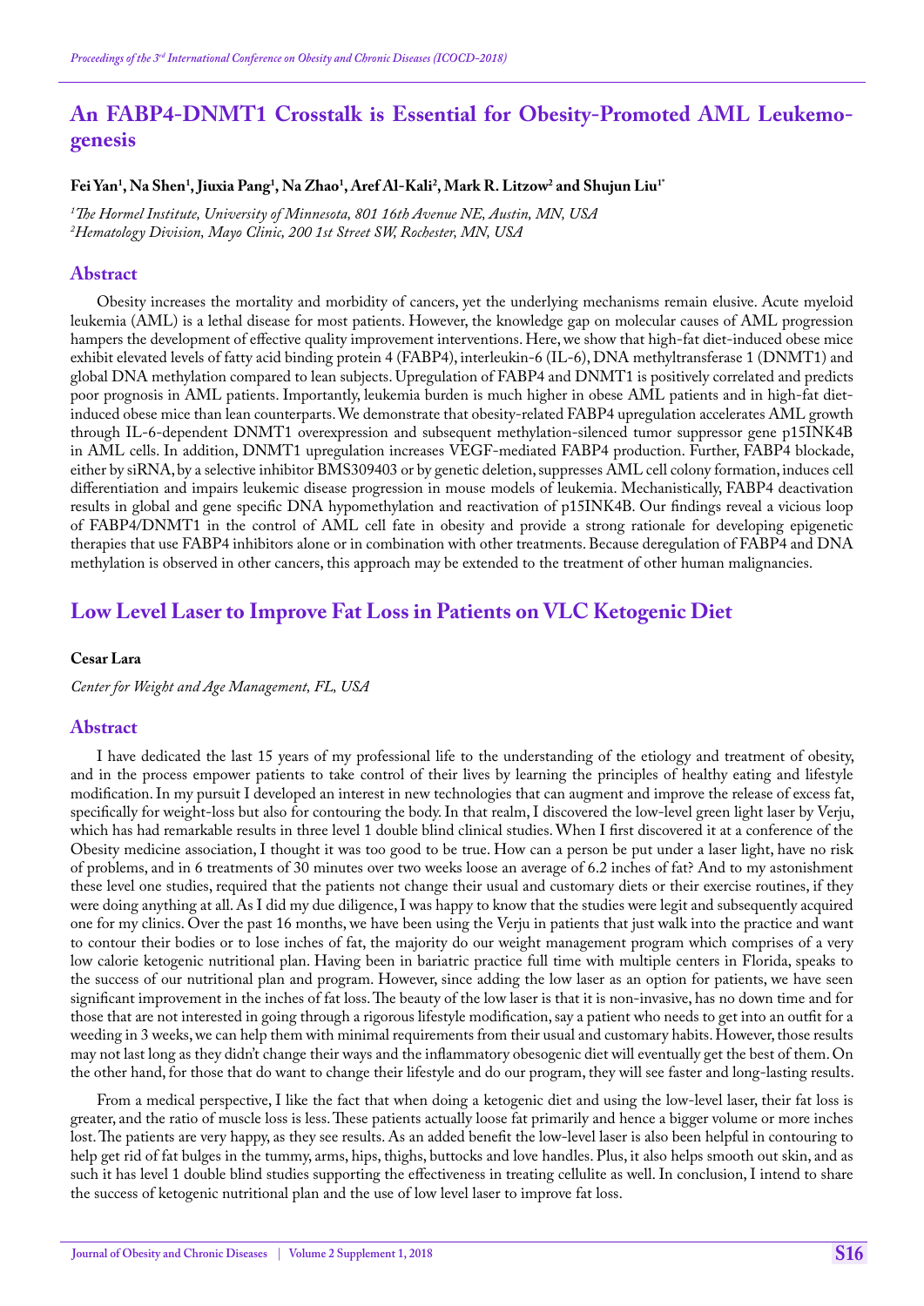## An FABP4-DNMT1 Crosstalk is Essential for Obesity-Promoted AML Leukemogenesis

**Fei Yan[1], Na Shen[1], Jiuxia Pang[1], Na Zhao[1], Aref Al-Kali[2], Mark R. Litzow[2] and Shujun Liu[1*]**

*[1]The Hormel Institute, University of Minnesota, 801 16th Avenue NE, Austin, MN, USA*
*[2]Hematology Division, Mayo Clinic, 200 1st Street SW, Rochester, MN, USA*

### Abstract

Obesity increases the mortality and morbidity of cancers, yet the underlying mechanisms remain elusive. Acute myeloid leukemia (AML) is a lethal disease for most patients. However, the knowledge gap on molecular causes of AML progression hampers the development of effective quality improvement interventions. Here, we show that high-fat diet-induced obese mice exhibit elevated levels of fatty acid binding protein 4 (FABP4), interleukin-6 (IL-6), DNA methyltransferase 1 (DNMT1) and global DNA methylation compared to lean subjects. Upregulation of FABP4 and DNMT1 is positively correlated and predicts poor prognosis in AML patients. Importantly, leukemia burden is much higher in obese AML patients and in high-fat diet-induced obese mice than lean counterparts. We demonstrate that obesity-related FABP4 upregulation accelerates AML growth through IL-6-dependent DNMT1 overexpression and subsequent methylation-silenced tumor suppressor gene p15INK4B in AML cells. In addition, DNMT1 upregulation increases VEGF-mediated FABP4 production. Further, FABP4 blockade, either by siRNA, by a selective inhibitor BMS309403 or by genetic deletion, suppresses AML cell colony formation, induces cell differentiation and impairs leukemic disease progression in mouse models of leukemia. Mechanistically, FABP4 deactivation results in global and gene specific DNA hypomethylation and reactivation of p15INK4B. Our findings reveal a vicious loop of FABP4/DNMT1 in the control of AML cell fate in obesity and provide a strong rationale for developing epigenetic therapies that use FABP4 inhibitors alone or in combination with other treatments. Because deregulation of FABP4 and DNA methylation is observed in other cancers, this approach may be extended to the treatment of other human malignancies.

## Low Level Laser to Improve Fat Loss in Patients on VLC Ketogenic Diet

**Cesar Lara**

*Center for Weight and Age Management, FL, USA*

### Abstract

I have dedicated the last 15 years of my professional life to the understanding of the etiology and treatment of obesity, and in the process empower patients to take control of their lives by learning the principles of healthy eating and lifestyle modification. In my pursuit I developed an interest in new technologies that can augment and improve the release of excess fat, specifically for weight-loss but also for contouring the body. In that realm, I discovered the low-level green light laser by Verju, which has had remarkable results in three level 1 double blind clinical studies. When I first discovered it at a conference of the Obesity medicine association, I thought it was too good to be true. How can a person be put under a laser light, have no risk of problems, and in 6 treatments of 30 minutes over two weeks loose an average of 6.2 inches of fat? And to my astonishment these level one studies, required that the patients not change their usual and customary diets or their exercise routines, if they were doing anything at all. As I did my due diligence, I was happy to know that the studies were legit and subsequently acquired one for my clinics. Over the past 16 months, we have been using the Verju in patients that just walk into the practice and want to contour their bodies or to lose inches of fat, the majority do our weight management program which comprises of a very low calorie ketogenic nutritional plan. Having been in bariatric practice full time with multiple centers in Florida, speaks to the success of our nutritional plan and program. However, since adding the low laser as an option for patients, we have seen significant improvement in the inches of fat loss. The beauty of the low laser is that it is non-invasive, has no down time and for those that are not interested in going through a rigorous lifestyle modification, say a patient who needs to get into an outfit for a weeding in 3 weeks, we can help them with minimal requirements from their usual and customary habits. However, those results may not last long as they didn't change their ways and the inflammatory obesogenic diet will eventually get the best of them. On the other hand, for those that do want to change their lifestyle and do our program, they will see faster and long-lasting results.

From a medical perspective, I like the fact that when doing a ketogenic diet and using the low-level laser, their fat loss is greater, and the ratio of muscle loss is less. These patients actually loose fat primarily and hence a bigger volume or more inches lost. The patients are very happy, as they see results. As an added benefit the low-level laser is also been helpful in contouring to help get rid of fat bulges in the tummy, arms, hips, thighs, buttocks and love handles. Plus, it also helps smooth out skin, and as such it has level 1 double blind studies supporting the effectiveness in treating cellulite as well. In conclusion, I intend to share the success of ketogenic nutritional plan and the use of low level laser to improve fat loss.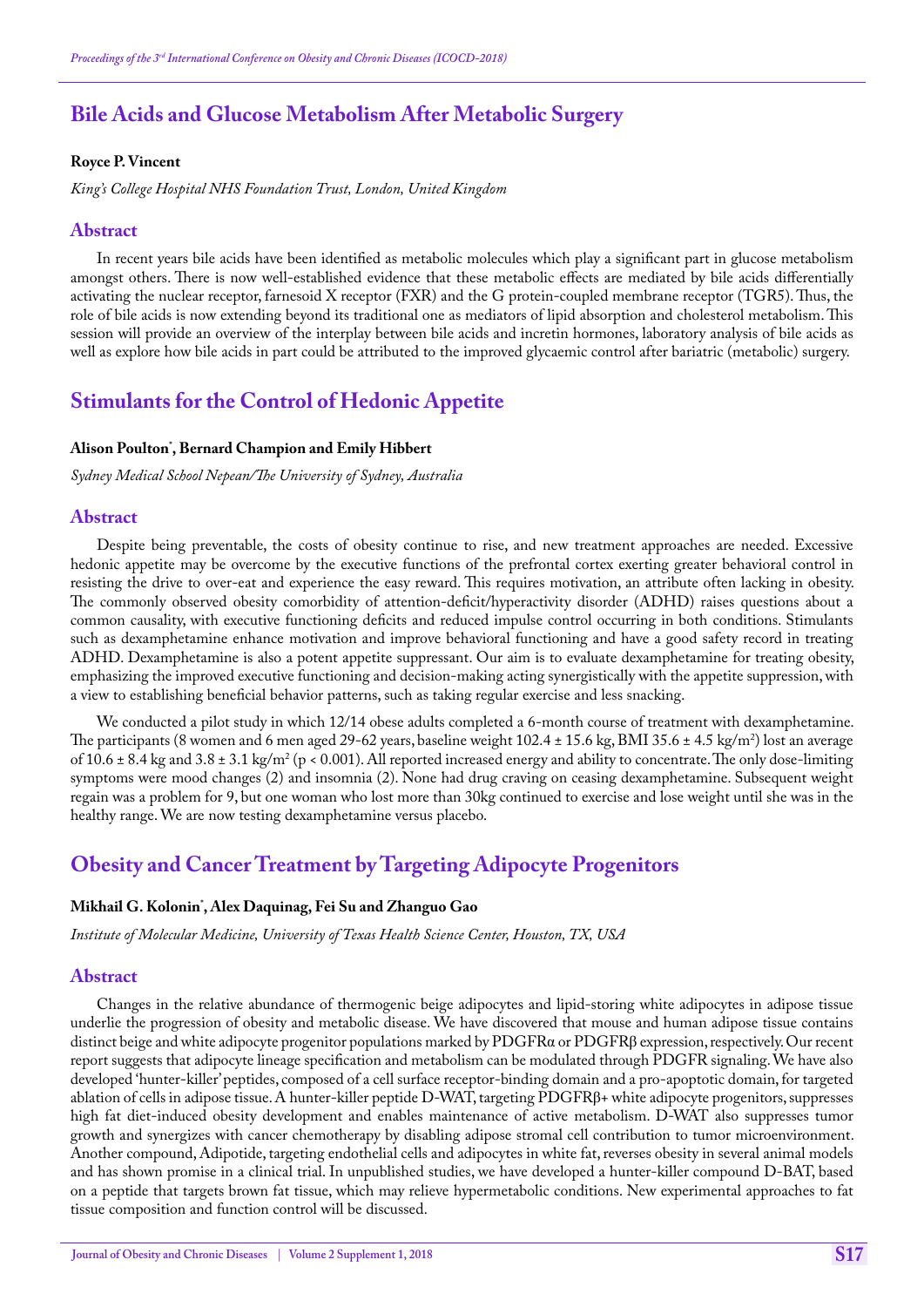## Bile Acids and Glucose Metabolism After Metabolic Surgery

**Royce P. Vincent**

*King's College Hospital NHS Foundation Trust, London, United Kingdom*

### Abstract

In recent years bile acids have been identified as metabolic molecules which play a significant part in glucose metabolism amongst others. There is now well-established evidence that these metabolic effects are mediated by bile acids differentially activating the nuclear receptor, farnesoid X receptor (FXR) and the G protein-coupled membrane receptor (TGR5). Thus, the role of bile acids is now extending beyond its traditional one as mediators of lipid absorption and cholesterol metabolism. This session will provide an overview of the interplay between bile acids and incretin hormones, laboratory analysis of bile acids as well as explore how bile acids in part could be attributed to the improved glycaemic control after bariatric (metabolic) surgery.

## Stimulants for the Control of Hedonic Appetite

**Alison Poulton*, Bernard Champion and Emily Hibbert**

*Sydney Medical School Nepean/The University of Sydney, Australia*

### Abstract

Despite being preventable, the costs of obesity continue to rise, and new treatment approaches are needed. Excessive hedonic appetite may be overcome by the executive functions of the prefrontal cortex exerting greater behavioral control in resisting the drive to over-eat and experience the easy reward. This requires motivation, an attribute often lacking in obesity. The commonly observed obesity comorbidity of attention-deficit/hyperactivity disorder (ADHD) raises questions about a common causality, with executive functioning deficits and reduced impulse control occurring in both conditions. Stimulants such as dexamphetamine enhance motivation and improve behavioral functioning and have a good safety record in treating ADHD. Dexamphetamine is also a potent appetite suppressant. Our aim is to evaluate dexamphetamine for treating obesity, emphasizing the improved executive functioning and decision-making acting synergistically with the appetite suppression, with a view to establishing beneficial behavior patterns, such as taking regular exercise and less snacking.

We conducted a pilot study in which 12/14 obese adults completed a 6-month course of treatment with dexamphetamine. The participants (8 women and 6 men aged 29-62 years, baseline weight 102.4 ± 15.6 kg, BMI 35.6 ± 4.5 kg/m$^2$) lost an average of 10.6 ± 8.4 kg and 3.8 ± 3.1 kg/m$^2$ ($p < 0.001$). All reported increased energy and ability to concentrate. The only dose-limiting symptoms were mood changes (2) and insomnia (2). None had drug craving on ceasing dexamphetamine. Subsequent weight regain was a problem for 9, but one woman who lost more than 30kg continued to exercise and lose weight until she was in the healthy range. We are now testing dexamphetamine versus placebo.

## Obesity and Cancer Treatment by Targeting Adipocyte Progenitors

**Mikhail G. Kolonin*, Alex Daquinag, Fei Su and Zhanguo Gao**

*Institute of Molecular Medicine, University of Texas Health Science Center, Houston, TX, USA*

### Abstract

Changes in the relative abundance of thermogenic beige adipocytes and lipid-storing white adipocytes in adipose tissue underlie the progression of obesity and metabolic disease. We have discovered that mouse and human adipose tissue contains distinct beige and white adipocyte progenitor populations marked by PDGFRα or PDGFRβ expression, respectively. Our recent report suggests that adipocyte lineage specification and metabolism can be modulated through PDGFR signaling. We have also developed 'hunter-killer' peptides, composed of a cell surface receptor-binding domain and a pro-apoptotic domain, for targeted ablation of cells in adipose tissue. A hunter-killer peptide D-WAT, targeting PDGFRβ+ white adipocyte progenitors, suppresses high fat diet-induced obesity development and enables maintenance of active metabolism. D-WAT also suppresses tumor growth and synergizes with cancer chemotherapy by disabling adipose stromal cell contribution to tumor microenvironment. Another compound, Adipotide, targeting endothelial cells and adipocytes in white fat, reverses obesity in several animal models and has shown promise in a clinical trial. In unpublished studies, we have developed a hunter-killer compound D-BAT, based on a peptide that targets brown fat tissue, which may relieve hypermetabolic conditions. New experimental approaches to fat tissue composition and function control will be discussed.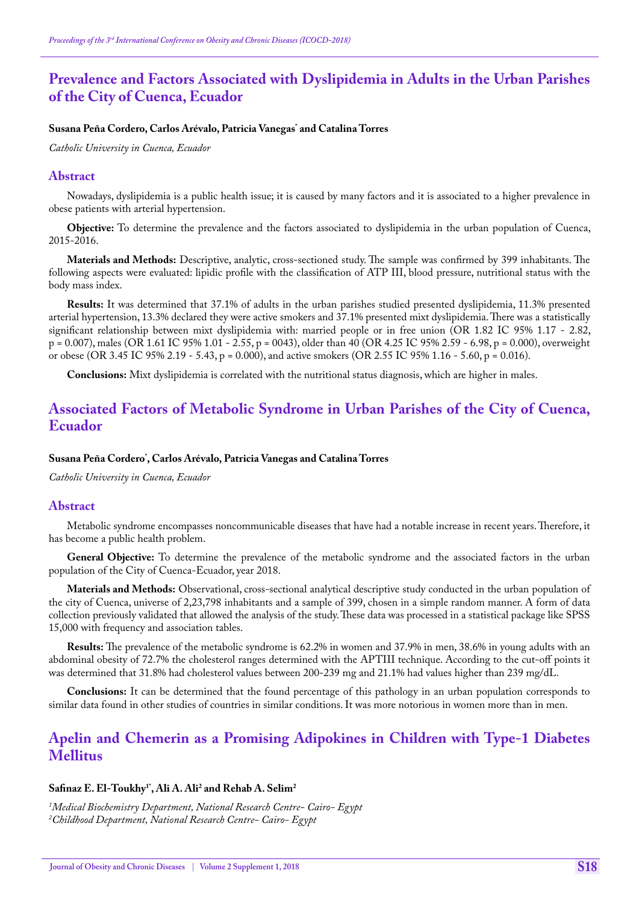## Prevalence and Factors Associated with Dyslipidemia in Adults in the Urban Parishes of the City of Cuenca, Ecuador

**Susana Peña Cordero, Carlos Arévalo, Patricia Vanegas* and Catalina Torres**

*Catholic University in Cuenca, Ecuador*

### Abstract

Nowadays, dyslipidemia is a public health issue; it is caused by many factors and it is associated to a higher prevalence in obese patients with arterial hypertension.

**Objective:** To determine the prevalence and the factors associated to dyslipidemia in the urban population of Cuenca, 2015-2016.

**Materials and Methods:** Descriptive, analytic, cross-sectioned study. The sample was confirmed by 399 inhabitants. The following aspects were evaluated: lipidic profile with the classification of ATP III, blood pressure, nutritional status with the body mass index.

**Results:** It was determined that 37.1% of adults in the urban parishes studied presented dyslipidemia, 11.3% presented arterial hypertension, 13.3% declared they were active smokers and 37.1% presented mixt dyslipidemia. There was a statistically significant relationship between mixt dyslipidemia with: married people or in free union (OR 1.82 IC 95% 1.17 - 2.82, p = 0.007), males (OR 1.61 IC 95% 1.01 - 2.55, p = 0043), older than 40 (OR 4.25 IC 95% 2.59 - 6.98, p = 0.000), overweight or obese (OR 3.45 IC 95% 2.19 - 5.43, p = 0.000), and active smokers (OR 2.55 IC 95% 1.16 - 5.60, p = 0.016).

**Conclusions:** Mixt dyslipidemia is correlated with the nutritional status diagnosis, which are higher in males.

## Associated Factors of Metabolic Syndrome in Urban Parishes of the City of Cuenca, Ecuador

**Susana Peña Cordero*, Carlos Arévalo, Patricia Vanegas and Catalina Torres**

*Catholic University in Cuenca, Ecuador*

### Abstract

Metabolic syndrome encompasses noncommunicable diseases that have had a notable increase in recent years. Therefore, it has become a public health problem.

**General Objective:** To determine the prevalence of the metabolic syndrome and the associated factors in the urban population of the City of Cuenca-Ecuador, year 2018.

**Materials and Methods:** Observational, cross-sectional analytical descriptive study conducted in the urban population of the city of Cuenca, universe of 2,23,798 inhabitants and a sample of 399, chosen in a simple random manner. A form of data collection previously validated that allowed the analysis of the study. These data was processed in a statistical package like SPSS 15,000 with frequency and association tables.

**Results:** The prevalence of the metabolic syndrome is 62.2% in women and 37.9% in men, 38.6% in young adults with an abdominal obesity of 72.7% the cholesterol ranges determined with the APTIII technique. According to the cut-off points it was determined that 31.8% had cholesterol values between 200-239 mg and 21.1% had values higher than 239 mg/dL.

**Conclusions:** It can be determined that the found percentage of this pathology in an urban population corresponds to similar data found in other studies of countries in similar conditions. It was more notorious in women more than in men.

## Apelin and Chemerin as a Promising Adipokines in Children with Type-1 Diabetes Mellitus

**Safinaz E. El-Toukhy[1*], Ali A. Ali[2] and Rehab A. Selim[2]**

*[1]Medical Biochemistry Department, National Research Centre- Cairo- Egypt*
*[2]Childhood Department, National Research Centre- Cairo- Egypt*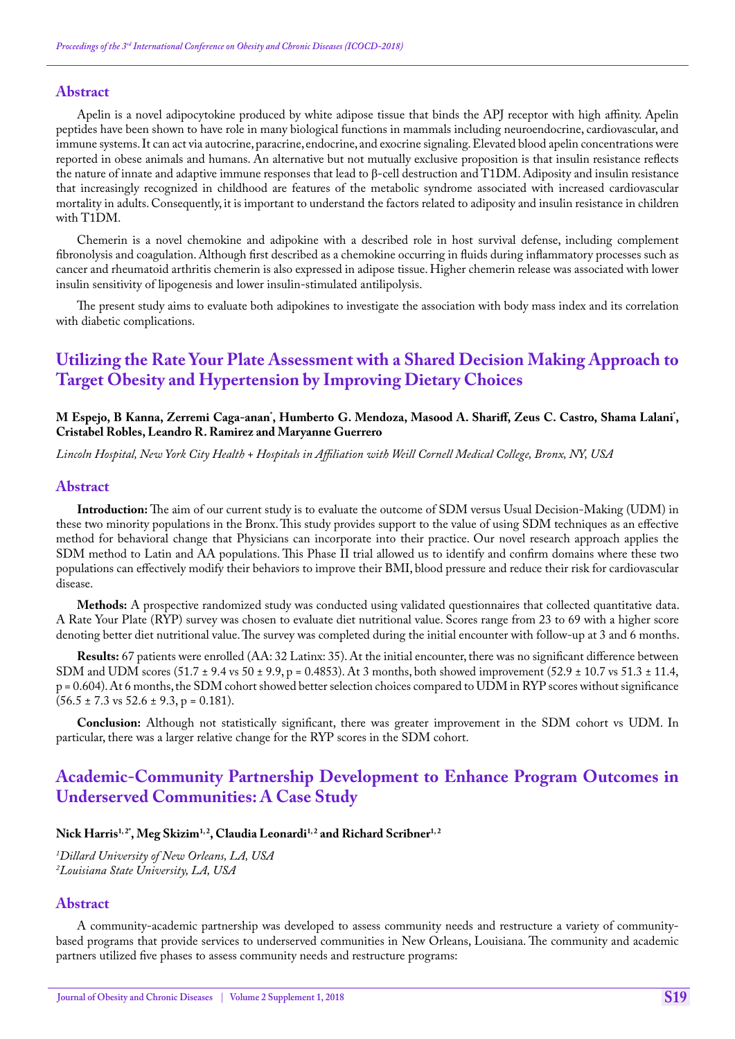## Abstract

Apelin is a novel adipocytokine produced by white adipose tissue that binds the APJ receptor with high affinity. Apelin peptides have been shown to have role in many biological functions in mammals including neuroendocrine, cardiovascular, and immune systems. It can act via autocrine, paracrine, endocrine, and exocrine signaling. Elevated blood apelin concentrations were reported in obese animals and humans. An alternative but not mutually exclusive proposition is that insulin resistance reflects the nature of innate and adaptive immune responses that lead to β-cell destruction and T1DM. Adiposity and insulin resistance that increasingly recognized in childhood are features of the metabolic syndrome associated with increased cardiovascular mortality in adults. Consequently, it is important to understand the factors related to adiposity and insulin resistance in children with T1DM.

Chemerin is a novel chemokine and adipokine with a described role in host survival defense, including complement fibronolysis and coagulation. Although first described as a chemokine occurring in fluids during inflammatory processes such as cancer and rheumatoid arthritis chemerin is also expressed in adipose tissue. Higher chemerin release was associated with lower insulin sensitivity of lipogenesis and lower insulin-stimulated antilipolysis.

The present study aims to evaluate both adipokines to investigate the association with body mass index and its correlation with diabetic complications.

# Utilizing the Rate Your Plate Assessment with a Shared Decision Making Approach to Target Obesity and Hypertension by Improving Dietary Choices

**M Espejo, B Kanna, Zerremi Caga-anan*, Humberto G. Mendoza, Masood A. Shariff, Zeus C. Castro, Shama Lalani*, Cristabel Robles, Leandro R. Ramirez and Maryanne Guerrero**

*Lincoln Hospital, New York City Health + Hospitals in Affiliation with Weill Cornell Medical College, Bronx, NY, USA*

## Abstract

**Introduction:** The aim of our current study is to evaluate the outcome of SDM versus Usual Decision-Making (UDM) in these two minority populations in the Bronx. This study provides support to the value of using SDM techniques as an effective method for behavioral change that Physicians can incorporate into their practice. Our novel research approach applies the SDM method to Latin and AA populations. This Phase II trial allowed us to identify and confirm domains where these two populations can effectively modify their behaviors to improve their BMI, blood pressure and reduce their risk for cardiovascular disease.

**Methods:** A prospective randomized study was conducted using validated questionnaires that collected quantitative data. A Rate Your Plate (RYP) survey was chosen to evaluate diet nutritional value. Scores range from 23 to 69 with a higher score denoting better diet nutritional value. The survey was completed during the initial encounter with follow-up at 3 and 6 months.

**Results:** 67 patients were enrolled (AA: 32 Latinx: 35). At the initial encounter, there was no significant difference between SDM and UDM scores (51.7 ± 9.4 vs 50 ± 9.9, $p = 0.4853$). At 3 months, both showed improvement (52.9 ± 10.7 vs 51.3 ± 11.4, $p = 0.604$). At 6 months, the SDM cohort showed better selection choices compared to UDM in RYP scores without significance (56.5 ± 7.3 vs 52.6 ± 9.3, $p = 0.181$).

**Conclusion:** Although not statistically significant, there was greater improvement in the SDM cohort vs UDM. In particular, there was a larger relative change for the RYP scores in the SDM cohort.

# Academic-Community Partnership Development to Enhance Program Outcomes in Underserved Communities: A Case Study

**Nick Harris[1,2*], Meg Skizim[1,2], Claudia Leonardi[1,2] and Richard Scribner[1,2]**

*[1]Dillard University of New Orleans, LA, USA*
*[2]Louisiana State University, LA, USA*

## Abstract

A community-academic partnership was developed to assess community needs and restructure a variety of community-based programs that provide services to underserved communities in New Orleans, Louisiana. The community and academic partners utilized five phases to assess community needs and restructure programs: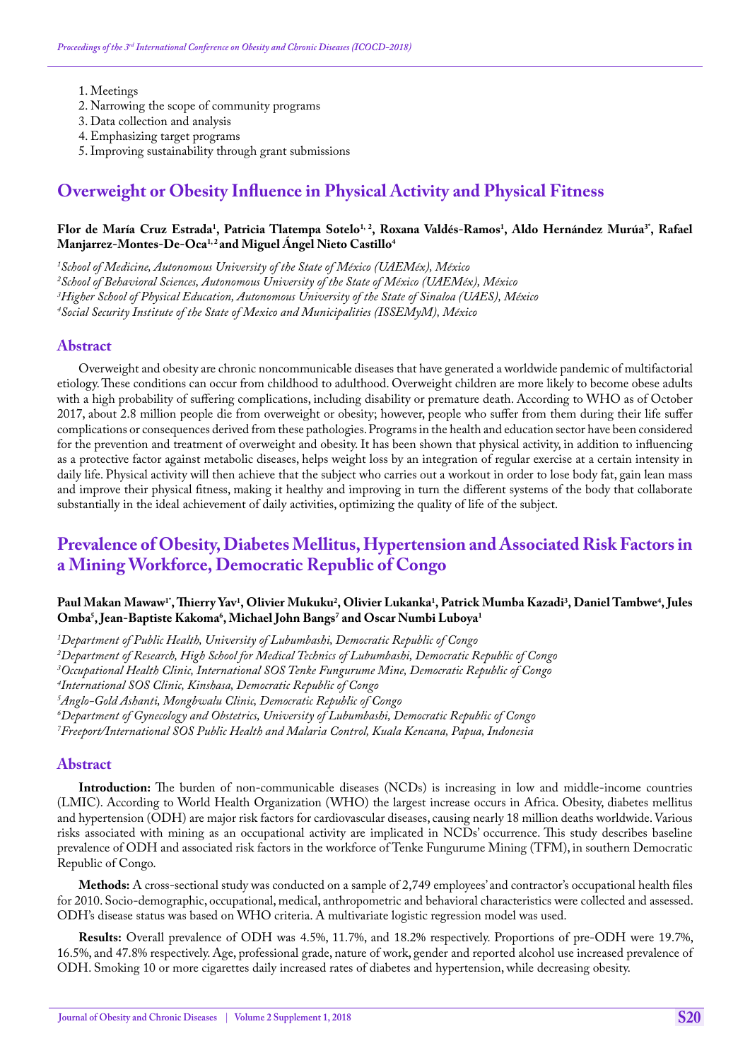1. Meetings
2. Narrowing the scope of community programs
3. Data collection and analysis
4. Emphasizing target programs
5. Improving sustainability through grant submissions

## Overweight or Obesity Influence in Physical Activity and Physical Fitness

**Flor de María Cruz Estrada[1], Patricia Tlatempa Sotelo[1, 2], Roxana Valdés-Ramos[1], Aldo Hernández Murúa[3*], Rafael Manjarrez-Montes-De-Oca[1, 2] and Miguel Ángel Nieto Castillo[4]**

*[1]School of Medicine, Autonomous University of the State of México (UAEMéx), México*
*[2]School of Behavioral Sciences, Autonomous University of the State of México (UAEMéx), México*
*[3]Higher School of Physical Education, Autonomous University of the State of Sinaloa (UAES), México*
*[4]Social Security Institute of the State of Mexico and Municipalities (ISSEMyM), México*

### Abstract

Overweight and obesity are chronic noncommunicable diseases that have generated a worldwide pandemic of multifactorial etiology. These conditions can occur from childhood to adulthood. Overweight children are more likely to become obese adults with a high probability of suffering complications, including disability or premature death. According to WHO as of October 2017, about 2.8 million people die from overweight or obesity; however, people who suffer from them during their life suffer complications or consequences derived from these pathologies. Programs in the health and education sector have been considered for the prevention and treatment of overweight and obesity. It has been shown that physical activity, in addition to influencing as a protective factor against metabolic diseases, helps weight loss by an integration of regular exercise at a certain intensity in daily life. Physical activity will then achieve that the subject who carries out a workout in order to lose body fat, gain lean mass and improve their physical fitness, making it healthy and improving in turn the different systems of the body that collaborate substantially in the ideal achievement of daily activities, optimizing the quality of life of the subject.

## Prevalence of Obesity, Diabetes Mellitus, Hypertension and Associated Risk Factors in a Mining Workforce, Democratic Republic of Congo

**Paul Makan Mawaw[1*], Thierry Yav[1], Olivier Mukuku[2], Olivier Lukanka[1], Patrick Mumba Kazadi[3], Daniel Tambwe[4], Jules Omba[5], Jean-Baptiste Kakoma[6], Michael John Bangs[7] and Oscar Numbi Luboya[1]**

*[1]Department of Public Health, University of Lubumbashi, Democratic Republic of Congo*
*[2]Department of Research, High School for Medical Technics of Lubumbashi, Democratic Republic of Congo*
*[3]Occupational Health Clinic, International SOS Tenke Fungurume Mine, Democratic Republic of Congo*
*[4]International SOS Clinic, Kinshasa, Democratic Republic of Congo*
*[5]Anglo-Gold Ashanti, Mongbwalu Clinic, Democratic Republic of Congo*
*[6]Department of Gynecology and Obstetrics, University of Lubumbashi, Democratic Republic of Congo*
*[7]Freeport/International SOS Public Health and Malaria Control, Kuala Kencana, Papua, Indonesia*

### Abstract

**Introduction:** The burden of non-communicable diseases (NCDs) is increasing in low and middle-income countries (LMIC). According to World Health Organization (WHO) the largest increase occurs in Africa. Obesity, diabetes mellitus and hypertension (ODH) are major risk factors for cardiovascular diseases, causing nearly 18 million deaths worldwide. Various risks associated with mining as an occupational activity are implicated in NCDs' occurrence. This study describes baseline prevalence of ODH and associated risk factors in the workforce of Tenke Fungurume Mining (TFM), in southern Democratic Republic of Congo.

**Methods:** A cross-sectional study was conducted on a sample of 2,749 employees' and contractor's occupational health files for 2010. Socio-demographic, occupational, medical, anthropometric and behavioral characteristics were collected and assessed. ODH's disease status was based on WHO criteria. A multivariate logistic regression model was used.

**Results:** Overall prevalence of ODH was 4.5%, 11.7%, and 18.2% respectively. Proportions of pre-ODH were 19.7%, 16.5%, and 47.8% respectively. Age, professional grade, nature of work, gender and reported alcohol use increased prevalence of ODH. Smoking 10 or more cigarettes daily increased rates of diabetes and hypertension, while decreasing obesity.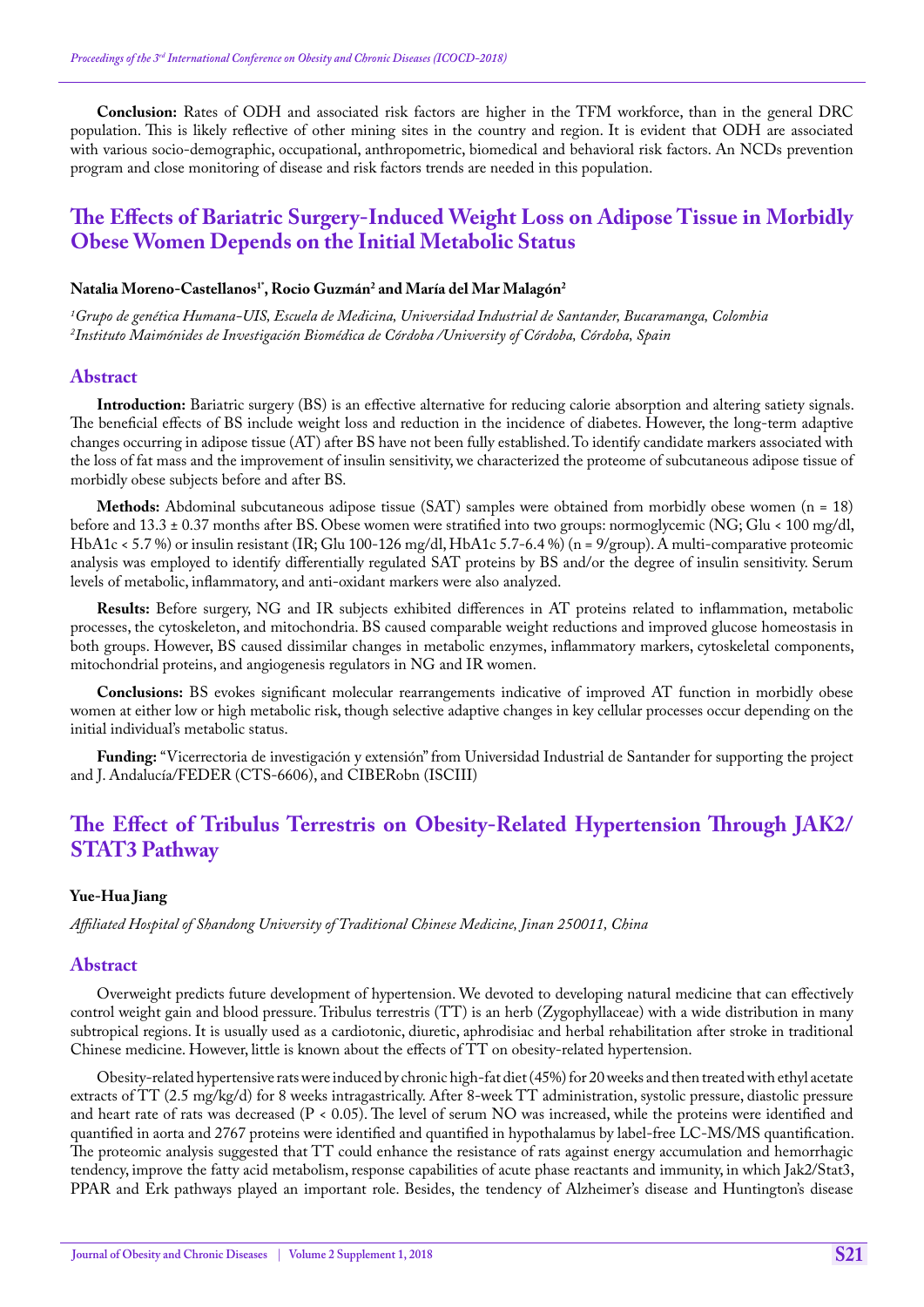**Conclusion:** Rates of ODH and associated risk factors are higher in the TFM workforce, than in the general DRC population. This is likely reflective of other mining sites in the country and region. It is evident that ODH are associated with various socio-demographic, occupational, anthropometric, biomedical and behavioral risk factors. An NCDs prevention program and close monitoring of disease and risk factors trends are needed in this population.

## The Effects of Bariatric Surgery-Induced Weight Loss on Adipose Tissue in Morbidly Obese Women Depends on the Initial Metabolic Status

**Natalia Moreno-Castellanos[1*], Rocio Guzmán[2] and María del Mar Malagón[2]**

*[1]Grupo de genética Humana-UIS, Escuela de Medicina, Universidad Industrial de Santander, Bucaramanga, Colombia*
*[2]Instituto Maimónides de Investigación Biomédica de Córdoba /University of Córdoba, Córdoba, Spain*

### Abstract

**Introduction:** Bariatric surgery (BS) is an effective alternative for reducing calorie absorption and altering satiety signals. The beneficial effects of BS include weight loss and reduction in the incidence of diabetes. However, the long-term adaptive changes occurring in adipose tissue (AT) after BS have not been fully established. To identify candidate markers associated with the loss of fat mass and the improvement of insulin sensitivity, we characterized the proteome of subcutaneous adipose tissue of morbidly obese subjects before and after BS.

**Methods:** Abdominal subcutaneous adipose tissue (SAT) samples were obtained from morbidly obese women (n = 18) before and 13.3 ± 0.37 months after BS. Obese women were stratified into two groups: normoglycemic (NG; Glu < 100 mg/dl, HbA1c < 5.7 %) or insulin resistant (IR; Glu 100-126 mg/dl, HbA1c 5.7-6.4 %) (n = 9/group). A multi-comparative proteomic analysis was employed to identify differentially regulated SAT proteins by BS and/or the degree of insulin sensitivity. Serum levels of metabolic, inflammatory, and anti-oxidant markers were also analyzed.

**Results:** Before surgery, NG and IR subjects exhibited differences in AT proteins related to inflammation, metabolic processes, the cytoskeleton, and mitochondria. BS caused comparable weight reductions and improved glucose homeostasis in both groups. However, BS caused dissimilar changes in metabolic enzymes, inflammatory markers, cytoskeletal components, mitochondrial proteins, and angiogenesis regulators in NG and IR women.

**Conclusions:** BS evokes significant molecular rearrangements indicative of improved AT function in morbidly obese women at either low or high metabolic risk, though selective adaptive changes in key cellular processes occur depending on the initial individual's metabolic status.

**Funding:** "Vicerrectoria de investigación y extensión" from Universidad Industrial de Santander for supporting the project and J. Andalucía/FEDER (CTS-6606), and CIBERobn (ISCIII)

## The Effect of Tribulus Terrestris on Obesity-Related Hypertension Through JAK2/STAT3 Pathway

**Yue-Hua Jiang**

*Affiliated Hospital of Shandong University of Traditional Chinese Medicine, Jinan 250011, China*

### Abstract

Overweight predicts future development of hypertension. We devoted to developing natural medicine that can effectively control weight gain and blood pressure. Tribulus terrestris (TT) is an herb (Zygophyllaceae) with a wide distribution in many subtropical regions. It is usually used as a cardiotonic, diuretic, aphrodisiac and herbal rehabilitation after stroke in traditional Chinese medicine. However, little is known about the effects of TT on obesity-related hypertension.

Obesity-related hypertensive rats were induced by chronic high-fat diet (45%) for 20 weeks and then treated with ethyl acetate extracts of TT (2.5 mg/kg/d) for 8 weeks intragastrically. After 8-week TT administration, systolic pressure, diastolic pressure and heart rate of rats was decreased ($P < 0.05$). The level of serum NO was increased, while the proteins were identified and quantified in aorta and 2767 proteins were identified and quantified in hypothalamus by label-free LC-MS/MS quantification. The proteomic analysis suggested that TT could enhance the resistance of rats against energy accumulation and hemorrhagic tendency, improve the fatty acid metabolism, response capabilities of acute phase reactants and immunity, in which Jak2/Stat3, PPAR and Erk pathways played an important role. Besides, the tendency of Alzheimer's disease and Huntington's disease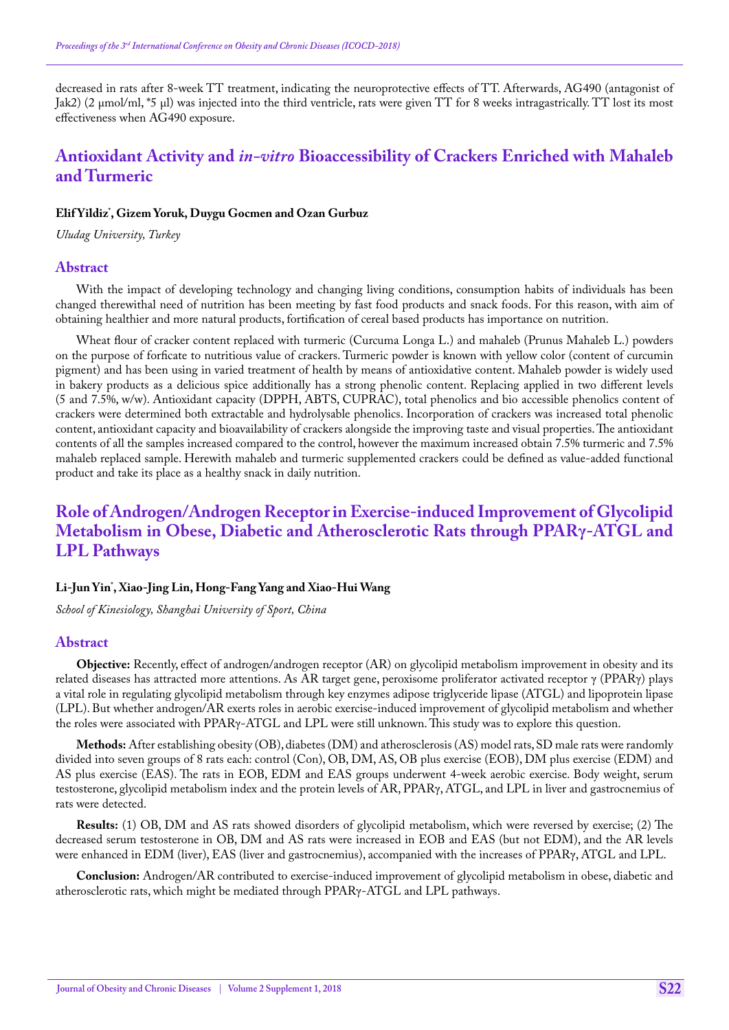decreased in rats after 8-week TT treatment, indicating the neuroprotective effects of TT. Afterwards, AG490 (antagonist of Jak2) (2 μmol/ml, *5 μl) was injected into the third ventricle, rats were given TT for 8 weeks intragastrically. TT lost its most effectiveness when AG490 exposure.

## Antioxidant Activity and *in-vitro* Bioaccessibility of Crackers Enriched with Mahaleb and Turmeric

**Elif Yildiz*, Gizem Yoruk, Duygu Gocmen and Ozan Gurbuz**

*Uludag University, Turkey*

### Abstract

With the impact of developing technology and changing living conditions, consumption habits of individuals has been changed therewithal need of nutrition has been meeting by fast food products and snack foods. For this reason, with aim of obtaining healthier and more natural products, fortification of cereal based products has importance on nutrition.

Wheat flour of cracker content replaced with turmeric (Curcuma Longa L.) and mahaleb (Prunus Mahaleb L.) powders on the purpose of forficate to nutritious value of crackers. Turmeric powder is known with yellow color (content of curcumin pigment) and has been using in varied treatment of health by means of antioxidative content. Mahaleb powder is widely used in bakery products as a delicious spice additionally has a strong phenolic content. Replacing applied in two different levels (5 and 7.5%, w/w). Antioxidant capacity (DPPH, ABTS, CUPRAC), total phenolics and bio accessible phenolics content of crackers were determined both extractable and hydrolysable phenolics. Incorporation of crackers was increased total phenolic content, antioxidant capacity and bioavailability of crackers alongside the improving taste and visual properties. The antioxidant contents of all the samples increased compared to the control, however the maximum increased obtain 7.5% turmeric and 7.5% mahaleb replaced sample. Herewith mahaleb and turmeric supplemented crackers could be defined as value-added functional product and take its place as a healthy snack in daily nutrition.

## Role of Androgen/Androgen Receptor in Exercise-induced Improvement of Glycolipid Metabolism in Obese, Diabetic and Atherosclerotic Rats through PPARγ-ATGL and LPL Pathways

**Li-Jun Yin*, Xiao-Jing Lin, Hong-Fang Yang and Xiao-Hui Wang**

*School of Kinesiology, Shanghai University of Sport, China*

### Abstract

**Objective:** Recently, effect of androgen/androgen receptor (AR) on glycolipid metabolism improvement in obesity and its related diseases has attracted more attentions. As AR target gene, peroxisome proliferator activated receptor γ (PPARγ) plays a vital role in regulating glycolipid metabolism through key enzymes adipose triglyceride lipase (ATGL) and lipoprotein lipase (LPL). But whether androgen/AR exerts roles in aerobic exercise-induced improvement of glycolipid metabolism and whether the roles were associated with PPARγ-ATGL and LPL were still unknown. This study was to explore this question.

**Methods:** After establishing obesity (OB), diabetes (DM) and atherosclerosis (AS) model rats, SD male rats were randomly divided into seven groups of 8 rats each: control (Con), OB, DM, AS, OB plus exercise (EOB), DM plus exercise (EDM) and AS plus exercise (EAS). The rats in EOB, EDM and EAS groups underwent 4-week aerobic exercise. Body weight, serum testosterone, glycolipid metabolism index and the protein levels of AR, PPARγ, ATGL, and LPL in liver and gastrocnemius of rats were detected.

**Results:** (1) OB, DM and AS rats showed disorders of glycolipid metabolism, which were reversed by exercise; (2) The decreased serum testosterone in OB, DM and AS rats were increased in EOB and EAS (but not EDM), and the AR levels were enhanced in EDM (liver), EAS (liver and gastrocnemius), accompanied with the increases of PPARγ, ATGL and LPL.

**Conclusion:** Androgen/AR contributed to exercise-induced improvement of glycolipid metabolism in obese, diabetic and atherosclerotic rats, which might be mediated through PPARγ-ATGL and LPL pathways.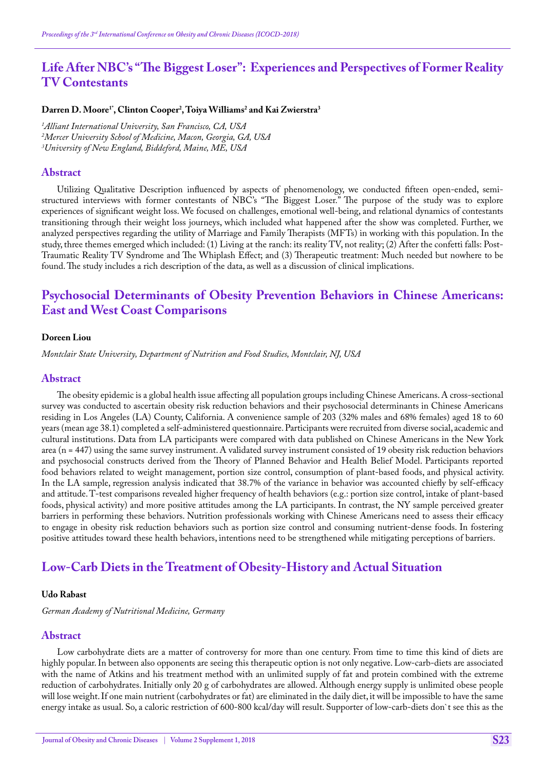## Life After NBC's "The Biggest Loser": Experiences and Perspectives of Former Reality TV Contestants

**Darren D. Moore[1*], Clinton Cooper[2], Toiya Williams[2] and Kai Zwierstra[3]**

*[1]Alliant International University, San Francisco, CA, USA*
*[2]Mercer University School of Medicine, Macon, Georgia, GA, USA*
*[3]University of New England, Biddeford, Maine, ME, USA*

### Abstract

Utilizing Qualitative Description influenced by aspects of phenomenology, we conducted fifteen open-ended, semi-structured interviews with former contestants of NBC's "The Biggest Loser." The purpose of the study was to explore experiences of significant weight loss. We focused on challenges, emotional well-being, and relational dynamics of contestants transitioning through their weight loss journeys, which included what happened after the show was completed. Further, we analyzed perspectives regarding the utility of Marriage and Family Therapists (MFTs) in working with this population. In the study, three themes emerged which included: (1) Living at the ranch: its reality TV, not reality; (2) After the confetti falls: Post-Traumatic Reality TV Syndrome and The Whiplash Effect; and (3) Therapeutic treatment: Much needed but nowhere to be found. The study includes a rich description of the data, as well as a discussion of clinical implications.

## Psychosocial Determinants of Obesity Prevention Behaviors in Chinese Americans: East and West Coast Comparisons

**Doreen Liou**

*Montclair State University, Department of Nutrition and Food Studies, Montclair, NJ, USA*

### Abstract

The obesity epidemic is a global health issue affecting all population groups including Chinese Americans. A cross-sectional survey was conducted to ascertain obesity risk reduction behaviors and their psychosocial determinants in Chinese Americans residing in Los Angeles (LA) County, California. A convenience sample of 203 (32% males and 68% females) aged 18 to 60 years (mean age 38.1) completed a self-administered questionnaire. Participants were recruited from diverse social, academic and cultural institutions. Data from LA participants were compared with data published on Chinese Americans in the New York area (n = 447) using the same survey instrument. A validated survey instrument consisted of 19 obesity risk reduction behaviors and psychosocial constructs derived from the Theory of Planned Behavior and Health Belief Model. Participants reported food behaviors related to weight management, portion size control, consumption of plant-based foods, and physical activity. In the LA sample, regression analysis indicated that 38.7% of the variance in behavior was accounted chiefly by self-efficacy and attitude. T-test comparisons revealed higher frequency of health behaviors (e.g.: portion size control, intake of plant-based foods, physical activity) and more positive attitudes among the LA participants. In contrast, the NY sample perceived greater barriers in performing these behaviors. Nutrition professionals working with Chinese Americans need to assess their efficacy to engage in obesity risk reduction behaviors such as portion size control and consuming nutrient-dense foods. In fostering positive attitudes toward these health behaviors, intentions need to be strengthened while mitigating perceptions of barriers.

## Low-Carb Diets in the Treatment of Obesity-History and Actual Situation

**Udo Rabast**

*German Academy of Nutritional Medicine, Germany*

### Abstract

Low carbohydrate diets are a matter of controversy for more than one century. From time to time this kind of diets are highly popular. In between also opponents are seeing this therapeutic option is not only negative. Low-carb-diets are associated with the name of Atkins and his treatment method with an unlimited supply of fat and protein combined with the extreme reduction of carbohydrates. Initially only 20 g of carbohydrates are allowed. Although energy supply is unlimited obese people will lose weight. If one main nutrient (carbohydrates or fat) are eliminated in the daily diet, it will be impossible to have the same energy intake as usual. So, a caloric restriction of 600-800 kcal/day will result. Supporter of low-carb-diets don`t see this as the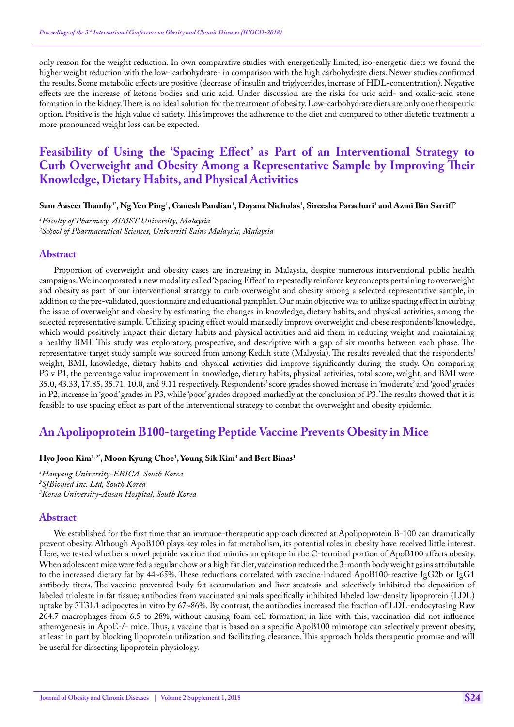only reason for the weight reduction. In own comparative studies with energetically limited, iso-energetic diets we found the higher weight reduction with the low- carbohydrate- in comparison with the high carbohydrate diets. Newer studies confirmed the results. Some metabolic effects are positive (decrease of insulin and triglycerides, increase of HDL-concentration). Negative effects are the increase of ketone bodies and uric acid. Under discussion are the risks for uric acid- and oxalic-acid stone formation in the kidney. There is no ideal solution for the treatment of obesity. Low-carbohydrate diets are only one therapeutic option. Positive is the high value of satiety. This improves the adherence to the diet and compared to other dietetic treatments a more pronounced weight loss can be expected.

## Feasibility of Using the 'Spacing Effect' as Part of an Interventional Strategy to Curb Overweight and Obesity Among a Representative Sample by Improving Their Knowledge, Dietary Habits, and Physical Activities

**Sam Aaseer Thamby[1*], Ng Yen Ping[1], Ganesh Pandian[1], Dayana Nicholas[1], Sireesha Parachuri[1] and Azmi Bin Sarriff[2]**

*[1]Faculty of Pharmacy, AIMST University, Malaysia*
*[2]School of Pharmaceutical Sciences, Universiti Sains Malaysia, Malaysia*

### Abstract

Proportion of overweight and obesity cases are increasing in Malaysia, despite numerous interventional public health campaigns. We incorporated a new modality called 'Spacing Effect' to repeatedly reinforce key concepts pertaining to overweight and obesity as part of our interventional strategy to curb overweight and obesity among a selected representative sample, in addition to the pre-validated, questionnaire and educational pamphlet. Our main objective was to utilize spacing effect in curbing the issue of overweight and obesity by estimating the changes in knowledge, dietary habits, and physical activities, among the selected representative sample. Utilizing spacing effect would markedly improve overweight and obese respondents' knowledge, which would positively impact their dietary habits and physical activities and aid them in reducing weight and maintaining a healthy BMI. This study was exploratory, prospective, and descriptive with a gap of six months between each phase. The representative target study sample was sourced from among Kedah state (Malaysia). The results revealed that the respondents' weight, BMI, knowledge, dietary habits and physical activities did improve significantly during the study. On comparing P3 v P1, the percentage value improvement in knowledge, dietary habits, physical activities, total score, weight, and BMI were 35.0, 43.33, 17.85, 35.71, 10.0, and 9.11 respectively. Respondents' score grades showed increase in 'moderate' and 'good' grades in P2, increase in 'good' grades in P3, while 'poor' grades dropped markedly at the conclusion of P3. The results showed that it is feasible to use spacing effect as part of the interventional strategy to combat the overweight and obesity epidemic.

## An Apolipoprotein B100-targeting Peptide Vaccine Prevents Obesity in Mice

**Hyo Joon Kim[1,2*], Moon Kyung Choe[1], Young Sik Kim[3] and Bert Binas[1]**

*[1]Hanyang University-ERICA, South Korea*
*[2]SJBiomed Inc. Ltd, South Korea*
*[3]Korea University-Ansan Hospital, South Korea*

### Abstract

We established for the first time that an immune-therapeutic approach directed at Apolipoprotein B-100 can dramatically prevent obesity. Although ApoB100 plays key roles in fat metabolism, its potential roles in obesity have received little interest. Here, we tested whether a novel peptide vaccine that mimics an epitope in the C-terminal portion of ApoB100 affects obesity. When adolescent mice were fed a regular chow or a high fat diet, vaccination reduced the 3-month body weight gains attributable to the increased dietary fat by 44~65%. These reductions correlated with vaccine-induced ApoB100-reactive IgG2b or IgG1 antibody titers. The vaccine prevented body fat accumulation and liver steatosis and selectively inhibited the deposition of labeled trioleate in fat tissue; antibodies from vaccinated animals specifically inhibited labeled low-density lipoprotein (LDL) uptake by 3T3L1 adipocytes in vitro by 67~86%. By contrast, the antibodies increased the fraction of LDL-endocytosing Raw 264.7 macrophages from 6.5 to 28%, without causing foam cell formation; in line with this, vaccination did not influence atherogenesis in ApoE-/- mice. Thus, a vaccine that is based on a specific ApoB100 mimotope can selectively prevent obesity, at least in part by blocking lipoprotein utilization and facilitating clearance. This approach holds therapeutic promise and will be useful for dissecting lipoprotein physiology.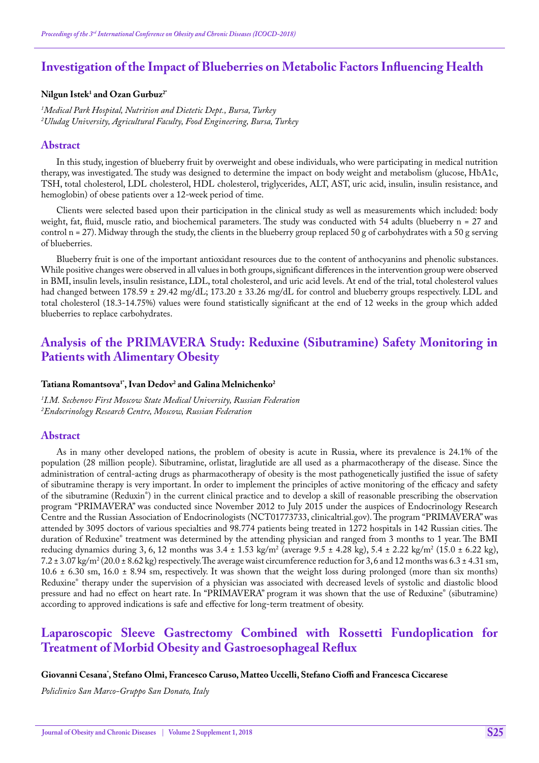## Investigation of the Impact of Blueberries on Metabolic Factors Influencing Health

**Nilgun Istek[1] and Ozan Gurbuz[2*]**

*[1]Medical Park Hospital, Nutrition and Dietetic Dept., Bursa, Turkey*
*[2]Uludag University, Agricultural Faculty, Food Engineering, Bursa, Turkey*

### Abstract

In this study, ingestion of blueberry fruit by overweight and obese individuals, who were participating in medical nutrition therapy, was investigated. The study was designed to determine the impact on body weight and metabolism (glucose, HbA1c, TSH, total cholesterol, LDL cholesterol, HDL cholesterol, triglycerides, ALT, AST, uric acid, insulin, insulin resistance, and hemoglobin) of obese patients over a 12-week period of time.

Clients were selected based upon their participation in the clinical study as well as measurements which included: body weight, fat, fluid, muscle ratio, and biochemical parameters. The study was conducted with 54 adults (blueberry n = 27 and control n = 27). Midway through the study, the clients in the blueberry group replaced 50 g of carbohydrates with a 50 g serving of blueberries.

Blueberry fruit is one of the important antioxidant resources due to the content of anthocyanins and phenolic substances. While positive changes were observed in all values in both groups, significant differences in the intervention group were observed in BMI, insulin levels, insulin resistance, LDL, total cholesterol, and uric acid levels. At end of the trial, total cholesterol values had changed between 178.59 ± 29.42 mg/dL; 173.20 ± 33.26 mg/dL for control and blueberry groups respectively. LDL and total cholesterol (18.3-14.75%) values were found statistically significant at the end of 12 weeks in the group which added blueberries to replace carbohydrates.

## Analysis of the PRIMAVERA Study: Reduxine (Sibutramine) Safety Monitoring in Patients with Alimentary Obesity

**Tatiana Romantsova[1*], Ivan Dedov[2] and Galina Melnichenko[2]**

*[1]I.M. Sechenov First Moscow State Medical University, Russian Federation*
*[2]Endocrinology Research Centre, Moscow, Russian Federation*

### Abstract

As in many other developed nations, the problem of obesity is acute in Russia, where its prevalence is 24.1% of the population (28 million people). Sibutramine, orlistat, liraglutide are all used as a pharmacotherapy of the disease. Since the administration of central-acting drugs as pharmacotherapy of obesity is the most pathogenetically justified the issue of safety of sibutramine therapy is very important. In order to implement the principles of active monitoring of the efficacy and safety of the sibutramine (Reduxin®) in the current clinical practice and to develop a skill of reasonable prescribing the observation program "PRIMAVERA" was conducted since November 2012 to July 2015 under the auspices of Endocrinology Research Centre and the Russian Association of Endocrinologists (NCT01773733, clinicaltrial.gov). The program "PRIMAVERA" was attended by 3095 doctors of various specialties and 98.774 patients being treated in 1272 hospitals in 142 Russian cities. The duration of Reduxine® treatment was determined by the attending physician and ranged from 3 months to 1 year. The BMI reducing dynamics during 3, 6, 12 months was 3.4 ± 1.53 kg/m$^2$ (average 9.5 ± 4.28 kg), 5.4 ± 2.22 kg/m$^2$ (15.0 ± 6.22 kg), 7.2 ± 3.07 kg/m$^2$ (20.0 ± 8.62 kg) respectively. The average waist circumference reduction for 3, 6 and 12 months was 6.3 ± 4.31 sm, 10.6 ± 6.30 sm, 16.0 ± 8.94 sm, respectively. It was shown that the weight loss during prolonged (more than six months) Reduxine® therapy under the supervision of a physician was associated with decreased levels of systolic and diastolic blood pressure and had no effect on heart rate. In "PRIMAVERA" program it was shown that the use of Reduxine® (sibutramine) according to approved indications is safe and effective for long-term treatment of obesity.

## Laparoscopic Sleeve Gastrectomy Combined with Rossetti Fundoplication for Treatment of Morbid Obesity and Gastroesophageal Reflux

**Giovanni Cesana*, Stefano Olmi, Francesco Caruso, Matteo Uccelli, Stefano Cioffi and Francesca Ciccarese**

*Policlinico San Marco-Gruppo San Donato, Italy*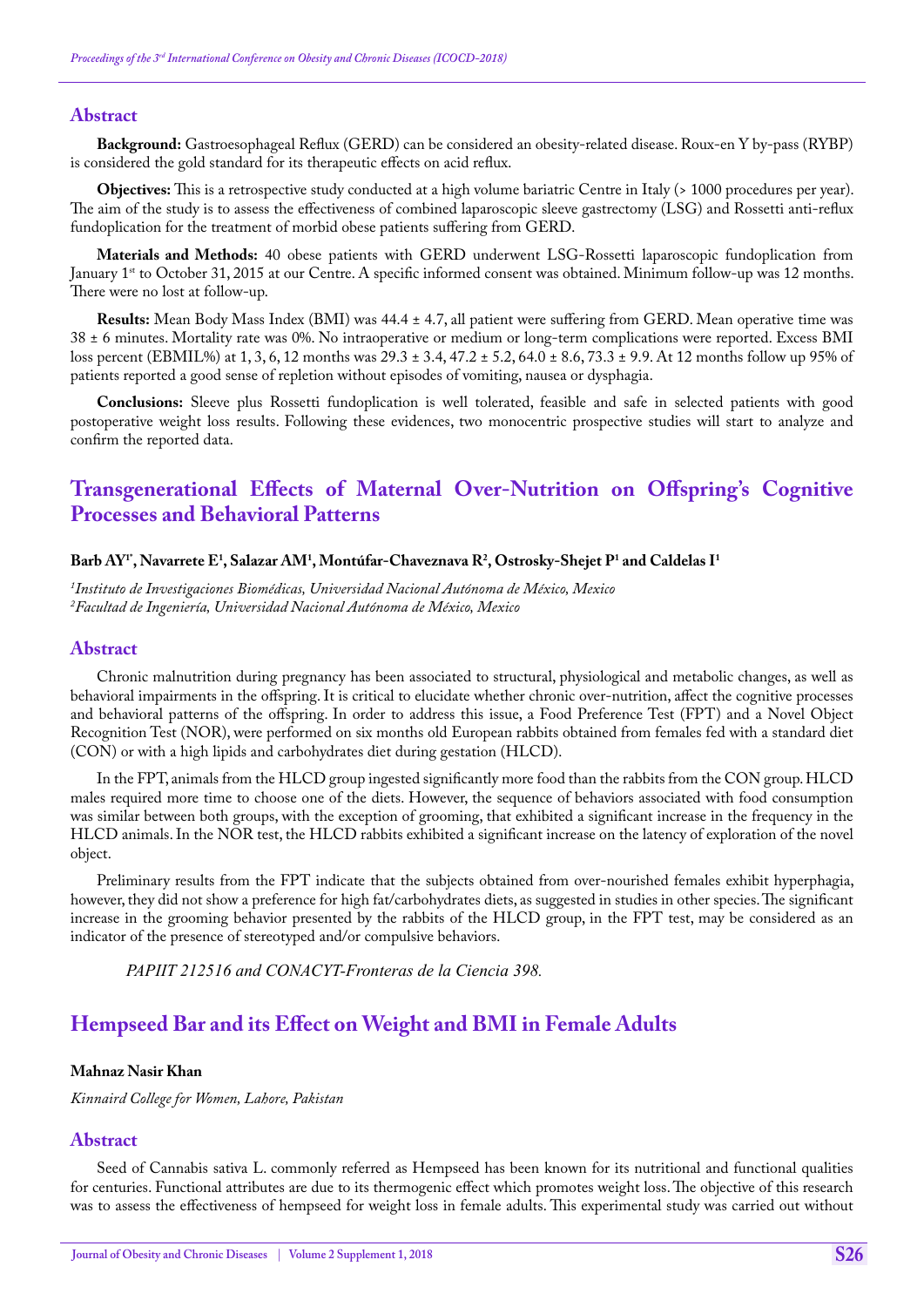## Abstract

**Background:** Gastroesophageal Reflux (GERD) can be considered an obesity-related disease. Roux-en Y by-pass (RYBP) is considered the gold standard for its therapeutic effects on acid reflux.

**Objectives:** This is a retrospective study conducted at a high volume bariatric Centre in Italy (> 1000 procedures per year). The aim of the study is to assess the effectiveness of combined laparoscopic sleeve gastrectomy (LSG) and Rossetti anti-reflux fundoplication for the treatment of morbid obese patients suffering from GERD.

**Materials and Methods:** 40 obese patients with GERD underwent LSG-Rossetti laparoscopic fundoplication from January 1st to October 31, 2015 at our Centre. A specific informed consent was obtained. Minimum follow-up was 12 months. There were no lost at follow-up.

**Results:** Mean Body Mass Index (BMI) was 44.4 ± 4.7, all patient were suffering from GERD. Mean operative time was 38 ± 6 minutes. Mortality rate was 0%. No intraoperative or medium or long-term complications were reported. Excess BMI loss percent (EBMIL%) at 1, 3, 6, 12 months was 29.3 ± 3.4, 47.2 ± 5.2, 64.0 ± 8.6, 73.3 ± 9.9. At 12 months follow up 95% of patients reported a good sense of repletion without episodes of vomiting, nausea or dysphagia.

**Conclusions:** Sleeve plus Rossetti fundoplication is well tolerated, feasible and safe in selected patients with good postoperative weight loss results. Following these evidences, two monocentric prospective studies will start to analyze and confirm the reported data.

# Transgenerational Effects of Maternal Over-Nutrition on Offspring's Cognitive Processes and Behavioral Patterns

**Barb AY[1*], Navarrete E[1], Salazar AM[1], Montúfar-Chaveznava R[2], Ostrosky-Shejet P[1] and Caldelas I[1]**

*[1]Instituto de Investigaciones Biomédicas, Universidad Nacional Autónoma de México, Mexico*
*[2]Facultad de Ingeniería, Universidad Nacional Autónoma de México, Mexico*

## Abstract

Chronic malnutrition during pregnancy has been associated to structural, physiological and metabolic changes, as well as behavioral impairments in the offspring. It is critical to elucidate whether chronic over-nutrition, affect the cognitive processes and behavioral patterns of the offspring. In order to address this issue, a Food Preference Test (FPT) and a Novel Object Recognition Test (NOR), were performed on six months old European rabbits obtained from females fed with a standard diet (CON) or with a high lipids and carbohydrates diet during gestation (HLCD).

In the FPT, animals from the HLCD group ingested significantly more food than the rabbits from the CON group. HLCD males required more time to choose one of the diets. However, the sequence of behaviors associated with food consumption was similar between both groups, with the exception of grooming, that exhibited a significant increase in the frequency in the HLCD animals. In the NOR test, the HLCD rabbits exhibited a significant increase on the latency of exploration of the novel object.

Preliminary results from the FPT indicate that the subjects obtained from over-nourished females exhibit hyperphagia, however, they did not show a preference for high fat/carbohydrates diets, as suggested in studies in other species. The significant increase in the grooming behavior presented by the rabbits of the HLCD group, in the FPT test, may be considered as an indicator of the presence of stereotyped and/or compulsive behaviors.

*PAPIIT 212516 and CONACYT-Fronteras de la Ciencia 398.*

# Hempseed Bar and its Effect on Weight and BMI in Female Adults

**Mahnaz Nasir Khan**

*Kinnaird College for Women, Lahore, Pakistan*

## Abstract

Seed of Cannabis sativa L. commonly referred as Hempseed has been known for its nutritional and functional qualities for centuries. Functional attributes are due to its thermogenic effect which promotes weight loss. The objective of this research was to assess the effectiveness of hempseed for weight loss in female adults. This experimental study was carried out without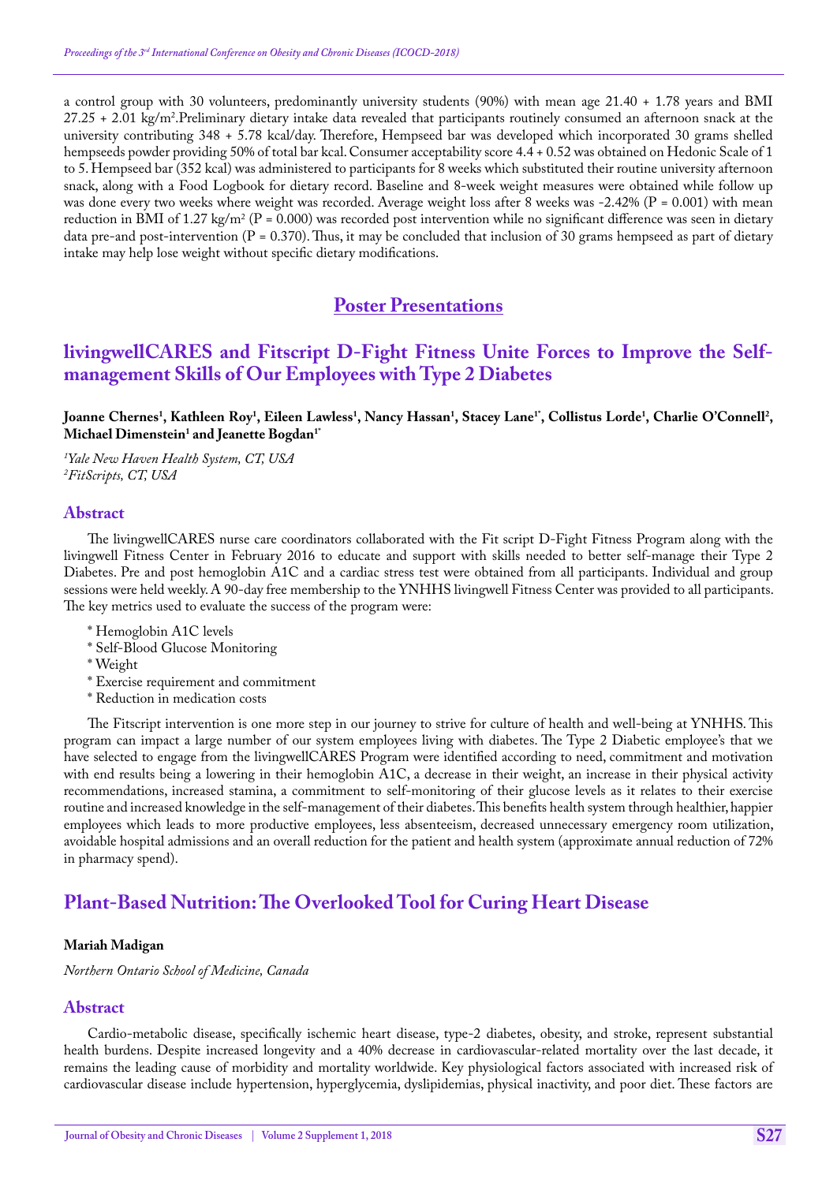a control group with 30 volunteers, predominantly university students (90%) with mean age 21.40 + 1.78 years and BMI 27.25 + 2.01 kg/m$^2$.Preliminary dietary intake data revealed that participants routinely consumed an afternoon snack at the university contributing 348 + 5.78 kcal/day. Therefore, Hempseed bar was developed which incorporated 30 grams shelled hempseeds powder providing 50% of total bar kcal. Consumer acceptability score 4.4 + 0.52 was obtained on Hedonic Scale of 1 to 5. Hempseed bar (352 kcal) was administered to participants for 8 weeks which substituted their routine university afternoon snack, along with a Food Logbook for dietary record. Baseline and 8-week weight measures were obtained while follow up was done every two weeks where weight was recorded. Average weight loss after 8 weeks was -2.42% (P = 0.001) with mean reduction in BMI of 1.27 kg/m$^2$ (P = 0.000) was recorded post intervention while no significant difference was seen in dietary data pre-and post-intervention (P = 0.370). Thus, it may be concluded that inclusion of 30 grams hempseed as part of dietary intake may help lose weight without specific dietary modifications.

# Poster Presentations

## livingwellCARES and Fitscript D-Fight Fitness Unite Forces to Improve the Self-management Skills of Our Employees with Type 2 Diabetes

**Joanne Chernes[1], Kathleen Roy[1], Eileen Lawless[1], Nancy Hassan[1], Stacey Lane[1*], Collistus Lorde[1], Charlie O'Connell[2], Michael Dimenstein[1] and Jeanette Bogdan[1*]**

*[1]Yale New Haven Health System, CT, USA*
*[2]FitScripts, CT, USA*

### Abstract

The livingwellCARES nurse care coordinators collaborated with the Fit script D-Fight Fitness Program along with the livingwell Fitness Center in February 2016 to educate and support with skills needed to better self-manage their Type 2 Diabetes. Pre and post hemoglobin A1C and a cardiac stress test were obtained from all participants. Individual and group sessions were held weekly. A 90-day free membership to the YNHHS livingwell Fitness Center was provided to all participants. The key metrics used to evaluate the success of the program were:

* Hemoglobin A1C levels
* Self-Blood Glucose Monitoring
* Weight
* Exercise requirement and commitment
* Reduction in medication costs

The Fitscript intervention is one more step in our journey to strive for culture of health and well-being at YNHHS. This program can impact a large number of our system employees living with diabetes. The Type 2 Diabetic employee's that we have selected to engage from the livingwellCARES Program were identified according to need, commitment and motivation with end results being a lowering in their hemoglobin A1C, a decrease in their weight, an increase in their physical activity recommendations, increased stamina, a commitment to self-monitoring of their glucose levels as it relates to their exercise routine and increased knowledge in the self-management of their diabetes. This benefits health system through healthier, happier employees which leads to more productive employees, less absenteeism, decreased unnecessary emergency room utilization, avoidable hospital admissions and an overall reduction for the patient and health system (approximate annual reduction of 72% in pharmacy spend).

## Plant-Based Nutrition: The Overlooked Tool for Curing Heart Disease

**Mariah Madigan**

*Northern Ontario School of Medicine, Canada*

### Abstract

Cardio-metabolic disease, specifically ischemic heart disease, type-2 diabetes, obesity, and stroke, represent substantial health burdens. Despite increased longevity and a 40% decrease in cardiovascular-related mortality over the last decade, it remains the leading cause of morbidity and mortality worldwide. Key physiological factors associated with increased risk of cardiovascular disease include hypertension, hyperglycemia, dyslipidemias, physical inactivity, and poor diet. These factors are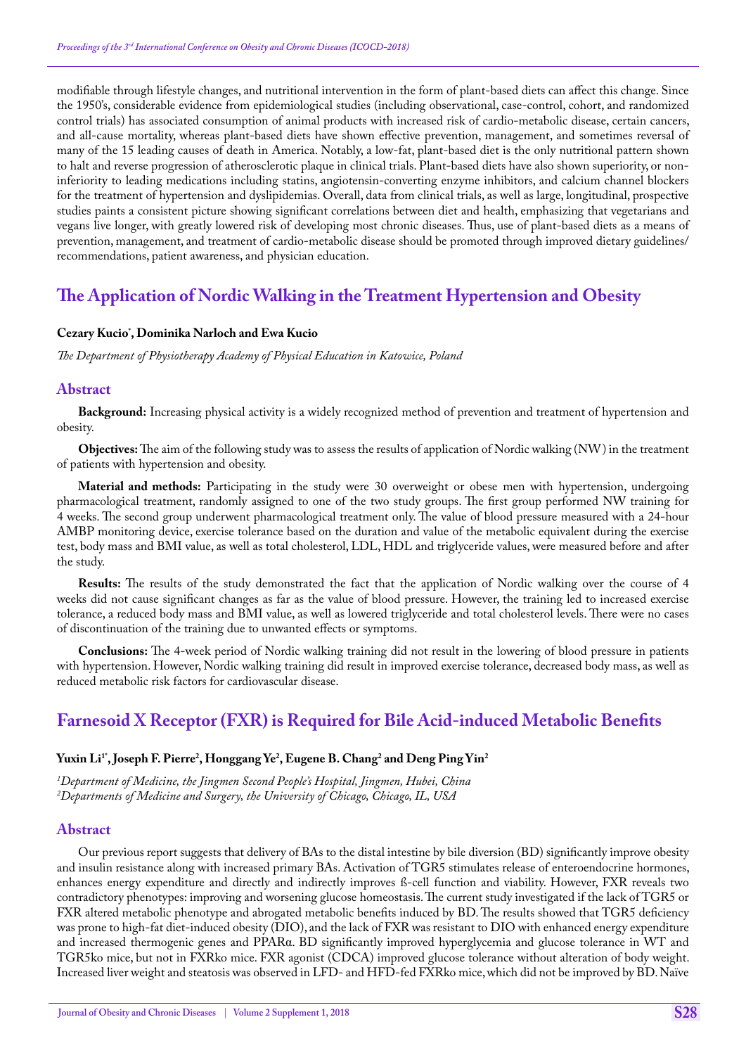modifiable through lifestyle changes, and nutritional intervention in the form of plant-based diets can affect this change. Since the 1950's, considerable evidence from epidemiological studies (including observational, case-control, cohort, and randomized control trials) has associated consumption of animal products with increased risk of cardio-metabolic disease, certain cancers, and all-cause mortality, whereas plant-based diets have shown effective prevention, management, and sometimes reversal of many of the 15 leading causes of death in America. Notably, a low-fat, plant-based diet is the only nutritional pattern shown to halt and reverse progression of atherosclerotic plaque in clinical trials. Plant-based diets have also shown superiority, or non-inferiority to leading medications including statins, angiotensin-converting enzyme inhibitors, and calcium channel blockers for the treatment of hypertension and dyslipidemias. Overall, data from clinical trials, as well as large, longitudinal, prospective studies paints a consistent picture showing significant correlations between diet and health, emphasizing that vegetarians and vegans live longer, with greatly lowered risk of developing most chronic diseases. Thus, use of plant-based diets as a means of prevention, management, and treatment of cardio-metabolic disease should be promoted through improved dietary guidelines/recommendations, patient awareness, and physician education.

## The Application of Nordic Walking in the Treatment Hypertension and Obesity

**Cezary Kucio*, Dominika Narloch and Ewa Kucio**

*The Department of Physiotherapy Academy of Physical Education in Katowice, Poland*

### Abstract

**Background:** Increasing physical activity is a widely recognized method of prevention and treatment of hypertension and obesity.

**Objectives:** The aim of the following study was to assess the results of application of Nordic walking (NW) in the treatment of patients with hypertension and obesity.

**Material and methods:** Participating in the study were 30 overweight or obese men with hypertension, undergoing pharmacological treatment, randomly assigned to one of the two study groups. The first group performed NW training for 4 weeks. The second group underwent pharmacological treatment only. The value of blood pressure measured with a 24-hour AMBP monitoring device, exercise tolerance based on the duration and value of the metabolic equivalent during the exercise test, body mass and BMI value, as well as total cholesterol, LDL, HDL and triglyceride values, were measured before and after the study.

**Results:** The results of the study demonstrated the fact that the application of Nordic walking over the course of 4 weeks did not cause significant changes as far as the value of blood pressure. However, the training led to increased exercise tolerance, a reduced body mass and BMI value, as well as lowered triglyceride and total cholesterol levels. There were no cases of discontinuation of the training due to unwanted effects or symptoms.

**Conclusions:** The 4-week period of Nordic walking training did not result in the lowering of blood pressure in patients with hypertension. However, Nordic walking training did result in improved exercise tolerance, decreased body mass, as well as reduced metabolic risk factors for cardiovascular disease.

## Farnesoid X Receptor (FXR) is Required for Bile Acid-induced Metabolic Benefits

**Yuxin Li[1*], Joseph F. Pierre[2], Honggang Ye[2], Eugene B. Chang[2] and Deng Ping Yin[2]**

*[1]Department of Medicine, the Jingmen Second People's Hospital, Jingmen, Hubei, China*
*[2]Departments of Medicine and Surgery, the University of Chicago, Chicago, IL, USA*

### Abstract

Our previous report suggests that delivery of BAs to the distal intestine by bile diversion (BD) significantly improve obesity and insulin resistance along with increased primary BAs. Activation of TGR5 stimulates release of enteroendocrine hormones, enhances energy expenditure and directly and indirectly improves ß-cell function and viability. However, FXR reveals two contradictory phenotypes: improving and worsening glucose homeostasis. The current study investigated if the lack of TGR5 or FXR altered metabolic phenotype and abrogated metabolic benefits induced by BD. The results showed that TGR5 deficiency was prone to high-fat diet-induced obesity (DIO), and the lack of FXR was resistant to DIO with enhanced energy expenditure and increased thermogenic genes and PPARα. BD significantly improved hyperglycemia and glucose tolerance in WT and TGR5ko mice, but not in FXRko mice. FXR agonist (CDCA) improved glucose tolerance without alteration of body weight. Increased liver weight and steatosis was observed in LFD- and HFD-fed FXRko mice, which did not be improved by BD. Naïve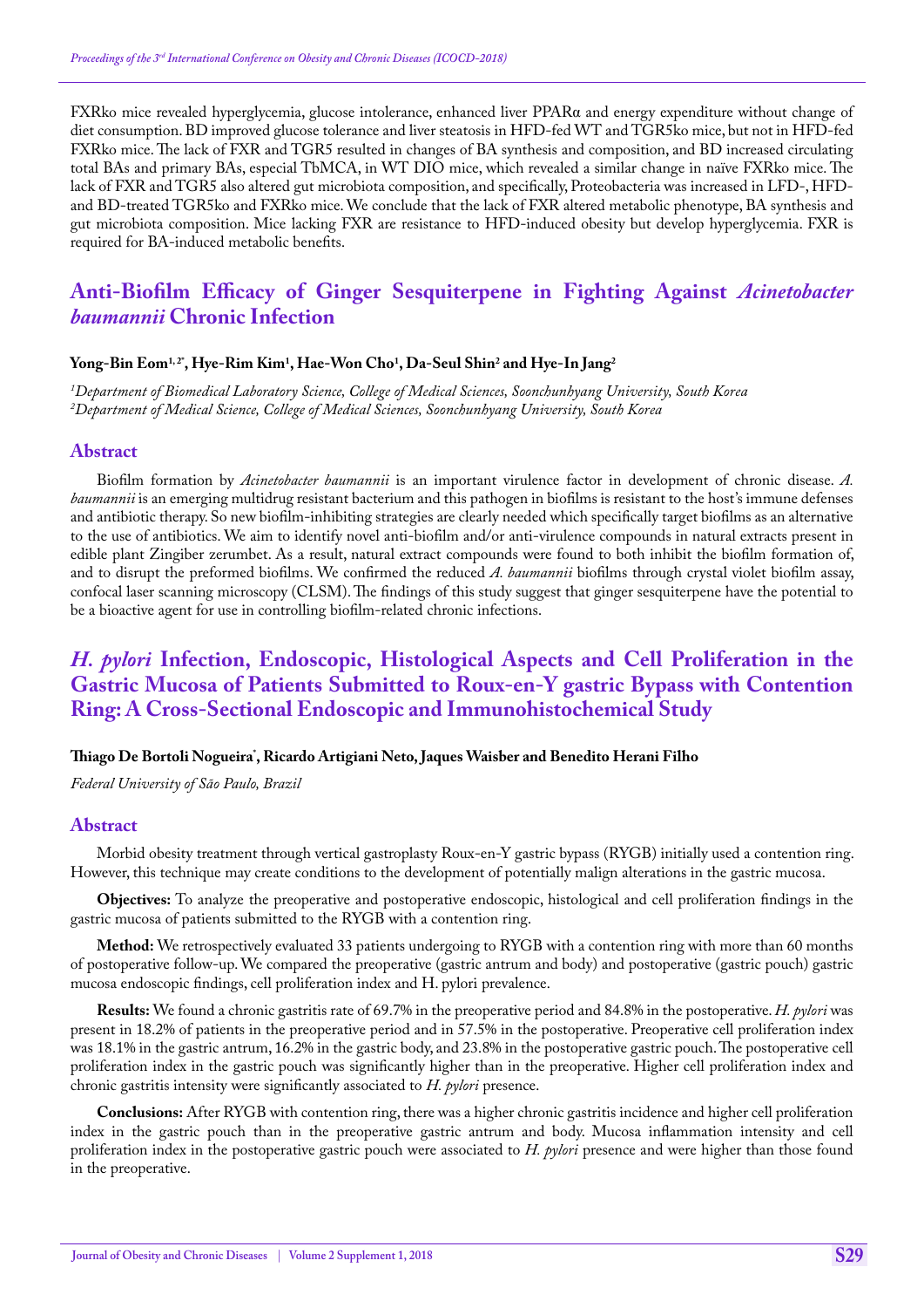FXRko mice revealed hyperglycemia, glucose intolerance, enhanced liver PPARα and energy expenditure without change of diet consumption. BD improved glucose tolerance and liver steatosis in HFD-fed WT and TGR5ko mice, but not in HFD-fed FXRko mice. The lack of FXR and TGR5 resulted in changes of BA synthesis and composition, and BD increased circulating total BAs and primary BAs, especial TbMCA, in WT DIO mice, which revealed a similar change in naïve FXRko mice. The lack of FXR and TGR5 also altered gut microbiota composition, and specifically, Proteobacteria was increased in LFD-, HFD- and BD-treated TGR5ko and FXRko mice. We conclude that the lack of FXR altered metabolic phenotype, BA synthesis and gut microbiota composition. Mice lacking FXR are resistance to HFD-induced obesity but develop hyperglycemia. FXR is required for BA-induced metabolic benefits.

## Anti-Biofilm Efficacy of Ginger Sesquiterpene in Fighting Against *Acinetobacter baumannii* Chronic Infection

**Yong-Bin Eom[1,2*], Hye-Rim Kim[1], Hae-Won Cho[1], Da-Seul Shin[2] and Hye-In Jang[2]**

*[1]Department of Biomedical Laboratory Science, College of Medical Sciences, Soonchunhyang University, South Korea*
*[2]Department of Medical Science, College of Medical Sciences, Soonchunhyang University, South Korea*

### Abstract

Biofilm formation by *Acinetobacter baumannii* is an important virulence factor in development of chronic disease. *A. baumannii* is an emerging multidrug resistant bacterium and this pathogen in biofilms is resistant to the host's immune defenses and antibiotic therapy. So new biofilm-inhibiting strategies are clearly needed which specifically target biofilms as an alternative to the use of antibiotics. We aim to identify novel anti-biofilm and/or anti-virulence compounds in natural extracts present in edible plant Zingiber zerumbet. As a result, natural extract compounds were found to both inhibit the biofilm formation of, and to disrupt the preformed biofilms. We confirmed the reduced *A. baumannii* biofilms through crystal violet biofilm assay, confocal laser scanning microscopy (CLSM). The findings of this study suggest that ginger sesquiterpene have the potential to be a bioactive agent for use in controlling biofilm-related chronic infections.

## *H. pylori* Infection, Endoscopic, Histological Aspects and Cell Proliferation in the Gastric Mucosa of Patients Submitted to Roux-en-Y gastric Bypass with Contention Ring: A Cross-Sectional Endoscopic and Immunohistochemical Study

**Thiago De Bortoli Nogueira*, Ricardo Artigiani Neto, Jaques Waisber and Benedito Herani Filho**

*Federal University of São Paulo, Brazil*

### Abstract

Morbid obesity treatment through vertical gastroplasty Roux-en-Y gastric bypass (RYGB) initially used a contention ring. However, this technique may create conditions to the development of potentially malign alterations in the gastric mucosa.

**Objectives:** To analyze the preoperative and postoperative endoscopic, histological and cell proliferation findings in the gastric mucosa of patients submitted to the RYGB with a contention ring.

**Method:** We retrospectively evaluated 33 patients undergoing to RYGB with a contention ring with more than 60 months of postoperative follow-up. We compared the preoperative (gastric antrum and body) and postoperative (gastric pouch) gastric mucosa endoscopic findings, cell proliferation index and H. pylori prevalence.

**Results:** We found a chronic gastritis rate of 69.7% in the preoperative period and 84.8% in the postoperative. *H. pylori* was present in 18.2% of patients in the preoperative period and in 57.5% in the postoperative. Preoperative cell proliferation index was 18.1% in the gastric antrum, 16.2% in the gastric body, and 23.8% in the postoperative gastric pouch. The postoperative cell proliferation index in the gastric pouch was significantly higher than in the preoperative. Higher cell proliferation index and chronic gastritis intensity were significantly associated to *H. pylori* presence.

**Conclusions:** After RYGB with contention ring, there was a higher chronic gastritis incidence and higher cell proliferation index in the gastric pouch than in the preoperative gastric antrum and body. Mucosa inflammation intensity and cell proliferation index in the postoperative gastric pouch were associated to *H. pylori* presence and were higher than those found in the preoperative.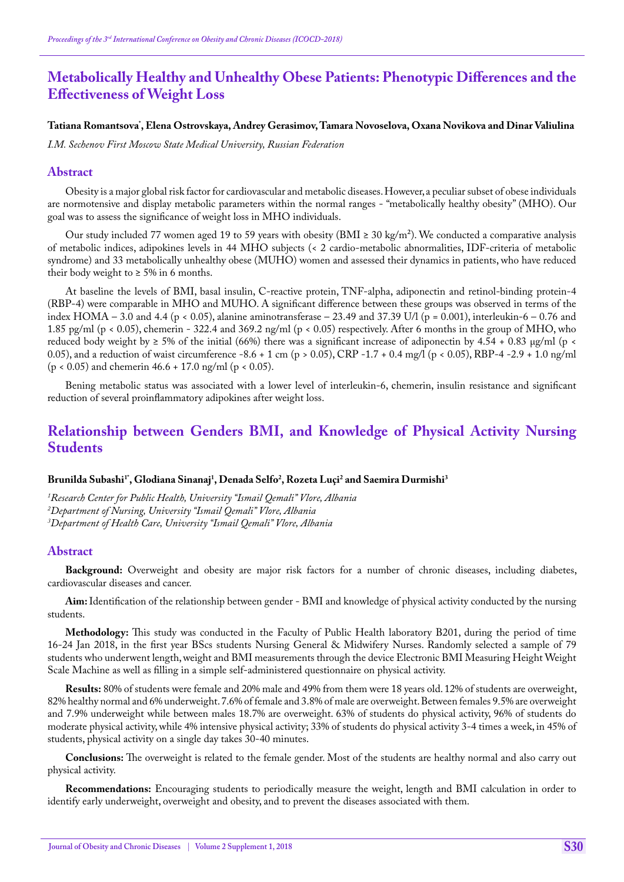# Metabolically Healthy and Unhealthy Obese Patients: Phenotypic Differences and the Effectiveness of Weight Loss

**Tatiana Romantsova*, Elena Ostrovskaya, Andrey Gerasimov, Tamara Novoselova, Oxana Novikova and Dinar Valiulina**

*I.M. Sechenov First Moscow State Medical University, Russian Federation*

## Abstract

Obesity is a major global risk factor for cardiovascular and metabolic diseases. However, a peculiar subset of obese individuals are normotensive and display metabolic parameters within the normal ranges - "metabolically healthy obesity" (MHO). Our goal was to assess the significance of weight loss in MHO individuals.

Our study included 77 women aged 19 to 59 years with obesity (BMI ≥ 30 kg/m$^2$). We conducted a comparative analysis of metabolic indices, adipokines levels in 44 MHO subjects (< 2 cardio-metabolic abnormalities, IDF-criteria of metabolic syndrome) and 33 metabolically unhealthy obese (MUHO) women and assessed their dynamics in patients, who have reduced their body weight to ≥ 5% in 6 months.

At baseline the levels of BMI, basal insulin, C-reactive protein, TNF-alpha, adiponectin and retinol-binding protein-4 (RBP-4) were comparable in MHO and MUHO. A significant difference between these groups was observed in terms of the index HOMA – 3.0 and 4.4 ($p < 0.05$), alanine aminotransferase – 23.49 and 37.39 U/l ($p = 0.001$), interleukin-6 – 0.76 and 1.85 pg/ml ($p < 0.05$), chemerin - 322.4 and 369.2 ng/ml ($p < 0.05$) respectively. After 6 months in the group of MHO, who reduced body weight by ≥ 5% of the initial (66%) there was a significant increase of adiponectin by 4.54 + 0.83 µg/ml ($p < 0.05$), and a reduction of waist circumference -8.6 + 1 cm ($p > 0.05$), CRP -1.7 + 0.4 mg/l ($p < 0.05$), RBP-4 -2.9 + 1.0 ng/ml ($p < 0.05$) and chemerin 46.6 + 17.0 ng/ml ($p < 0.05$).

Bening metabolic status was associated with a lower level of interleukin-6, chemerin, insulin resistance and significant reduction of several proinflammatory adipokines after weight loss.

# Relationship between Genders BMI, and Knowledge of Physical Activity Nursing Students

**Brunilda Subashi[1*], Glodiana Sinanaj[1], Denada Selfo[2], Rozeta Luçi[2] and Saemira Durmishi[3]**

*[1]Research Center for Public Health, University "Ismail Qemali" Vlore, Albania*
*[2]Department of Nursing, University "Ismail Qemali" Vlore, Albania*
*[3]Department of Health Care, University "Ismail Qemali" Vlore, Albania*

## Abstract

**Background:** Overweight and obesity are major risk factors for a number of chronic diseases, including diabetes, cardiovascular diseases and cancer.

**Aim:** Identification of the relationship between gender - BMI and knowledge of physical activity conducted by the nursing students.

**Methodology:** This study was conducted in the Faculty of Public Health laboratory B201, during the period of time 16-24 Jan 2018, in the first year BScs students Nursing General & Midwifery Nurses. Randomly selected a sample of 79 students who underwent length, weight and BMI measurements through the device Electronic BMI Measuring Height Weight Scale Machine as well as filling in a simple self-administered questionnaire on physical activity.

**Results:** 80% of students were female and 20% male and 49% from them were 18 years old. 12% of students are overweight, 82% healthy normal and 6% underweight. 7.6% of female and 3.8% of male are overweight. Between females 9.5% are overweight and 7.9% underweight while between males 18.7% are overweight. 63% of students do physical activity, 96% of students do moderate physical activity, while 4% intensive physical activity; 33% of students do physical activity 3-4 times a week, in 45% of students, physical activity on a single day takes 30-40 minutes.

**Conclusions:** The overweight is related to the female gender. Most of the students are healthy normal and also carry out physical activity.

**Recommendations:** Encouraging students to periodically measure the weight, length and BMI calculation in order to identify early underweight, overweight and obesity, and to prevent the diseases associated with them.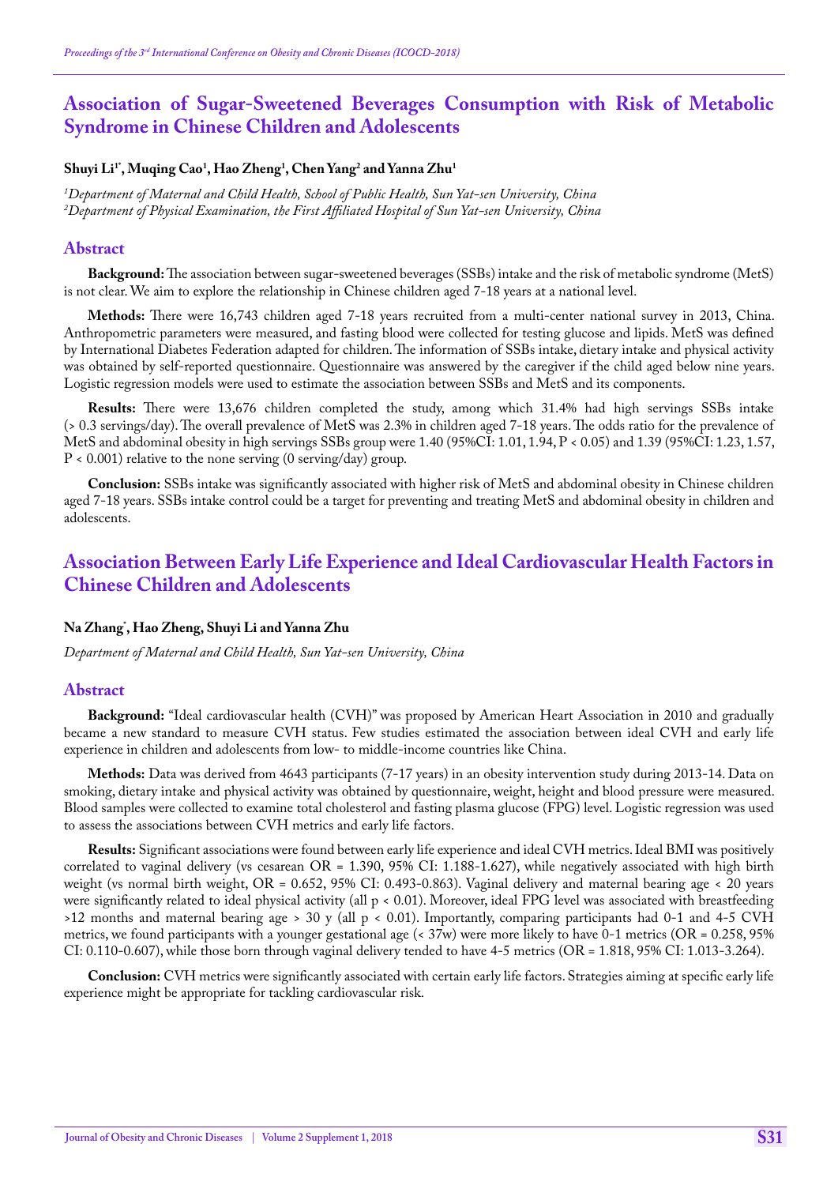## Association of Sugar-Sweetened Beverages Consumption with Risk of Metabolic Syndrome in Chinese Children and Adolescents

**Shuyi Li[1*], Muqing Cao[1], Hao Zheng[1], Chen Yang[2] and Yanna Zhu[1]**

*[1]Department of Maternal and Child Health, School of Public Health, Sun Yat-sen University, China*
*[2]Department of Physical Examination, the First Affiliated Hospital of Sun Yat-sen University, China*

### Abstract

**Background:** The association between sugar-sweetened beverages (SSBs) intake and the risk of metabolic syndrome (MetS) is not clear. We aim to explore the relationship in Chinese children aged 7-18 years at a national level.

**Methods:** There were 16,743 children aged 7-18 years recruited from a multi-center national survey in 2013, China. Anthropometric parameters were measured, and fasting blood were collected for testing glucose and lipids. MetS was defined by International Diabetes Federation adapted for children. The information of SSBs intake, dietary intake and physical activity was obtained by self-reported questionnaire. Questionnaire was answered by the caregiver if the child aged below nine years. Logistic regression models were used to estimate the association between SSBs and MetS and its components.

**Results:** There were 13,676 children completed the study, among which 31.4% had high servings SSBs intake (> 0.3 servings/day). The overall prevalence of MetS was 2.3% in children aged 7-18 years. The odds ratio for the prevalence of MetS and abdominal obesity in high servings SSBs group were 1.40 (95%CI: 1.01, 1.94, $P < 0.05$) and 1.39 (95%CI: 1.23, 1.57, $P < 0.001$) relative to the none serving (0 serving/day) group.

**Conclusion:** SSBs intake was significantly associated with higher risk of MetS and abdominal obesity in Chinese children aged 7-18 years. SSBs intake control could be a target for preventing and treating MetS and abdominal obesity in children and adolescents.

## Association Between Early Life Experience and Ideal Cardiovascular Health Factors in Chinese Children and Adolescents

**Na Zhang*, Hao Zheng, Shuyi Li and Yanna Zhu**

*Department of Maternal and Child Health, Sun Yat-sen University, China*

### Abstract

**Background:** "Ideal cardiovascular health (CVH)" was proposed by American Heart Association in 2010 and gradually became a new standard to measure CVH status. Few studies estimated the association between ideal CVH and early life experience in children and adolescents from low- to middle-income countries like China.

**Methods:** Data was derived from 4643 participants (7-17 years) in an obesity intervention study during 2013-14. Data on smoking, dietary intake and physical activity was obtained by questionnaire, weight, height and blood pressure were measured. Blood samples were collected to examine total cholesterol and fasting plasma glucose (FPG) level. Logistic regression was used to assess the associations between CVH metrics and early life factors.

**Results:** Significant associations were found between early life experience and ideal CVH metrics. Ideal BMI was positively correlated to vaginal delivery (vs cesarean OR = 1.390, 95% CI: 1.188-1.627), while negatively associated with high birth weight (vs normal birth weight, OR = 0.652, 95% CI: 0.493-0.863). Vaginal delivery and maternal bearing age < 20 years were significantly related to ideal physical activity (all $p < 0.01$). Moreover, ideal FPG level was associated with breastfeeding >12 months and maternal bearing age > 30 y (all $p < 0.01$). Importantly, comparing participants had 0-1 and 4-5 CVH metrics, we found participants with a younger gestational age (< 37w) were more likely to have 0-1 metrics (OR = 0.258, 95% CI: 0.110-0.607), while those born through vaginal delivery tended to have 4-5 metrics (OR = 1.818, 95% CI: 1.013-3.264).

**Conclusion:** CVH metrics were significantly associated with certain early life factors. Strategies aiming at specific early life experience might be appropriate for tackling cardiovascular risk.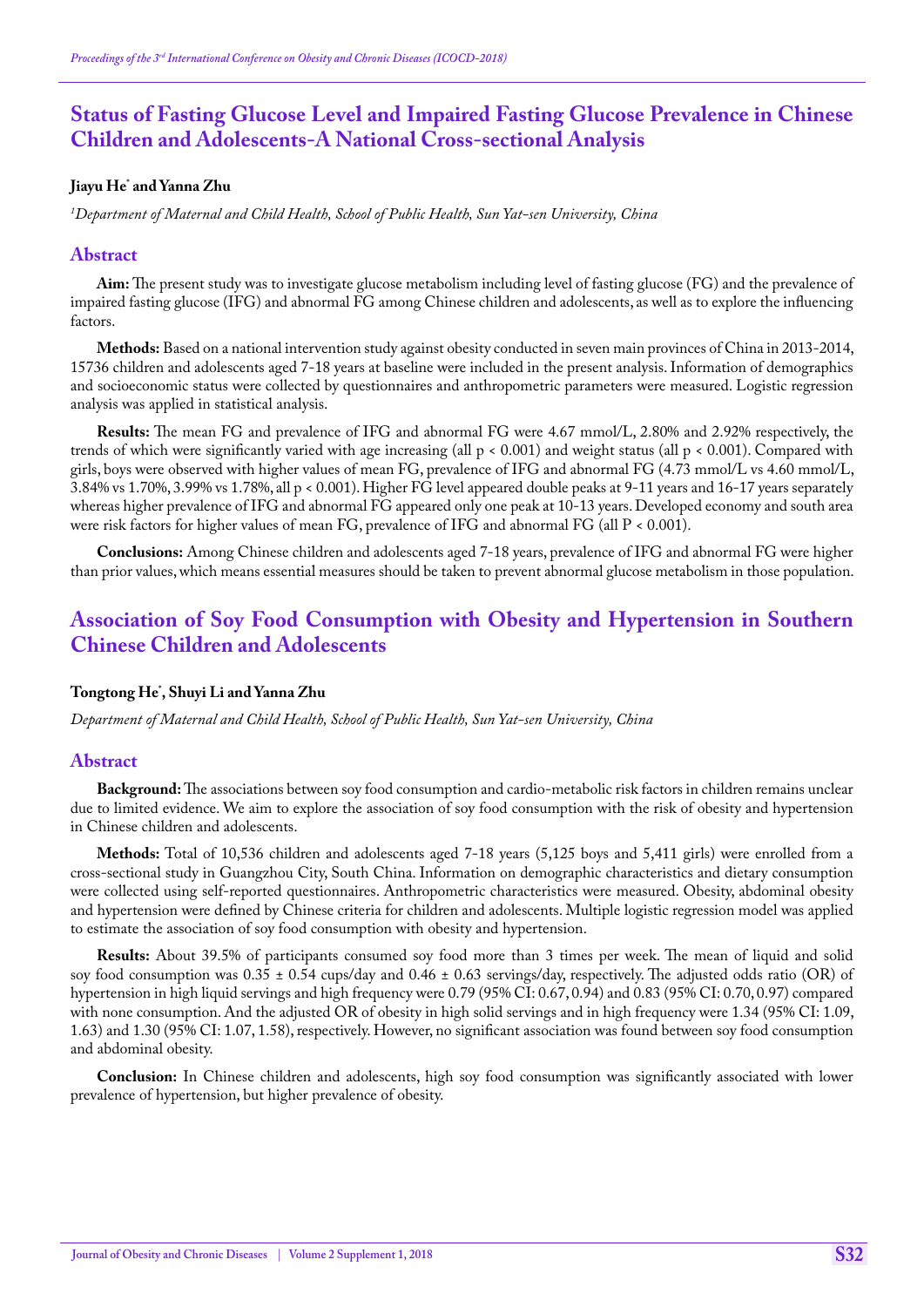## Status of Fasting Glucose Level and Impaired Fasting Glucose Prevalence in Chinese Children and Adolescents-A National Cross-sectional Analysis

**Jiayu He\* and Yanna Zhu**

*[1]Department of Maternal and Child Health, School of Public Health, Sun Yat-sen University, China*

### Abstract

**Aim:** The present study was to investigate glucose metabolism including level of fasting glucose (FG) and the prevalence of impaired fasting glucose (IFG) and abnormal FG among Chinese children and adolescents, as well as to explore the influencing factors.

**Methods:** Based on a national intervention study against obesity conducted in seven main provinces of China in 2013-2014, 15736 children and adolescents aged 7-18 years at baseline were included in the present analysis. Information of demographics and socioeconomic status were collected by questionnaires and anthropometric parameters were measured. Logistic regression analysis was applied in statistical analysis.

**Results:** The mean FG and prevalence of IFG and abnormal FG were 4.67 mmol/L, 2.80% and 2.92% respectively, the trends of which were significantly varied with age increasing (all $p < 0.001$) and weight status (all $p < 0.001$). Compared with girls, boys were observed with higher values of mean FG, prevalence of IFG and abnormal FG (4.73 mmol/L vs 4.60 mmol/L, 3.84% vs 1.70%, 3.99% vs 1.78%, all $p < 0.001$). Higher FG level appeared double peaks at 9-11 years and 16-17 years separately whereas higher prevalence of IFG and abnormal FG appeared only one peak at 10-13 years. Developed economy and south area were risk factors for higher values of mean FG, prevalence of IFG and abnormal FG (all $P < 0.001$).

**Conclusions:** Among Chinese children and adolescents aged 7-18 years, prevalence of IFG and abnormal FG were higher than prior values, which means essential measures should be taken to prevent abnormal glucose metabolism in those population.

## Association of Soy Food Consumption with Obesity and Hypertension in Southern Chinese Children and Adolescents

**Tongtong He\*, Shuyi Li and Yanna Zhu**

*Department of Maternal and Child Health, School of Public Health, Sun Yat-sen University, China*

### Abstract

**Background:** The associations between soy food consumption and cardio-metabolic risk factors in children remains unclear due to limited evidence. We aim to explore the association of soy food consumption with the risk of obesity and hypertension in Chinese children and adolescents.

**Methods:** Total of 10,536 children and adolescents aged 7-18 years (5,125 boys and 5,411 girls) were enrolled from a cross-sectional study in Guangzhou City, South China. Information on demographic characteristics and dietary consumption were collected using self-reported questionnaires. Anthropometric characteristics were measured. Obesity, abdominal obesity and hypertension were defined by Chinese criteria for children and adolescents. Multiple logistic regression model was applied to estimate the association of soy food consumption with obesity and hypertension.

**Results:** About 39.5% of participants consumed soy food more than 3 times per week. The mean of liquid and solid soy food consumption was $0.35 \pm 0.54$ cups/day and $0.46 \pm 0.63$ servings/day, respectively. The adjusted odds ratio (OR) of hypertension in high liquid servings and high frequency were 0.79 (95% CI: 0.67, 0.94) and 0.83 (95% CI: 0.70, 0.97) compared with none consumption. And the adjusted OR of obesity in high solid servings and in high frequency were 1.34 (95% CI: 1.09, 1.63) and 1.30 (95% CI: 1.07, 1.58), respectively. However, no significant association was found between soy food consumption and abdominal obesity.

**Conclusion:** In Chinese children and adolescents, high soy food consumption was significantly associated with lower prevalence of hypertension, but higher prevalence of obesity.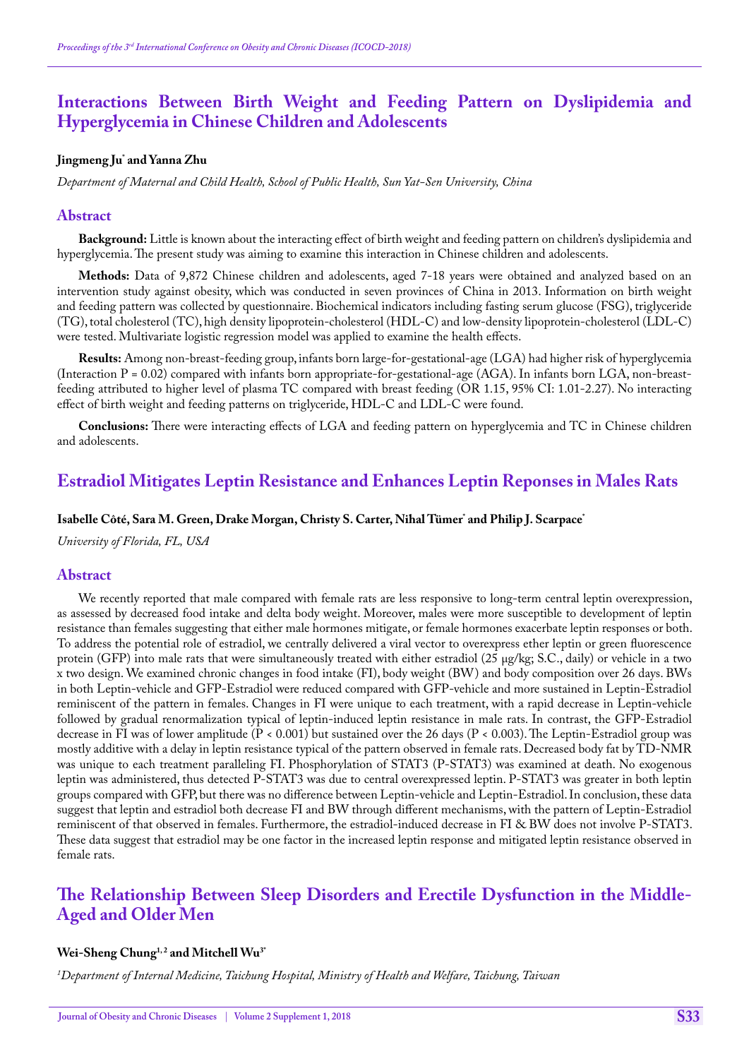## Interactions Between Birth Weight and Feeding Pattern on Dyslipidemia and Hyperglycemia in Chinese Children and Adolescents

**Jingmeng Ju* and Yanna Zhu**

*Department of Maternal and Child Health, School of Public Health, Sun Yat-Sen University, China*

### Abstract

**Background:** Little is known about the interacting effect of birth weight and feeding pattern on children's dyslipidemia and hyperglycemia. The present study was aiming to examine this interaction in Chinese children and adolescents.

**Methods:** Data of 9,872 Chinese children and adolescents, aged 7-18 years were obtained and analyzed based on an intervention study against obesity, which was conducted in seven provinces of China in 2013. Information on birth weight and feeding pattern was collected by questionnaire. Biochemical indicators including fasting serum glucose (FSG), triglyceride (TG), total cholesterol (TC), high density lipoprotein-cholesterol (HDL-C) and low-density lipoprotein-cholesterol (LDL-C) were tested. Multivariate logistic regression model was applied to examine the health effects.

**Results:** Among non-breast-feeding group, infants born large-for-gestational-age (LGA) had higher risk of hyperglycemia (Interaction P = 0.02) compared with infants born appropriate-for-gestational-age (AGA). In infants born LGA, non-breast-feeding attributed to higher level of plasma TC compared with breast feeding (OR 1.15, 95% CI: 1.01-2.27). No interacting effect of birth weight and feeding patterns on triglyceride, HDL-C and LDL-C were found.

**Conclusions:** There were interacting effects of LGA and feeding pattern on hyperglycemia and TC in Chinese children and adolescents.

## Estradiol Mitigates Leptin Resistance and Enhances Leptin Reponses in Males Rats

**Isabelle Côté, Sara M. Green, Drake Morgan, Christy S. Carter, Nihal Tümer* and Philip J. Scarpace***

*University of Florida, FL, USA*

### Abstract

We recently reported that male compared with female rats are less responsive to long-term central leptin overexpression, as assessed by decreased food intake and delta body weight. Moreover, males were more susceptible to development of leptin resistance than females suggesting that either male hormones mitigate, or female hormones exacerbate leptin responses or both. To address the potential role of estradiol, we centrally delivered a viral vector to overexpress ether leptin or green fluorescence protein (GFP) into male rats that were simultaneously treated with either estradiol (25 μg/kg; S.C., daily) or vehicle in a two x two design. We examined chronic changes in food intake (FI), body weight (BW) and body composition over 26 days. BWs in both Leptin-vehicle and GFP-Estradiol were reduced compared with GFP-vehicle and more sustained in Leptin-Estradiol reminiscent of the pattern in females. Changes in FI were unique to each treatment, with a rapid decrease in Leptin-vehicle followed by gradual renormalization typical of leptin-induced leptin resistance in male rats. In contrast, the GFP-Estradiol decrease in FI was of lower amplitude ($P < 0.001$) but sustained over the 26 days ($P < 0.003$). The Leptin-Estradiol group was mostly additive with a delay in leptin resistance typical of the pattern observed in female rats. Decreased body fat by TD-NMR was unique to each treatment paralleling FI. Phosphorylation of STAT3 (P-STAT3) was examined at death. No exogenous leptin was administered, thus detected P-STAT3 was due to central overexpressed leptin. P-STAT3 was greater in both leptin groups compared with GFP, but there was no difference between Leptin-vehicle and Leptin-Estradiol. In conclusion, these data suggest that leptin and estradiol both decrease FI and BW through different mechanisms, with the pattern of Leptin-Estradiol reminiscent of that observed in females. Furthermore, the estradiol-induced decrease in FI & BW does not involve P-STAT3. These data suggest that estradiol may be one factor in the increased leptin response and mitigated leptin resistance observed in female rats.

## The Relationship Between Sleep Disorders and Erectile Dysfunction in the Middle-Aged and Older Men

**Wei-Sheng Chung[1,2] and Mitchell Wu[3]***

[1]*Department of Internal Medicine, Taichung Hospital, Ministry of Health and Welfare, Taichung, Taiwan*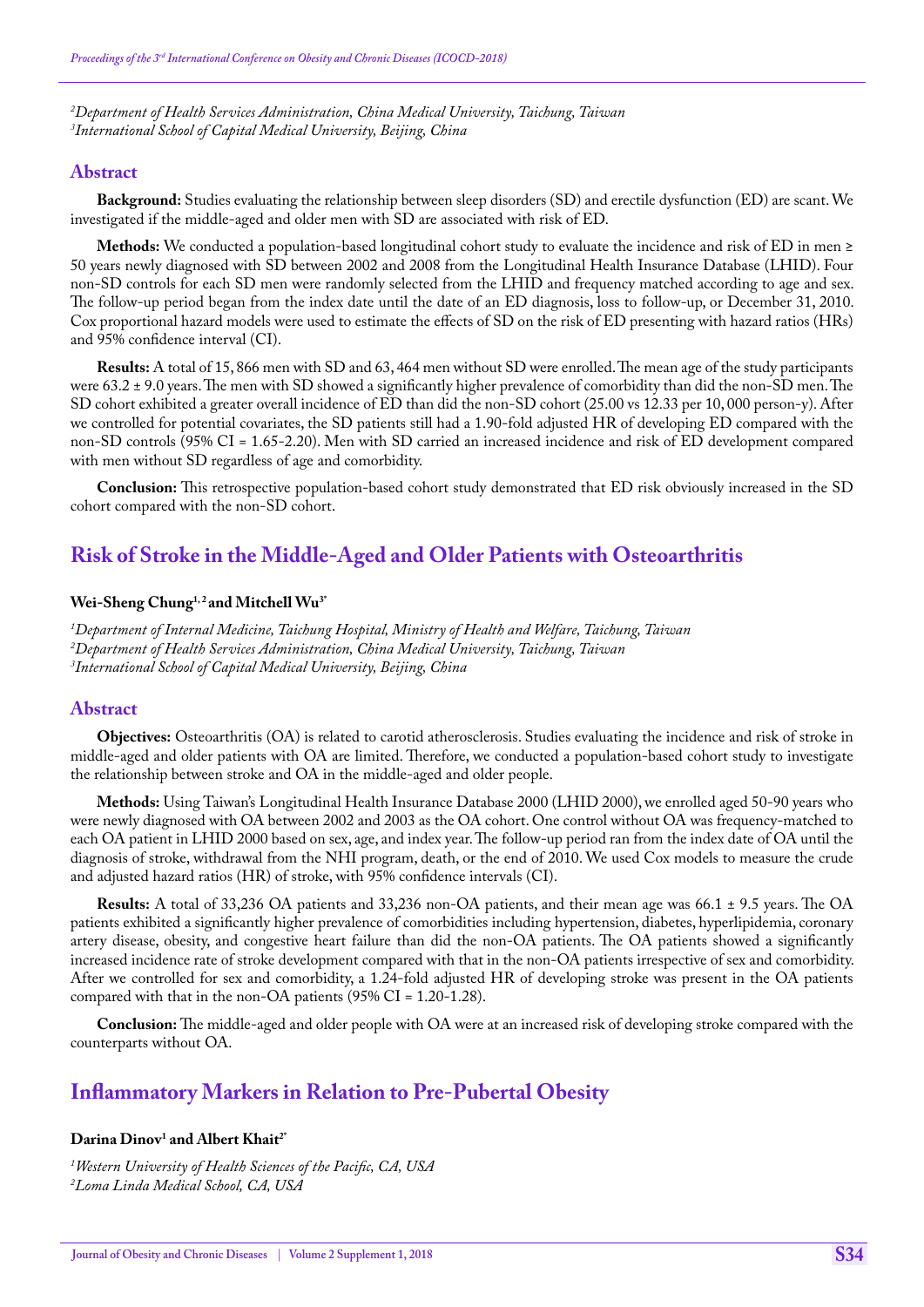[2]*Department of Health Services Administration, China Medical University, Taichung, Taiwan*
[3]*International School of Capital Medical University, Beijing, China*

### Abstract

**Background:** Studies evaluating the relationship between sleep disorders (SD) and erectile dysfunction (ED) are scant. We investigated if the middle-aged and older men with SD are associated with risk of ED.

**Methods:** We conducted a population-based longitudinal cohort study to evaluate the incidence and risk of ED in men ≥ 50 years newly diagnosed with SD between 2002 and 2008 from the Longitudinal Health Insurance Database (LHID). Four non-SD controls for each SD men were randomly selected from the LHID and frequency matched according to age and sex. The follow-up period began from the index date until the date of an ED diagnosis, loss to follow-up, or December 31, 2010. Cox proportional hazard models were used to estimate the effects of SD on the risk of ED presenting with hazard ratios (HRs) and 95% confidence interval (CI).

**Results:** A total of 15, 866 men with SD and 63, 464 men without SD were enrolled. The mean age of the study participants were 63.2 ± 9.0 years. The men with SD showed a significantly higher prevalence of comorbidity than did the non-SD men. The SD cohort exhibited a greater overall incidence of ED than did the non-SD cohort (25.00 vs 12.33 per 10, 000 person-y). After we controlled for potential covariates, the SD patients still had a 1.90-fold adjusted HR of developing ED compared with the non-SD controls (95% CI = 1.65-2.20). Men with SD carried an increased incidence and risk of ED development compared with men without SD regardless of age and comorbidity.

**Conclusion:** This retrospective population-based cohort study demonstrated that ED risk obviously increased in the SD cohort compared with the non-SD cohort.

## Risk of Stroke in the Middle-Aged and Older Patients with Osteoarthritis

**Wei-Sheng Chung[1, 2] and Mitchell Wu[3*]**

[1]*Department of Internal Medicine, Taichung Hospital, Ministry of Health and Welfare, Taichung, Taiwan*
[2]*Department of Health Services Administration, China Medical University, Taichung, Taiwan*
[3]*International School of Capital Medical University, Beijing, China*

### Abstract

**Objectives:** Osteoarthritis (OA) is related to carotid atherosclerosis. Studies evaluating the incidence and risk of stroke in middle-aged and older patients with OA are limited. Therefore, we conducted a population-based cohort study to investigate the relationship between stroke and OA in the middle-aged and older people.

**Methods:** Using Taiwan's Longitudinal Health Insurance Database 2000 (LHID 2000), we enrolled aged 50-90 years who were newly diagnosed with OA between 2002 and 2003 as the OA cohort. One control without OA was frequency-matched to each OA patient in LHID 2000 based on sex, age, and index year. The follow-up period ran from the index date of OA until the diagnosis of stroke, withdrawal from the NHI program, death, or the end of 2010. We used Cox models to measure the crude and adjusted hazard ratios (HR) of stroke, with 95% confidence intervals (CI).

**Results:** A total of 33,236 OA patients and 33,236 non-OA patients, and their mean age was 66.1 ± 9.5 years. The OA patients exhibited a significantly higher prevalence of comorbidities including hypertension, diabetes, hyperlipidemia, coronary artery disease, obesity, and congestive heart failure than did the non-OA patients. The OA patients showed a significantly increased incidence rate of stroke development compared with that in the non-OA patients irrespective of sex and comorbidity. After we controlled for sex and comorbidity, a 1.24-fold adjusted HR of developing stroke was present in the OA patients compared with that in the non-OA patients (95% CI = 1.20-1.28).

**Conclusion:** The middle-aged and older people with OA were at an increased risk of developing stroke compared with the counterparts without OA.

## Inflammatory Markers in Relation to Pre-Pubertal Obesity

**Darina Dinov[1] and Albert Khait[2*]**

[1]*Western University of Health Sciences of the Pacific, CA, USA*
[2]*Loma Linda Medical School, CA, USA*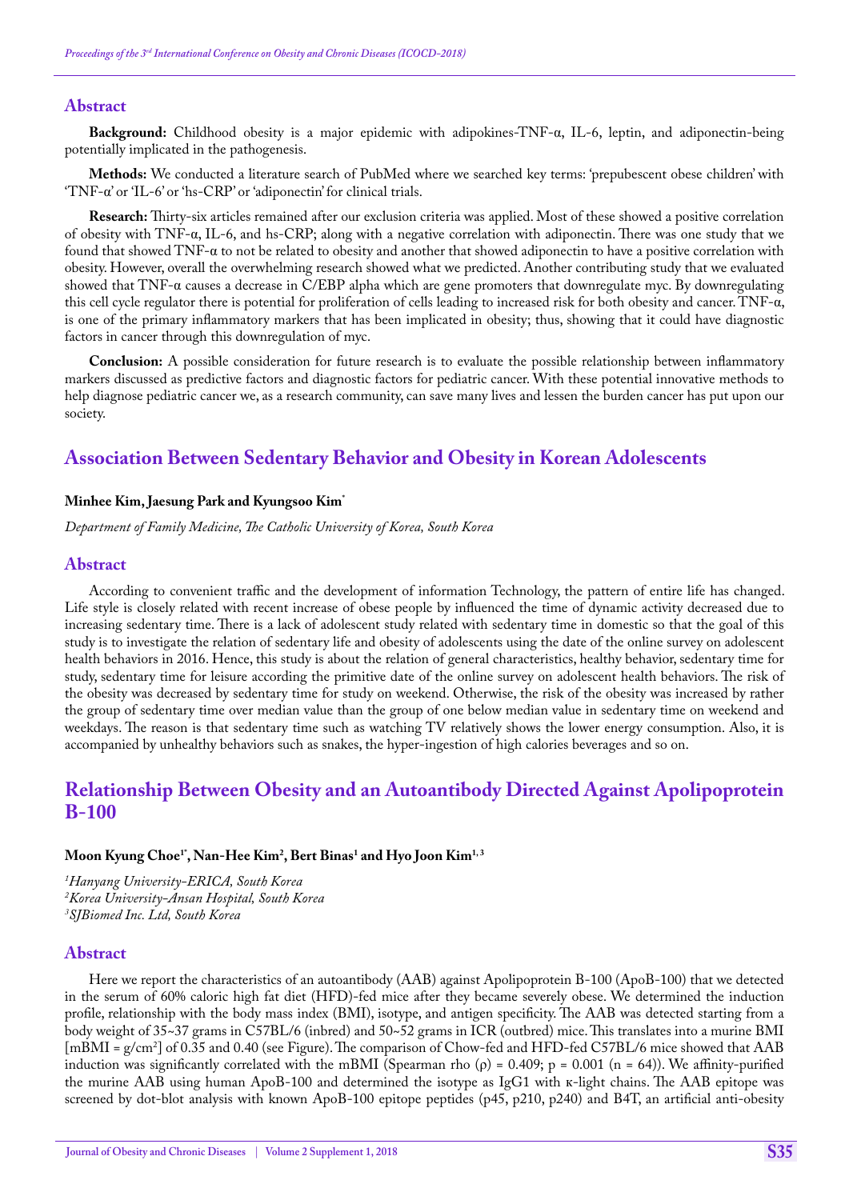## Abstract

**Background:** Childhood obesity is a major epidemic with adipokines-TNF-α, IL-6, leptin, and adiponectin-being potentially implicated in the pathogenesis.

**Methods:** We conducted a literature search of PubMed where we searched key terms: 'prepubescent obese children' with 'TNF-α' or 'IL-6' or 'hs-CRP' or 'adiponectin' for clinical trials.

**Research:** Thirty-six articles remained after our exclusion criteria was applied. Most of these showed a positive correlation of obesity with TNF-α, IL-6, and hs-CRP; along with a negative correlation with adiponectin. There was one study that we found that showed TNF-α to not be related to obesity and another that showed adiponectin to have a positive correlation with obesity. However, overall the overwhelming research showed what we predicted. Another contributing study that we evaluated showed that TNF-α causes a decrease in C/EBP alpha which are gene promoters that downregulate myc. By downregulating this cell cycle regulator there is potential for proliferation of cells leading to increased risk for both obesity and cancer. TNF-α, is one of the primary inflammatory markers that has been implicated in obesity; thus, showing that it could have diagnostic factors in cancer through this downregulation of myc.

**Conclusion:** A possible consideration for future research is to evaluate the possible relationship between inflammatory markers discussed as predictive factors and diagnostic factors for pediatric cancer. With these potential innovative methods to help diagnose pediatric cancer we, as a research community, can save many lives and lessen the burden cancer has put upon our society.

# Association Between Sedentary Behavior and Obesity in Korean Adolescents

**Minhee Kim, Jaesung Park and Kyungsoo Kim***

*Department of Family Medicine, The Catholic University of Korea, South Korea*

## Abstract

According to convenient traffic and the development of information Technology, the pattern of entire life has changed. Life style is closely related with recent increase of obese people by influenced the time of dynamic activity decreased due to increasing sedentary time. There is a lack of adolescent study related with sedentary time in domestic so that the goal of this study is to investigate the relation of sedentary life and obesity of adolescents using the date of the online survey on adolescent health behaviors in 2016. Hence, this study is about the relation of general characteristics, healthy behavior, sedentary time for study, sedentary time for leisure according the primitive date of the online survey on adolescent health behaviors. The risk of the obesity was decreased by sedentary time for study on weekend. Otherwise, the risk of the obesity was increased by rather the group of sedentary time over median value than the group of one below median value in sedentary time on weekend and weekdays. The reason is that sedentary time such as watching TV relatively shows the lower energy consumption. Also, it is accompanied by unhealthy behaviors such as snakes, the hyper-ingestion of high calories beverages and so on.

# Relationship Between Obesity and an Autoantibody Directed Against Apolipoprotein B-100

**Moon Kyung Choe[1*], Nan-Hee Kim[2], Bert Binas[1] and Hyo Joon Kim[1,3]**

*[1]Hanyang University-ERICA, South Korea*
*[2]Korea University-Ansan Hospital, South Korea*
*[3]SJBiomed Inc. Ltd, South Korea*

## Abstract

Here we report the characteristics of an autoantibody (AAB) against Apolipoprotein B-100 (ApoB-100) that we detected in the serum of 60% caloric high fat diet (HFD)-fed mice after they became severely obese. We determined the induction profile, relationship with the body mass index (BMI), isotype, and antigen specificity. The AAB was detected starting from a body weight of 35~37 grams in C57BL/6 (inbred) and 50~52 grams in ICR (outbred) mice. This translates into a murine BMI [mBMI = g/cm$^2$] of 0.35 and 0.40 (see Figure). The comparison of Chow-fed and HFD-fed C57BL/6 mice showed that AAB induction was significantly correlated with the mBMI (Spearman rho (ρ) = 0.409; p = 0.001 (n = 64)). We affinity-purified the murine AAB using human ApoB-100 and determined the isotype as IgG1 with κ-light chains. The AAB epitope was screened by dot-blot analysis with known ApoB-100 epitope peptides (p45, p210, p240) and B4T, an artificial anti-obesity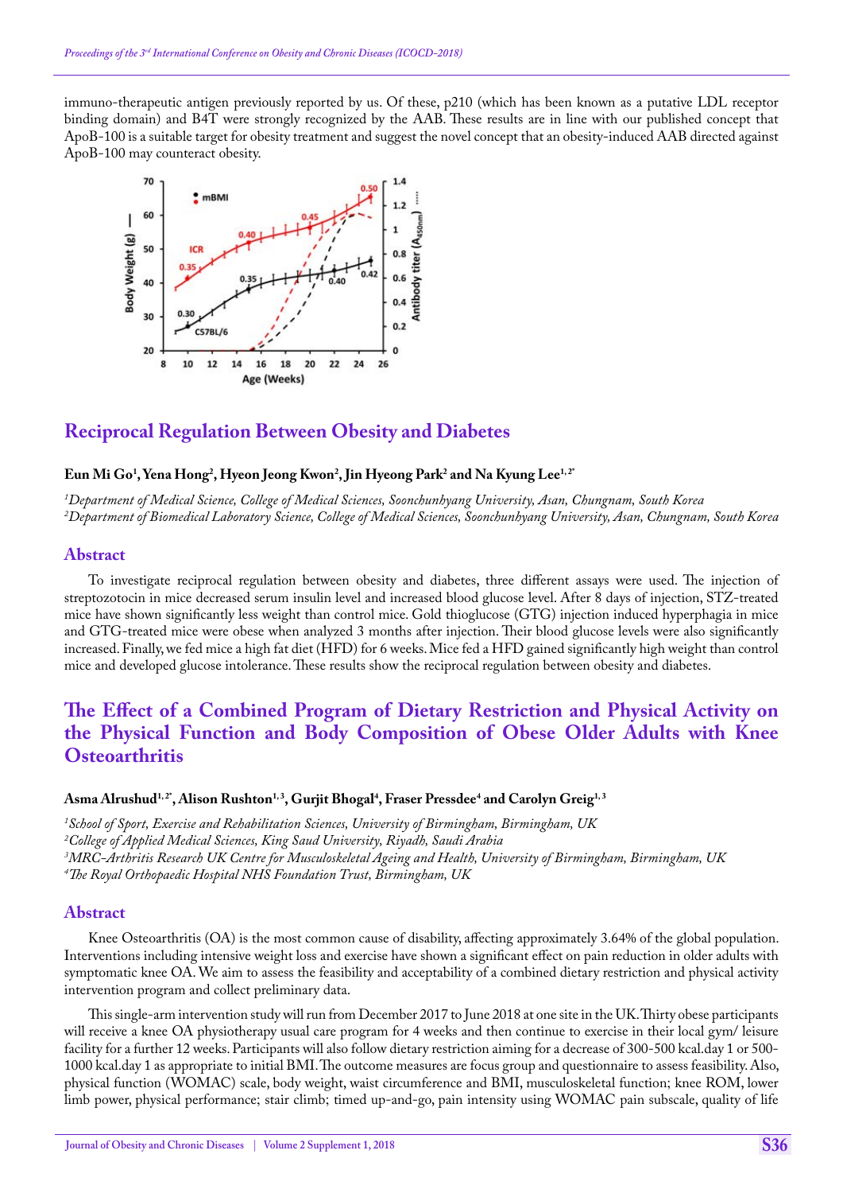immuno-therapeutic antigen previously reported by us. Of these, p210 (which has been known as a putative LDL receptor binding domain) and B4T were strongly recognized by the AAB. These results are in line with our published concept that ApoB-100 is a suitable target for obesity treatment and suggest the novel concept that an obesity-induced AAB directed against ApoB-100 may counteract obesity.

## Reciprocal Regulation Between Obesity and Diabetes

**Eun Mi Go[1], Yena Hong[2], Hyeon Jeong Kwon[2], Jin Hyeong Park[2] and Na Kyung Lee[1,2*]**

[1]*Department of Medical Science, College of Medical Sciences, Soonchunhyang University, Asan, Chungnam, South Korea*
[2]*Department of Biomedical Laboratory Science, College of Medical Sciences, Soonchunhyang University, Asan, Chungnam, South Korea*

### Abstract

To investigate reciprocal regulation between obesity and diabetes, three different assays were used. The injection of streptozotocin in mice decreased serum insulin level and increased blood glucose level. After 8 days of injection, STZ-treated mice have shown significantly less weight than control mice. Gold thioglucose (GTG) injection induced hyperphagia in mice and GTG-treated mice were obese when analyzed 3 months after injection. Their blood glucose levels were also significantly increased. Finally, we fed mice a high fat diet (HFD) for 6 weeks. Mice fed a HFD gained significantly high weight than control mice and developed glucose intolerance. These results show the reciprocal regulation between obesity and diabetes.

## The Effect of a Combined Program of Dietary Restriction and Physical Activity on the Physical Function and Body Composition of Obese Older Adults with Knee Osteoarthritis

**Asma Alrushud[1,2*], Alison Rushton[1,3], Gurjit Bhogal[4], Fraser Pressdee[4] and Carolyn Greig[1,3]**

[1]*School of Sport, Exercise and Rehabilitation Sciences, University of Birmingham, Birmingham, UK*
[2]*College of Applied Medical Sciences, King Saud University, Riyadh, Saudi Arabia*
[3]*MRC-Arthritis Research UK Centre for Musculoskeletal Ageing and Health, University of Birmingham, Birmingham, UK*
[4]*The Royal Orthopaedic Hospital NHS Foundation Trust, Birmingham, UK*

### Abstract

Knee Osteoarthritis (OA) is the most common cause of disability, affecting approximately 3.64% of the global population. Interventions including intensive weight loss and exercise have shown a significant effect on pain reduction in older adults with symptomatic knee OA. We aim to assess the feasibility and acceptability of a combined dietary restriction and physical activity intervention program and collect preliminary data.

This single-arm intervention study will run from December 2017 to June 2018 at one site in the UK. Thirty obese participants will receive a knee OA physiotherapy usual care program for 4 weeks and then continue to exercise in their local gym/ leisure facility for a further 12 weeks. Participants will also follow dietary restriction aiming for a decrease of 300-500 kcal.day 1 or 500-1000 kcal.day 1 as appropriate to initial BMI. The outcome measures are focus group and questionnaire to assess feasibility. Also, physical function (WOMAC) scale, body weight, waist circumference and BMI, musculoskeletal function; knee ROM, lower limb power, physical performance; stair climb; timed up-and-go, pain intensity using WOMAC pain subscale, quality of life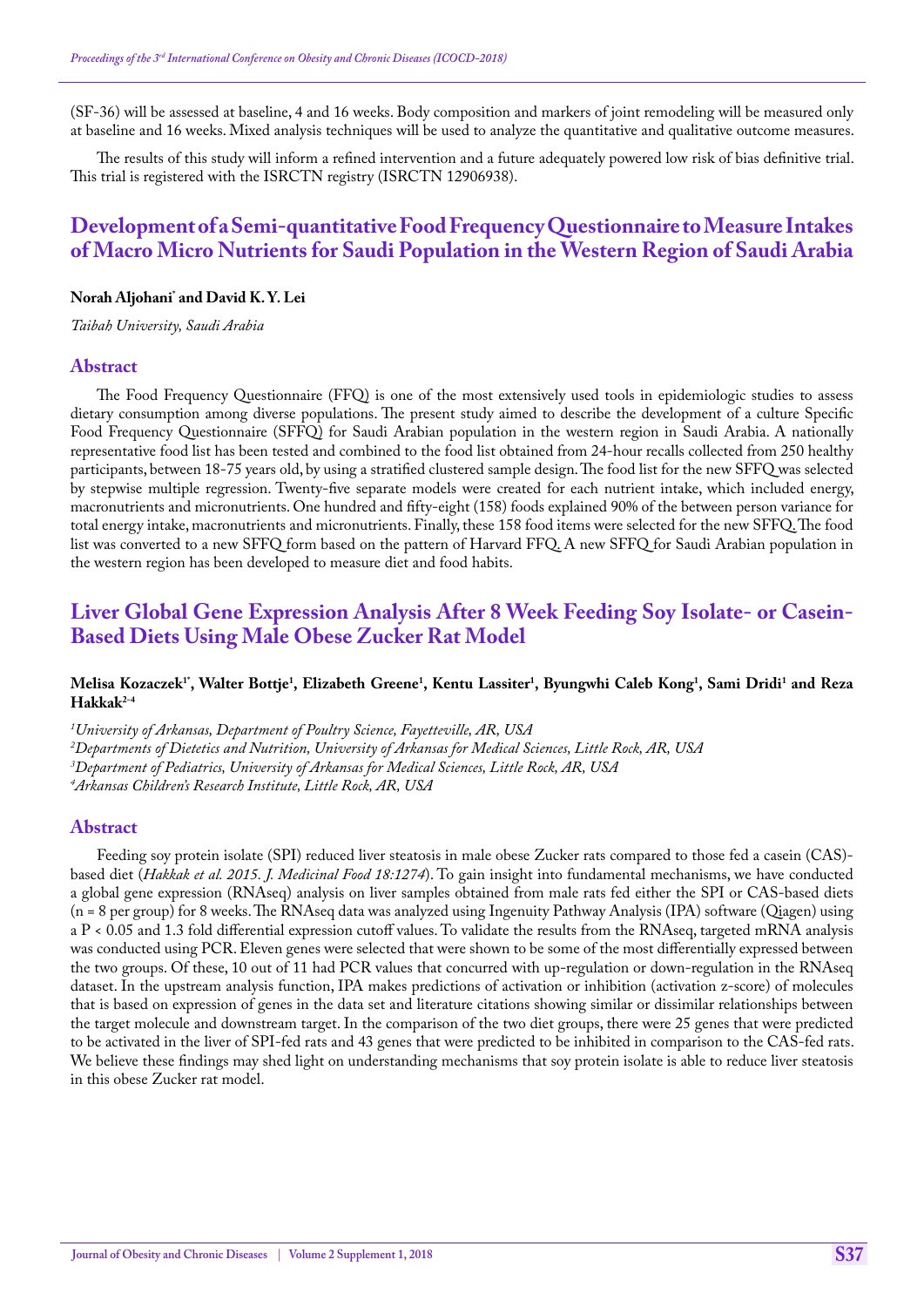(SF-36) will be assessed at baseline, 4 and 16 weeks. Body composition and markers of joint remodeling will be measured only at baseline and 16 weeks. Mixed analysis techniques will be used to analyze the quantitative and qualitative outcome measures.

The results of this study will inform a refined intervention and a future adequately powered low risk of bias definitive trial. This trial is registered with the ISRCTN registry (ISRCTN 12906938).

## Development of a Semi-quantitative Food Frequency Questionnaire to Measure Intakes of Macro Micro Nutrients for Saudi Population in the Western Region of Saudi Arabia

**Norah Aljohani* and David K. Y. Lei**

*Taibah University, Saudi Arabia*

### Abstract

The Food Frequency Questionnaire (FFQ) is one of the most extensively used tools in epidemiologic studies to assess dietary consumption among diverse populations. The present study aimed to describe the development of a culture Specific Food Frequency Questionnaire (SFFQ) for Saudi Arabian population in the western region in Saudi Arabia. A nationally representative food list has been tested and combined to the food list obtained from 24-hour recalls collected from 250 healthy participants, between 18-75 years old, by using a stratified clustered sample design. The food list for the new SFFQ was selected by stepwise multiple regression. Twenty-five separate models were created for each nutrient intake, which included energy, macronutrients and micronutrients. One hundred and fifty-eight (158) foods explained 90% of the between person variance for total energy intake, macronutrients and micronutrients. Finally, these 158 food items were selected for the new SFFQ. The food list was converted to a new SFFQ form based on the pattern of Harvard FFQ. A new SFFQ for Saudi Arabian population in the western region has been developed to measure diet and food habits.

## Liver Global Gene Expression Analysis After 8 Week Feeding Soy Isolate- or Casein-Based Diets Using Male Obese Zucker Rat Model

**Melisa Kozaczek[1*], Walter Bottje[1], Elizabeth Greene[1], Kentu Lassiter[1], Byungwhi Caleb Kong[1], Sami Dridi[1] and Reza Hakkak[2-4]**

*[1]University of Arkansas, Department of Poultry Science, Fayetteville, AR, USA*
*[2]Departments of Dietetics and Nutrition, University of Arkansas for Medical Sciences, Little Rock, AR, USA*
*[3]Department of Pediatrics, University of Arkansas for Medical Sciences, Little Rock, AR, USA*
*[4]Arkansas Children's Research Institute, Little Rock, AR, USA*

### Abstract

Feeding soy protein isolate (SPI) reduced liver steatosis in male obese Zucker rats compared to those fed a casein (CAS)-based diet (*Hakkak et al. 2015. J. Medicinal Food 18:1274*). To gain insight into fundamental mechanisms, we have conducted a global gene expression (RNAseq) analysis on liver samples obtained from male rats fed either the SPI or CAS-based diets (n = 8 per group) for 8 weeks. The RNAseq data was analyzed using Ingenuity Pathway Analysis (IPA) software (Qiagen) using a $P < 0.05$ and 1.3 fold differential expression cutoff values. To validate the results from the RNAseq, targeted mRNA analysis was conducted using PCR. Eleven genes were selected that were shown to be some of the most differentially expressed between the two groups. Of these, 10 out of 11 had PCR values that concurred with up-regulation or down-regulation in the RNAseq dataset. In the upstream analysis function, IPA makes predictions of activation or inhibition (activation z-score) of molecules that is based on expression of genes in the data set and literature citations showing similar or dissimilar relationships between the target molecule and downstream target. In the comparison of the two diet groups, there were 25 genes that were predicted to be activated in the liver of SPI-fed rats and 43 genes that were predicted to be inhibited in comparison to the CAS-fed rats. We believe these findings may shed light on understanding mechanisms that soy protein isolate is able to reduce liver steatosis in this obese Zucker rat model.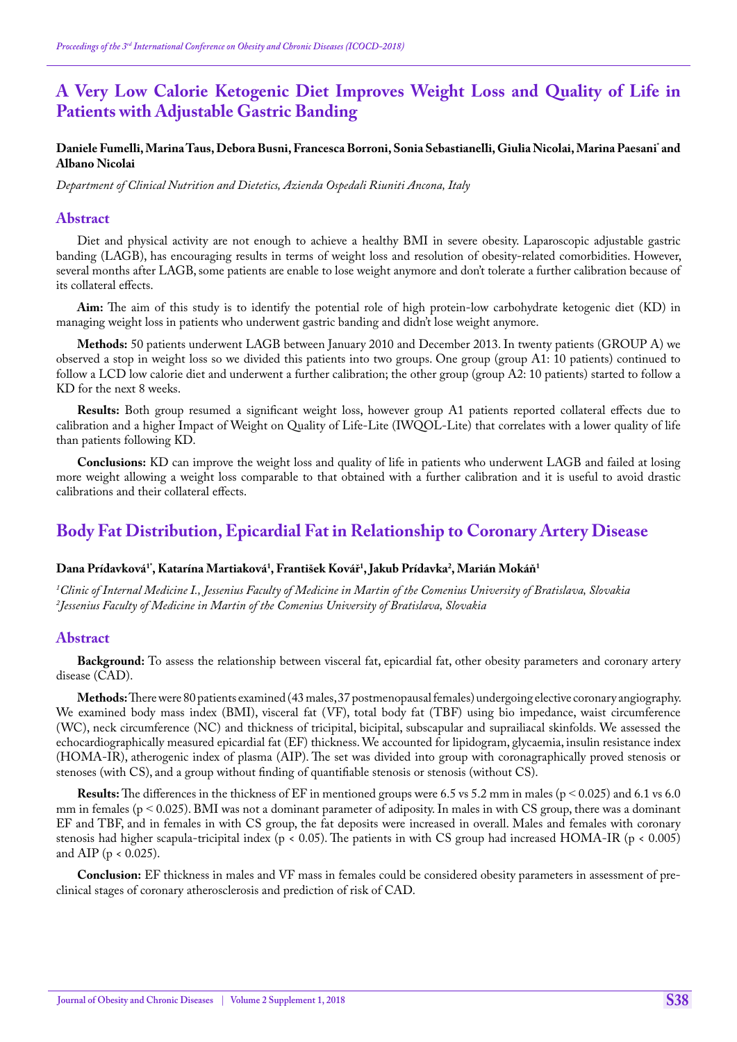# A Very Low Calorie Ketogenic Diet Improves Weight Loss and Quality of Life in Patients with Adjustable Gastric Banding

**Daniele Fumelli, Marina Taus, Debora Busni, Francesca Borroni, Sonia Sebastianelli, Giulia Nicolai, Marina Paesani* and Albano Nicolai**

*Department of Clinical Nutrition and Dietetics, Azienda Ospedali Riuniti Ancona, Italy*

## Abstract

Diet and physical activity are not enough to achieve a healthy BMI in severe obesity. Laparoscopic adjustable gastric banding (LAGB), has encouraging results in terms of weight loss and resolution of obesity-related comorbidities. However, several months after LAGB, some patients are enable to lose weight anymore and don't tolerate a further calibration because of its collateral effects.

**Aim:** The aim of this study is to identify the potential role of high protein-low carbohydrate ketogenic diet (KD) in managing weight loss in patients who underwent gastric banding and didn't lose weight anymore.

**Methods:** 50 patients underwent LAGB between January 2010 and December 2013. In twenty patients (GROUP A) we observed a stop in weight loss so we divided this patients into two groups. One group (group A1: 10 patients) continued to follow a LCD low calorie diet and underwent a further calibration; the other group (group A2: 10 patients) started to follow a KD for the next 8 weeks.

**Results:** Both group resumed a significant weight loss, however group A1 patients reported collateral effects due to calibration and a higher Impact of Weight on Quality of Life-Lite (IWQOL-Lite) that correlates with a lower quality of life than patients following KD.

**Conclusions:** KD can improve the weight loss and quality of life in patients who underwent LAGB and failed at losing more weight allowing a weight loss comparable to that obtained with a further calibration and it is useful to avoid drastic calibrations and their collateral effects.

# Body Fat Distribution, Epicardial Fat in Relationship to Coronary Artery Disease

**Dana Prídavková[1*], Katarína Martiaková[1], František Kovář[1], Jakub Prídavka[2], Marián Mokáň[1]**

*[1]Clinic of Internal Medicine I., Jessenius Faculty of Medicine in Martin of the Comenius University of Bratislava, Slovakia*
*[2]Jessenius Faculty of Medicine in Martin of the Comenius University of Bratislava, Slovakia*

## Abstract

**Background:** To assess the relationship between visceral fat, epicardial fat, other obesity parameters and coronary artery disease (CAD).

**Methods:** There were 80 patients examined (43 males, 37 postmenopausal females) undergoing elective coronary angiography. We examined body mass index (BMI), visceral fat (VF), total body fat (TBF) using bio impedance, waist circumference (WC), neck circumference (NC) and thickness of tricipital, bicipital, subscapular and suprailiacal skinfolds. We assessed the echocardiographically measured epicardial fat (EF) thickness. We accounted for lipidogram, glycaemia, insulin resistance index (HOMA-IR), atherogenic index of plasma (AIP). The set was divided into group with coronagraphically proved stenosis or stenoses (with CS), and a group without finding of quantifiable stenosis or stenosis (without CS).

**Results:** The differences in the thickness of EF in mentioned groups were 6.5 vs 5.2 mm in males ($p < 0.025$) and 6.1 vs 6.0 mm in females ($p < 0.025$). BMI was not a dominant parameter of adiposity. In males in with CS group, there was a dominant EF and TBF, and in females in with CS group, the fat deposits were increased in overall. Males and females with coronary stenosis had higher scapula-tricipital index ($p < 0.05$). The patients in with CS group had increased HOMA-IR ($p < 0.005$) and AIP ($p < 0.025$).

**Conclusion:** EF thickness in males and VF mass in females could be considered obesity parameters in assessment of pre-clinical stages of coronary atherosclerosis and prediction of risk of CAD.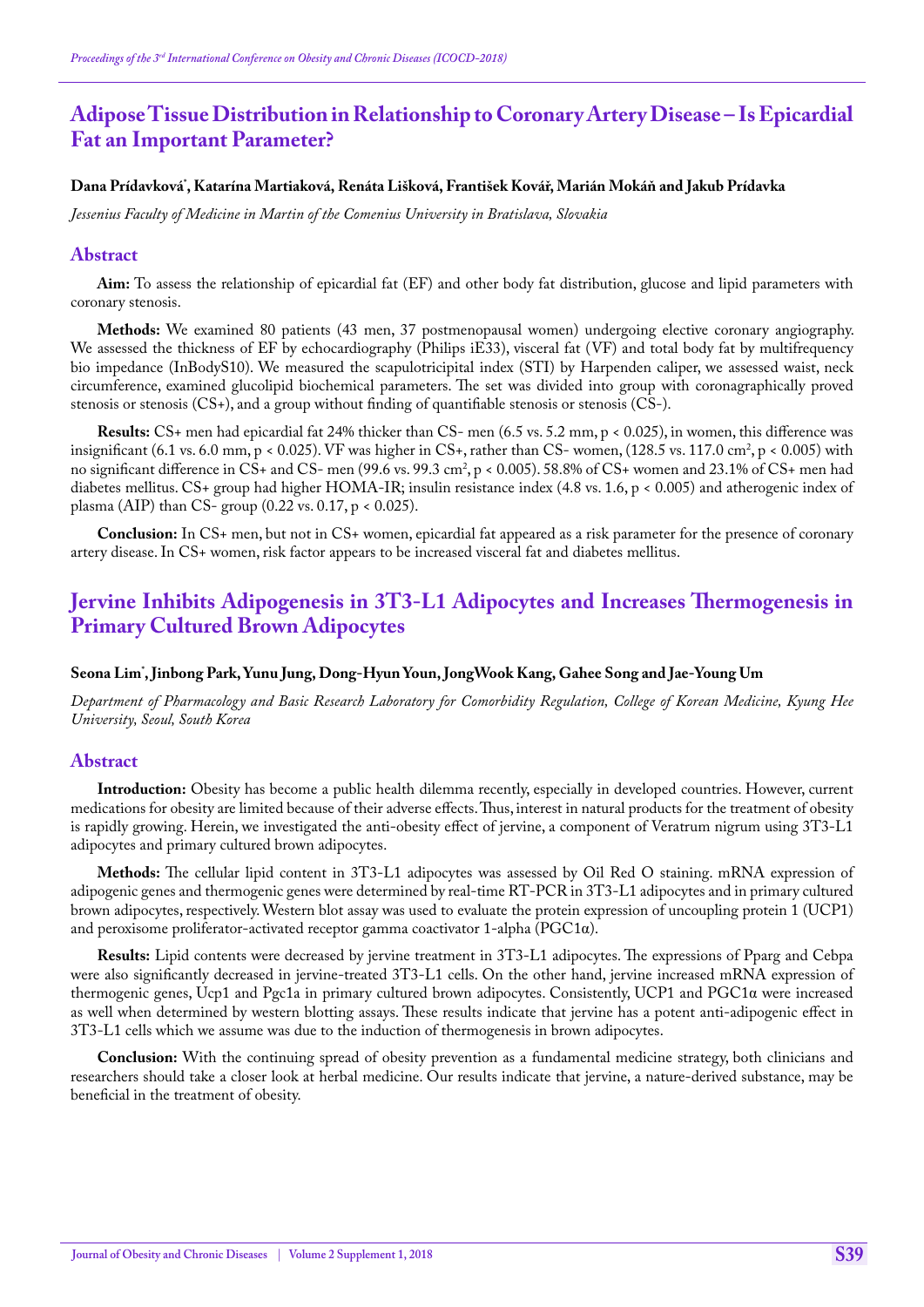## Adipose Tissue Distribution in Relationship to Coronary Artery Disease – Is Epicardial Fat an Important Parameter?

**Dana Prídavková\*, Katarína Martiaková, Renáta Lišková, František Kovář, Marián Mokáň and Jakub Prídavka**

*Jessenius Faculty of Medicine in Martin of the Comenius University in Bratislava, Slovakia*

### Abstract

**Aim:** To assess the relationship of epicardial fat (EF) and other body fat distribution, glucose and lipid parameters with coronary stenosis.

**Methods:** We examined 80 patients (43 men, 37 postmenopausal women) undergoing elective coronary angiography. We assessed the thickness of EF by echocardiography (Philips iE33), visceral fat (VF) and total body fat by multifrequency bio impedance (InBodyS10). We measured the scapulotricipital index (STI) by Harpenden caliper, we assessed waist, neck circumference, examined glucolipid biochemical parameters. The set was divided into group with coronagraphically proved stenosis or stenosis (CS+), and a group without finding of quantifiable stenosis or stenosis (CS-).

**Results:** CS+ men had epicardial fat 24% thicker than CS- men (6.5 vs. 5.2 mm, $p < 0.025$), in women, this difference was insignificant (6.1 vs. 6.0 mm, $p < 0.025$). VF was higher in CS+, rather than CS- women, (128.5 vs. 117.0 $cm^2$, $p < 0.005$) with no significant difference in CS+ and CS- men (99.6 vs. 99.3 $cm^2$, $p < 0.005$). 58.8% of CS+ women and 23.1% of CS+ men had diabetes mellitus. CS+ group had higher HOMA-IR; insulin resistance index (4.8 vs. 1.6, $p < 0.005$) and atherogenic index of plasma (AIP) than CS- group (0.22 vs. 0.17, $p < 0.025$).

**Conclusion:** In CS+ men, but not in CS+ women, epicardial fat appeared as a risk parameter for the presence of coronary artery disease. In CS+ women, risk factor appears to be increased visceral fat and diabetes mellitus.

## Jervine Inhibits Adipogenesis in 3T3-L1 Adipocytes and Increases Thermogenesis in Primary Cultured Brown Adipocytes

**Seona Lim\*, Jinbong Park, Yunu Jung, Dong-Hyun Youn, JongWook Kang, Gahee Song and Jae-Young Um**

*Department of Pharmacology and Basic Research Laboratory for Comorbidity Regulation, College of Korean Medicine, Kyung Hee University, Seoul, South Korea*

### Abstract

**Introduction:** Obesity has become a public health dilemma recently, especially in developed countries. However, current medications for obesity are limited because of their adverse effects. Thus, interest in natural products for the treatment of obesity is rapidly growing. Herein, we investigated the anti-obesity effect of jervine, a component of Veratrum nigrum using 3T3-L1 adipocytes and primary cultured brown adipocytes.

**Methods:** The cellular lipid content in 3T3-L1 adipocytes was assessed by Oil Red O staining. mRNA expression of adipogenic genes and thermogenic genes were determined by real-time RT-PCR in 3T3-L1 adipocytes and in primary cultured brown adipocytes, respectively. Western blot assay was used to evaluate the protein expression of uncoupling protein 1 (UCP1) and peroxisome proliferator-activated receptor gamma coactivator 1-alpha (PGC1α).

**Results:** Lipid contents were decreased by jervine treatment in 3T3-L1 adipocytes. The expressions of Pparg and Cebpa were also significantly decreased in jervine-treated 3T3-L1 cells. On the other hand, jervine increased mRNA expression of thermogenic genes, Ucp1 and Pgc1a in primary cultured brown adipocytes. Consistently, UCP1 and PGC1α were increased as well when determined by western blotting assays. These results indicate that jervine has a potent anti-adipogenic effect in 3T3-L1 cells which we assume was due to the induction of thermogenesis in brown adipocytes.

**Conclusion:** With the continuing spread of obesity prevention as a fundamental medicine strategy, both clinicians and researchers should take a closer look at herbal medicine. Our results indicate that jervine, a nature-derived substance, may be beneficial in the treatment of obesity.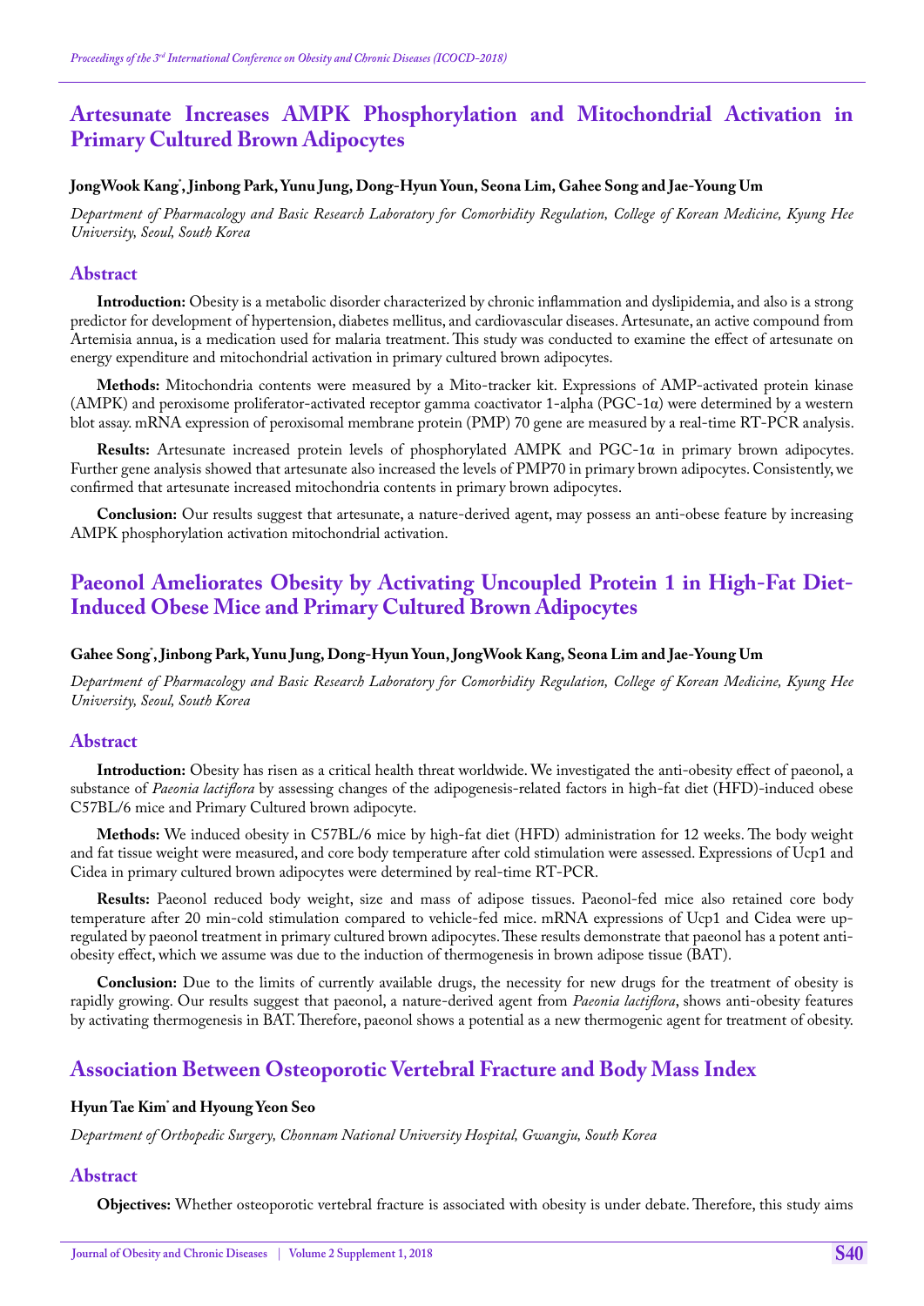## Artesunate Increases AMPK Phosphorylation and Mitochondrial Activation in Primary Cultured Brown Adipocytes

**JongWook Kang*, Jinbong Park, Yunu Jung, Dong-Hyun Youn, Seona Lim, Gahee Song and Jae-Young Um**

*Department of Pharmacology and Basic Research Laboratory for Comorbidity Regulation, College of Korean Medicine, Kyung Hee University, Seoul, South Korea*

### Abstract

**Introduction:** Obesity is a metabolic disorder characterized by chronic inflammation and dyslipidemia, and also is a strong predictor for development of hypertension, diabetes mellitus, and cardiovascular diseases. Artesunate, an active compound from Artemisia annua, is a medication used for malaria treatment. This study was conducted to examine the effect of artesunate on energy expenditure and mitochondrial activation in primary cultured brown adipocytes.

**Methods:** Mitochondria contents were measured by a Mito-tracker kit. Expressions of AMP-activated protein kinase (AMPK) and peroxisome proliferator-activated receptor gamma coactivator 1-alpha (PGC-1α) were determined by a western blot assay. mRNA expression of peroxisomal membrane protein (PMP) 70 gene are measured by a real-time RT-PCR analysis.

**Results:** Artesunate increased protein levels of phosphorylated AMPK and PGC-1α in primary brown adipocytes. Further gene analysis showed that artesunate also increased the levels of PMP70 in primary brown adipocytes. Consistently, we confirmed that artesunate increased mitochondria contents in primary brown adipocytes.

**Conclusion:** Our results suggest that artesunate, a nature-derived agent, may possess an anti-obese feature by increasing AMPK phosphorylation activation mitochondrial activation.

## Paeonol Ameliorates Obesity by Activating Uncoupled Protein 1 in High-Fat Diet-Induced Obese Mice and Primary Cultured Brown Adipocytes

**Gahee Song*, Jinbong Park, Yunu Jung, Dong-Hyun Youn, JongWook Kang, Seona Lim and Jae-Young Um**

*Department of Pharmacology and Basic Research Laboratory for Comorbidity Regulation, College of Korean Medicine, Kyung Hee University, Seoul, South Korea*

### Abstract

**Introduction:** Obesity has risen as a critical health threat worldwide. We investigated the anti-obesity effect of paeonol, a substance of *Paeonia lactiflora* by assessing changes of the adipogenesis-related factors in high-fat diet (HFD)-induced obese C57BL/6 mice and Primary Cultured brown adipocyte.

**Methods:** We induced obesity in C57BL/6 mice by high-fat diet (HFD) administration for 12 weeks. The body weight and fat tissue weight were measured, and core body temperature after cold stimulation were assessed. Expressions of Ucp1 and Cidea in primary cultured brown adipocytes were determined by real-time RT-PCR.

**Results:** Paeonol reduced body weight, size and mass of adipose tissues. Paeonol-fed mice also retained core body temperature after 20 min-cold stimulation compared to vehicle-fed mice. mRNA expressions of Ucp1 and Cidea were up-regulated by paeonol treatment in primary cultured brown adipocytes. These results demonstrate that paeonol has a potent anti-obesity effect, which we assume was due to the induction of thermogenesis in brown adipose tissue (BAT).

**Conclusion:** Due to the limits of currently available drugs, the necessity for new drugs for the treatment of obesity is rapidly growing. Our results suggest that paeonol, a nature-derived agent from *Paeonia lactiflora*, shows anti-obesity features by activating thermogenesis in BAT. Therefore, paeonol shows a potential as a new thermogenic agent for treatment of obesity.

## Association Between Osteoporotic Vertebral Fracture and Body Mass Index

**Hyun Tae Kim* and Hyoung Yeon Seo**

*Department of Orthopedic Surgery, Chonnam National University Hospital, Gwangju, South Korea*

### Abstract

**Objectives:** Whether osteoporotic vertebral fracture is associated with obesity is under debate. Therefore, this study aims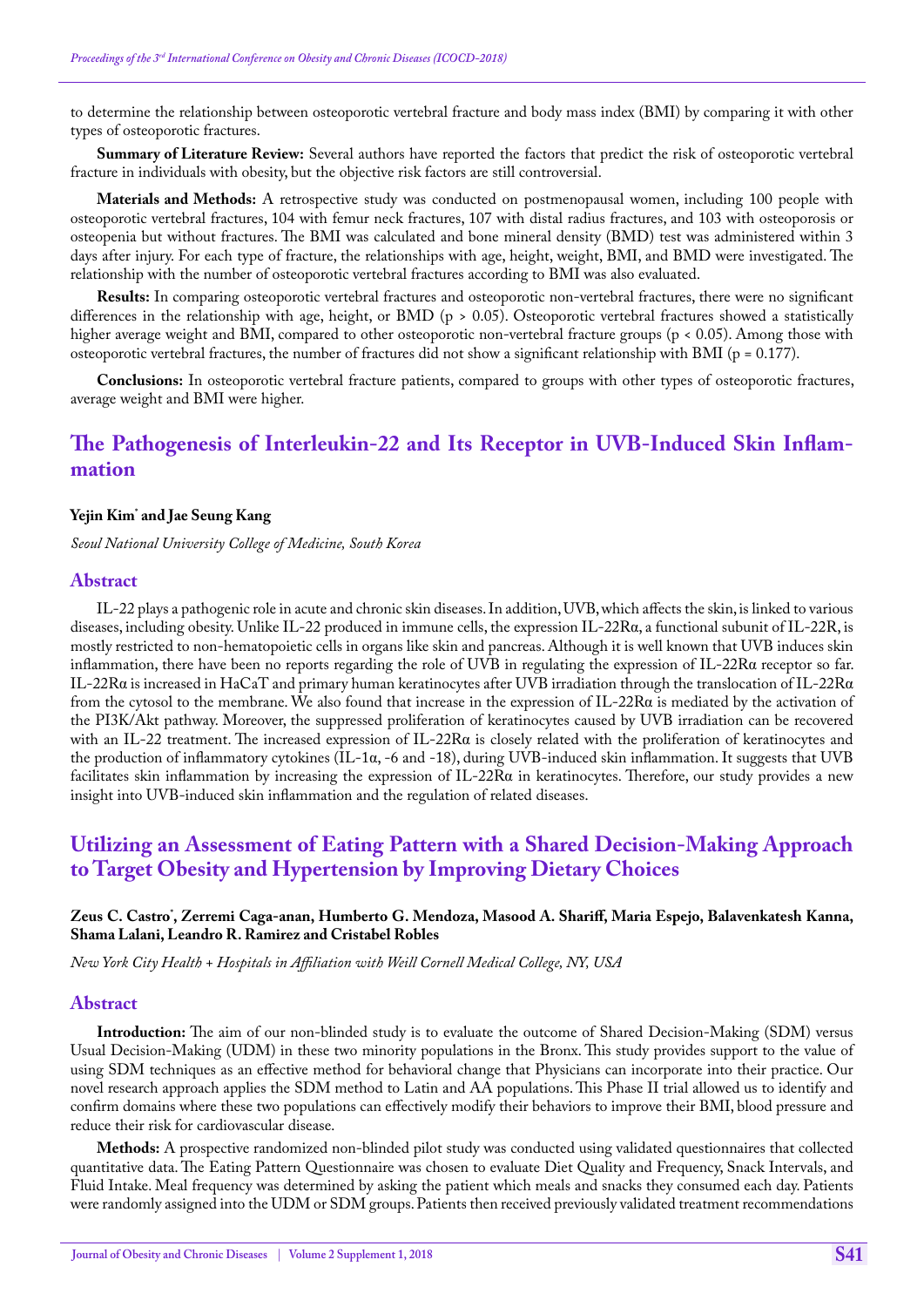to determine the relationship between osteoporotic vertebral fracture and body mass index (BMI) by comparing it with other types of osteoporotic fractures.

**Summary of Literature Review:** Several authors have reported the factors that predict the risk of osteoporotic vertebral fracture in individuals with obesity, but the objective risk factors are still controversial.

**Materials and Methods:** A retrospective study was conducted on postmenopausal women, including 100 people with osteoporotic vertebral fractures, 104 with femur neck fractures, 107 with distal radius fractures, and 103 with osteoporosis or osteopenia but without fractures. The BMI was calculated and bone mineral density (BMD) test was administered within 3 days after injury. For each type of fracture, the relationships with age, height, weight, BMI, and BMD were investigated. The relationship with the number of osteoporotic vertebral fractures according to BMI was also evaluated.

**Results:** In comparing osteoporotic vertebral fractures and osteoporotic non-vertebral fractures, there were no significant differences in the relationship with age, height, or BMD ($p > 0.05$). Osteoporotic vertebral fractures showed a statistically higher average weight and BMI, compared to other osteoporotic non-vertebral fracture groups ($p < 0.05$). Among those with osteoporotic vertebral fractures, the number of fractures did not show a significant relationship with BMI ($p = 0.177$).

**Conclusions:** In osteoporotic vertebral fracture patients, compared to groups with other types of osteoporotic fractures, average weight and BMI were higher.

## The Pathogenesis of Interleukin-22 and Its Receptor in UVB-Induced Skin Inflammation

**Yejin Kim\* and Jae Seung Kang**

*Seoul National University College of Medicine, South Korea*

### Abstract

IL-22 plays a pathogenic role in acute and chronic skin diseases. In addition, UVB, which affects the skin, is linked to various diseases, including obesity. Unlike IL-22 produced in immune cells, the expression IL-22Rα, a functional subunit of IL-22R, is mostly restricted to non-hematopoietic cells in organs like skin and pancreas. Although it is well known that UVB induces skin inflammation, there have been no reports regarding the role of UVB in regulating the expression of IL-22Rα receptor so far. IL-22Rα is increased in HaCaT and primary human keratinocytes after UVB irradiation through the translocation of IL-22Rα from the cytosol to the membrane. We also found that increase in the expression of IL-22Rα is mediated by the activation of the PI3K/Akt pathway. Moreover, the suppressed proliferation of keratinocytes caused by UVB irradiation can be recovered with an IL-22 treatment. The increased expression of IL-22Rα is closely related with the proliferation of keratinocytes and the production of inflammatory cytokines (IL-1α, -6 and -18), during UVB-induced skin inflammation. It suggests that UVB facilitates skin inflammation by increasing the expression of IL-22Rα in keratinocytes. Therefore, our study provides a new insight into UVB-induced skin inflammation and the regulation of related diseases.

## Utilizing an Assessment of Eating Pattern with a Shared Decision-Making Approach to Target Obesity and Hypertension by Improving Dietary Choices

**Zeus C. Castro\*, Zerremi Caga-anan, Humberto G. Mendoza, Masood A. Shariff, Maria Espejo, Balavenkatesh Kanna, Shama Lalani, Leandro R. Ramirez and Cristabel Robles**

*New York City Health + Hospitals in Affiliation with Weill Cornell Medical College, NY, USA*

### Abstract

**Introduction:** The aim of our non-blinded study is to evaluate the outcome of Shared Decision-Making (SDM) versus Usual Decision-Making (UDM) in these two minority populations in the Bronx. This study provides support to the value of using SDM techniques as an effective method for behavioral change that Physicians can incorporate into their practice. Our novel research approach applies the SDM method to Latin and AA populations. This Phase II trial allowed us to identify and confirm domains where these two populations can effectively modify their behaviors to improve their BMI, blood pressure and reduce their risk for cardiovascular disease.

**Methods:** A prospective randomized non-blinded pilot study was conducted using validated questionnaires that collected quantitative data. The Eating Pattern Questionnaire was chosen to evaluate Diet Quality and Frequency, Snack Intervals, and Fluid Intake. Meal frequency was determined by asking the patient which meals and snacks they consumed each day. Patients were randomly assigned into the UDM or SDM groups. Patients then received previously validated treatment recommendations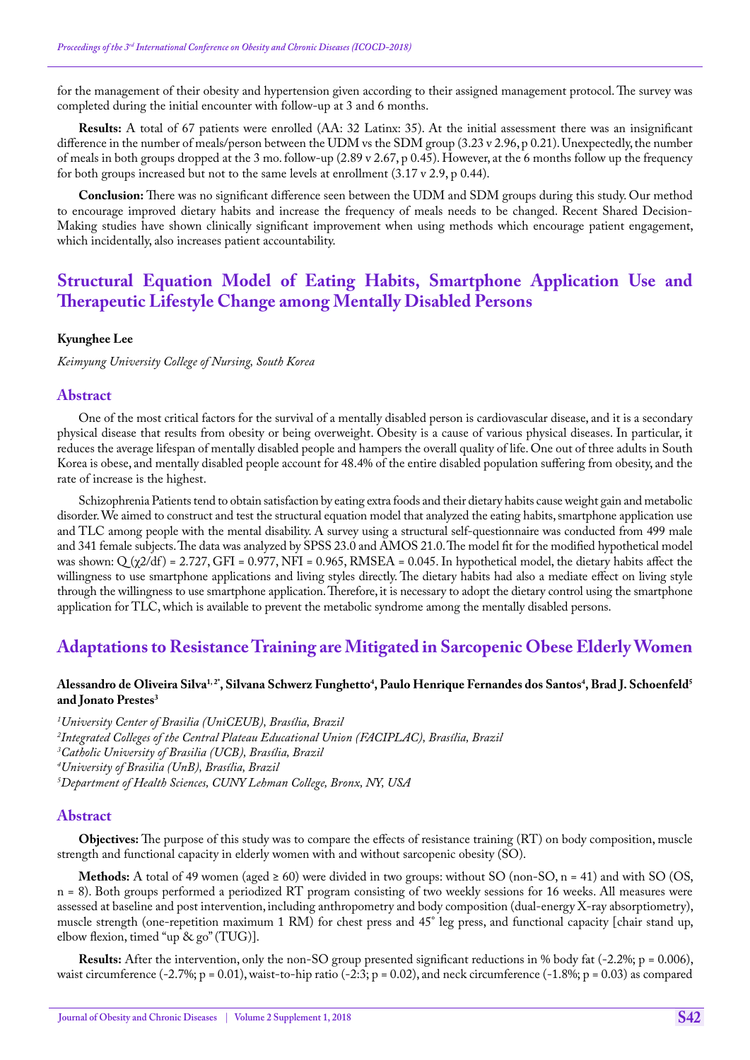for the management of their obesity and hypertension given according to their assigned management protocol. The survey was completed during the initial encounter with follow-up at 3 and 6 months.

**Results:** A total of 67 patients were enrolled (AA: 32 Latinx: 35). At the initial assessment there was an insignificant difference in the number of meals/person between the UDM vs the SDM group (3.23 v 2.96, p 0.21). Unexpectedly, the number of meals in both groups dropped at the 3 mo. follow-up (2.89 v 2.67, p 0.45). However, at the 6 months follow up the frequency for both groups increased but not to the same levels at enrollment (3.17 v 2.9, p 0.44).

**Conclusion:** There was no significant difference seen between the UDM and SDM groups during this study. Our method to encourage improved dietary habits and increase the frequency of meals needs to be changed. Recent Shared Decision-Making studies have shown clinically significant improvement when using methods which encourage patient engagement, which incidentally, also increases patient accountability.

## Structural Equation Model of Eating Habits, Smartphone Application Use and Therapeutic Lifestyle Change among Mentally Disabled Persons

**Kyunghee Lee**

*Keimyung University College of Nursing, South Korea*

### Abstract

One of the most critical factors for the survival of a mentally disabled person is cardiovascular disease, and it is a secondary physical disease that results from obesity or being overweight. Obesity is a cause of various physical diseases. In particular, it reduces the average lifespan of mentally disabled people and hampers the overall quality of life. One out of three adults in South Korea is obese, and mentally disabled people account for 48.4% of the entire disabled population suffering from obesity, and the rate of increase is the highest.

Schizophrenia Patients tend to obtain satisfaction by eating extra foods and their dietary habits cause weight gain and metabolic disorder. We aimed to construct and test the structural equation model that analyzed the eating habits, smartphone application use and TLC among people with the mental disability. A survey using a structural self-questionnaire was conducted from 499 male and 341 female subjects. The data was analyzed by SPSS 23.0 and AMOS 21.0. The model fit for the modified hypothetical model was shown: Q ($\chi 2/df$) = 2.727, GFI = 0.977, NFI = 0.965, RMSEA = 0.045. In hypothetical model, the dietary habits affect the willingness to use smartphone applications and living styles directly. The dietary habits had also a mediate effect on living style through the willingness to use smartphone application. Therefore, it is necessary to adopt the dietary control using the smartphone application for TLC, which is available to prevent the metabolic syndrome among the mentally disabled persons.

## Adaptations to Resistance Training are Mitigated in Sarcopenic Obese Elderly Women

**Alessandro de Oliveira Silva[1,2*], Silvana Schwerz Funghetto[4], Paulo Henrique Fernandes dos Santos[4], Brad J. Schoenfeld[5] and Jonato Prestes[3]**

[1]*University Center of Brasilia (UniCEUB), Brasília, Brazil*
[2]*Integrated Colleges of the Central Plateau Educational Union (FACIPLAC), Brasília, Brazil*
[3]*Catholic University of Brasilia (UCB), Brasília, Brazil*
[4]*University of Brasilia (UnB), Brasília, Brazil*
[5]*Department of Health Sciences, CUNY Lehman College, Bronx, NY, USA*

### Abstract

**Objectives:** The purpose of this study was to compare the effects of resistance training (RT) on body composition, muscle strength and functional capacity in elderly women with and without sarcopenic obesity (SO).

**Methods:** A total of 49 women (aged ≥ 60) were divided in two groups: without SO (non-SO, n = 41) and with SO (OS, n = 8). Both groups performed a periodized RT program consisting of two weekly sessions for 16 weeks. All measures were assessed at baseline and post intervention, including anthropometry and body composition (dual-energy X-ray absorptiometry), muscle strength (one-repetition maximum 1 RM) for chest press and 45° leg press, and functional capacity [chair stand up, elbow flexion, timed "up & go" (TUG)].

**Results:** After the intervention, only the non-SO group presented significant reductions in % body fat (-2.2%; p = 0.006), waist circumference (-2.7%; p = 0.01), waist-to-hip ratio (-2:3; p = 0.02), and neck circumference (-1.8%; p = 0.03) as compared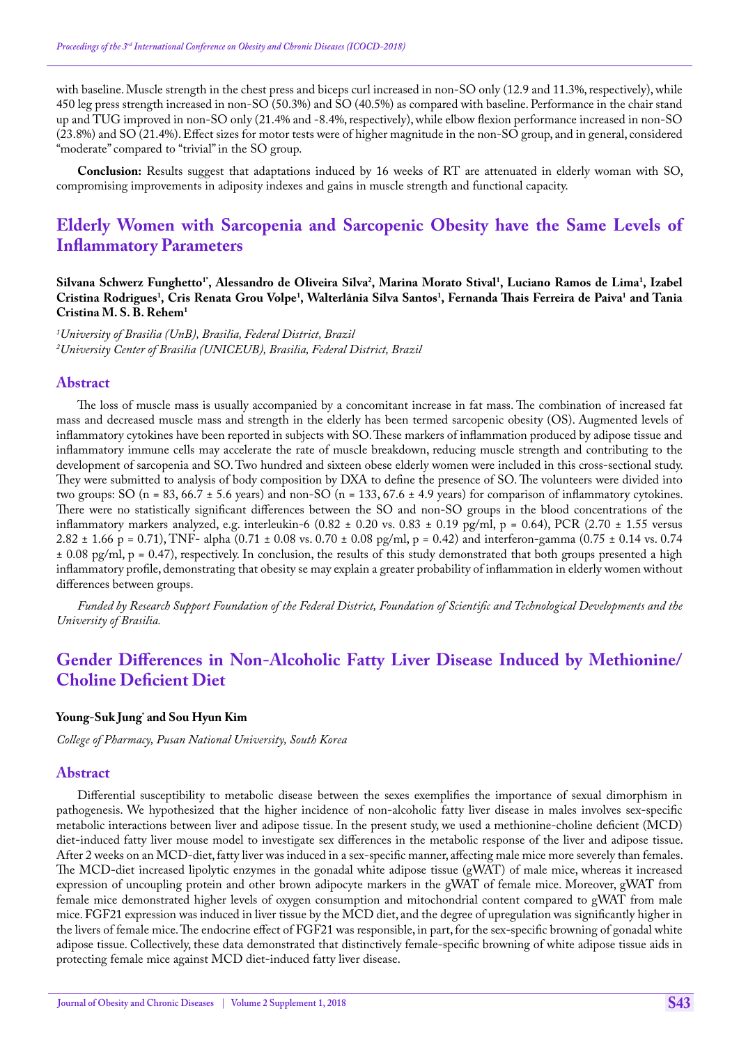with baseline. Muscle strength in the chest press and biceps curl increased in non-SO only (12.9 and 11.3%, respectively), while 450 leg press strength increased in non-SO (50.3%) and SO (40.5%) as compared with baseline. Performance in the chair stand up and TUG improved in non-SO only (21.4% and -8.4%, respectively), while elbow flexion performance increased in non-SO (23.8%) and SO (21.4%). Effect sizes for motor tests were of higher magnitude in the non-SO group, and in general, considered "moderate" compared to "trivial" in the SO group.

**Conclusion:** Results suggest that adaptations induced by 16 weeks of RT are attenuated in elderly woman with SO, compromising improvements in adiposity indexes and gains in muscle strength and functional capacity.

## Elderly Women with Sarcopenia and Sarcopenic Obesity have the Same Levels of Inflammatory Parameters

**Silvana Schwerz Funghetto[1*], Alessandro de Oliveira Silva[2], Marina Morato Stival[1], Luciano Ramos de Lima[1], Izabel Cristina Rodrigues[1], Cris Renata Grou Volpe[1], Walterlânia Silva Santos[1], Fernanda Thais Ferreira de Paiva[1] and Tania Cristina M. S. B. Rehem[1]**

*[1]University of Brasilia (UnB), Brasilia, Federal District, Brazil*
*[2]University Center of Brasilia (UNICEUB), Brasilia, Federal District, Brazil*

### Abstract

The loss of muscle mass is usually accompanied by a concomitant increase in fat mass. The combination of increased fat mass and decreased muscle mass and strength in the elderly has been termed sarcopenic obesity (OS). Augmented levels of inflammatory cytokines have been reported in subjects with SO. These markers of inflammation produced by adipose tissue and inflammatory immune cells may accelerate the rate of muscle breakdown, reducing muscle strength and contributing to the development of sarcopenia and SO. Two hundred and sixteen obese elderly women were included in this cross-sectional study. They were submitted to analysis of body composition by DXA to define the presence of SO. The volunteers were divided into two groups: SO (n = 83, 66.7 ± 5.6 years) and non-SO (n = 133, 67.6 ± 4.9 years) for comparison of inflammatory cytokines. There were no statistically significant differences between the SO and non-SO groups in the blood concentrations of the inflammatory markers analyzed, e.g. interleukin-6 (0.82 ± 0.20 vs. 0.83 ± 0.19 pg/ml, p = 0.64), PCR (2.70 ± 1.55 versus 2.82 ± 1.66 p = 0.71), TNF- alpha (0.71 ± 0.08 vs. 0.70 ± 0.08 pg/ml, p = 0.42) and interferon-gamma (0.75 ± 0.14 vs. 0.74 ± 0.08 pg/ml, p = 0.47), respectively. In conclusion, the results of this study demonstrated that both groups presented a high inflammatory profile, demonstrating that obesity se may explain a greater probability of inflammation in elderly women without differences between groups.

*Funded by Research Support Foundation of the Federal District, Foundation of Scientific and Technological Developments and the University of Brasilia.*

## Gender Differences in Non-Alcoholic Fatty Liver Disease Induced by Methionine/Choline Deficient Diet

**Young-Suk Jung* and Sou Hyun Kim**

*College of Pharmacy, Pusan National University, South Korea*

### Abstract

Differential susceptibility to metabolic disease between the sexes exemplifies the importance of sexual dimorphism in pathogenesis. We hypothesized that the higher incidence of non-alcoholic fatty liver disease in males involves sex-specific metabolic interactions between liver and adipose tissue. In the present study, we used a methionine-choline deficient (MCD) diet-induced fatty liver mouse model to investigate sex differences in the metabolic response of the liver and adipose tissue. After 2 weeks on an MCD-diet, fatty liver was induced in a sex-specific manner, affecting male mice more severely than females. The MCD-diet increased lipolytic enzymes in the gonadal white adipose tissue (gWAT) of male mice, whereas it increased expression of uncoupling protein and other brown adipocyte markers in the gWAT of female mice. Moreover, gWAT from female mice demonstrated higher levels of oxygen consumption and mitochondrial content compared to gWAT from male mice. FGF21 expression was induced in liver tissue by the MCD diet, and the degree of upregulation was significantly higher in the livers of female mice. The endocrine effect of FGF21 was responsible, in part, for the sex-specific browning of gonadal white adipose tissue. Collectively, these data demonstrated that distinctively female-specific browning of white adipose tissue aids in protecting female mice against MCD diet-induced fatty liver disease.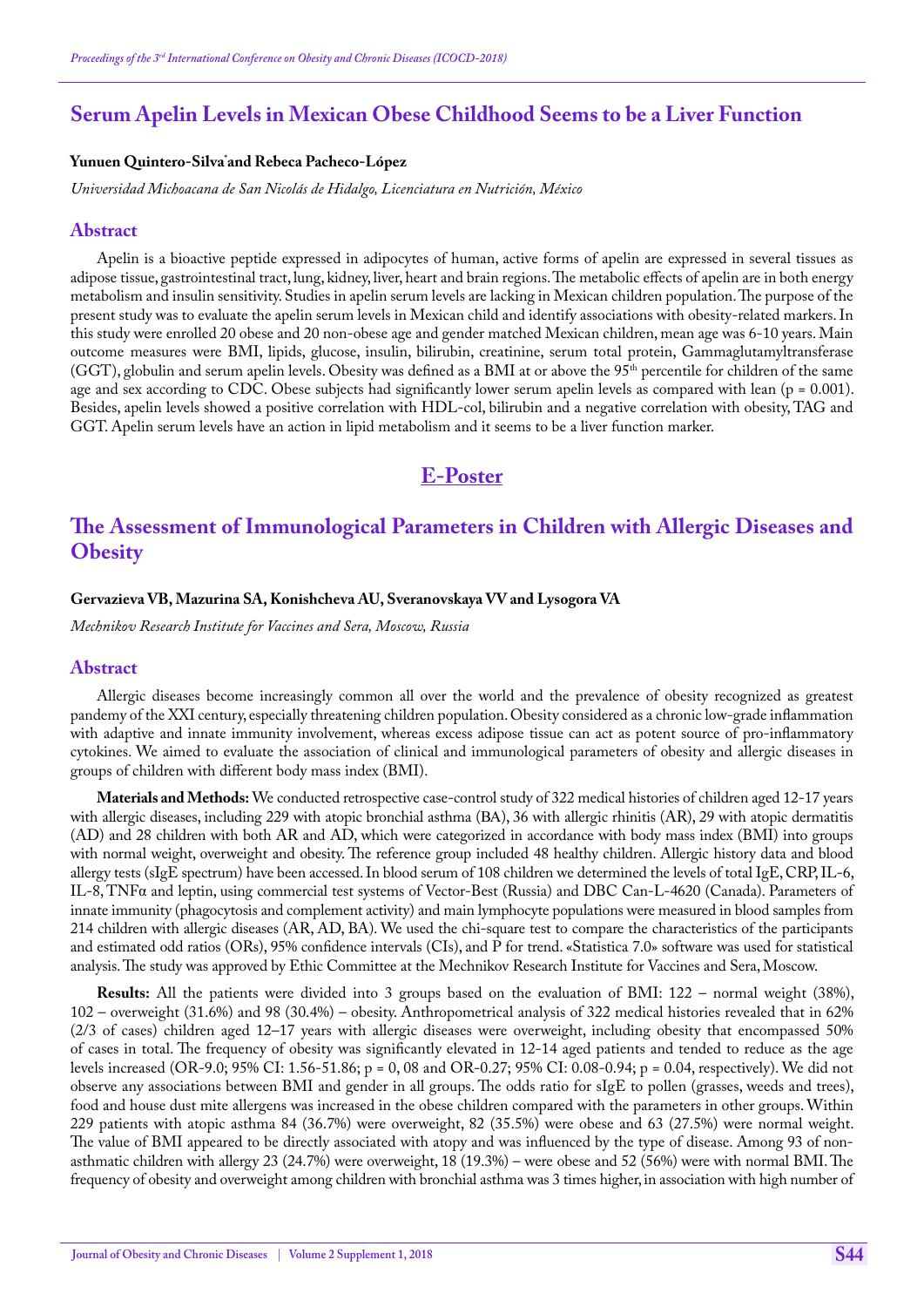## Serum Apelin Levels in Mexican Obese Childhood Seems to be a Liver Function

**Yunuen Quintero-Silva*and Rebeca Pacheco-López**

*Universidad Michoacana de San Nicolás de Hidalgo, Licenciatura en Nutrición, México*

### Abstract

Apelin is a bioactive peptide expressed in adipocytes of human, active forms of apelin are expressed in several tissues as adipose tissue, gastrointestinal tract, lung, kidney, liver, heart and brain regions. The metabolic effects of apelin are in both energy metabolism and insulin sensitivity. Studies in apelin serum levels are lacking in Mexican children population. The purpose of the present study was to evaluate the apelin serum levels in Mexican child and identify associations with obesity-related markers. In this study were enrolled 20 obese and 20 non-obese age and gender matched Mexican children, mean age was 6-10 years. Main outcome measures were BMI, lipids, glucose, insulin, bilirubin, creatinine, serum total protein, Gammaglutamyltransferase (GGT), globulin and serum apelin levels. Obesity was defined as a BMI at or above the 95th percentile for children of the same age and sex according to CDC. Obese subjects had significantly lower serum apelin levels as compared with lean (p = 0.001). Besides, apelin levels showed a positive correlation with HDL-col, bilirubin and a negative correlation with obesity, TAG and GGT. Apelin serum levels have an action in lipid metabolism and it seems to be a liver function marker.

# E-Poster

## The Assessment of Immunological Parameters in Children with Allergic Diseases and Obesity

**Gervazieva VB, Mazurina SA, Konishcheva AU, Sveranovskaya VV and Lysogora VA**

*Mechnikov Research Institute for Vaccines and Sera, Moscow, Russia*

### Abstract

Allergic diseases become increasingly common all over the world and the prevalence of obesity recognized as greatest pandemy of the XXI century, especially threatening children population. Obesity considered as a chronic low-grade inflammation with adaptive and innate immunity involvement, whereas excess adipose tissue can act as potent source of pro-inflammatory cytokines. We aimed to evaluate the association of clinical and immunological parameters of obesity and allergic diseases in groups of children with different body mass index (BMI).

**Materials and Methods:** We conducted retrospective case-control study of 322 medical histories of children aged 12-17 years with allergic diseases, including 229 with atopic bronchial asthma (BA), 36 with allergic rhinitis (AR), 29 with atopic dermatitis (AD) and 28 children with both AR and AD, which were categorized in accordance with body mass index (BMI) into groups with normal weight, overweight and obesity. The reference group included 48 healthy children. Allergic history data and blood allergy tests (sIgE spectrum) have been accessed. In blood serum of 108 children we determined the levels of total IgE, CRP, IL-6, IL-8, TNFα and leptin, using commercial test systems of Vector-Best (Russia) and DBC Can-L-4620 (Canada). Parameters of innate immunity (phagocytosis and complement activity) and main lymphocyte populations were measured in blood samples from 214 children with allergic diseases (AR, AD, BA). We used the chi-square test to compare the characteristics of the participants and estimated odd ratios (ORs), 95% confidence intervals (CIs), and P for trend. «Statistica 7.0» software was used for statistical analysis. The study was approved by Ethic Committee at the Mechnikov Research Institute for Vaccines and Sera, Moscow.

**Results:** All the patients were divided into 3 groups based on the evaluation of BMI: 122 – normal weight (38%), 102 – overweight (31.6%) and 98 (30.4%) – obesity. Anthropometrical analysis of 322 medical histories revealed that in 62% (2/3 of cases) children aged 12–17 years with allergic diseases were overweight, including obesity that encompassed 50% of cases in total. The frequency of obesity was significantly elevated in 12-14 aged patients and tended to reduce as the age levels increased (OR-9.0; 95% CI: 1.56-51.86; p = 0, 08 and OR-0.27; 95% CI: 0.08-0.94; p = 0.04, respectively). We did not observe any associations between BMI and gender in all groups. The odds ratio for sIgE to pollen (grasses, weeds and trees), food and house dust mite allergens was increased in the obese children compared with the parameters in other groups. Within 229 patients with atopic asthma 84 (36.7%) were overweight, 82 (35.5%) were obese and 63 (27.5%) were normal weight. The value of BMI appeared to be directly associated with atopy and was influenced by the type of disease. Among 93 of non-asthmatic children with allergy 23 (24.7%) were overweight, 18 (19.3%) – were obese and 52 (56%) were with normal BMI. The frequency of obesity and overweight among children with bronchial asthma was 3 times higher, in association with high number of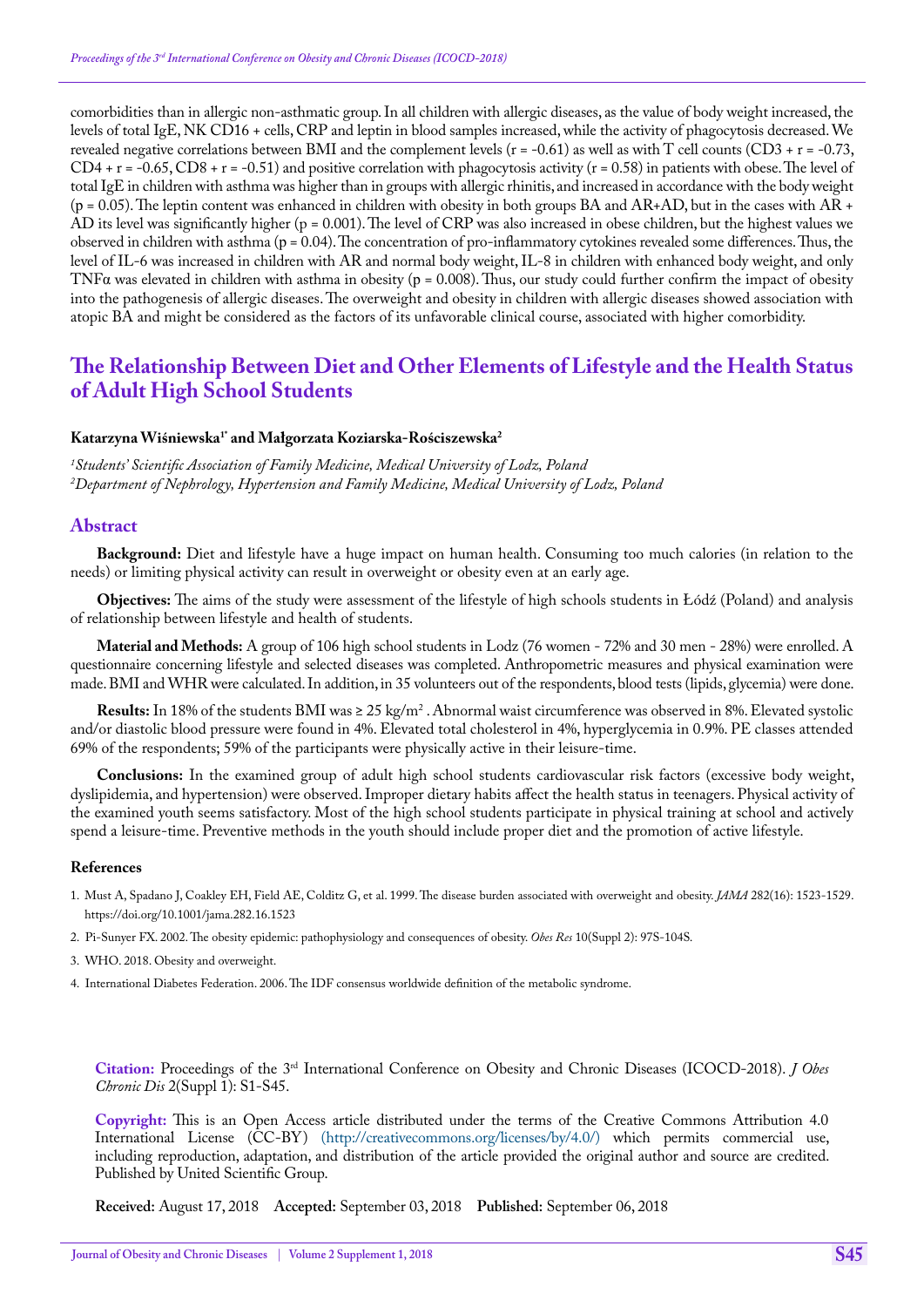comorbidities than in allergic non-asthmatic group. In all children with allergic diseases, as the value of body weight increased, the levels of total IgE, NK CD16 + cells, CRP and leptin in blood samples increased, while the activity of phagocytosis decreased. We revealed negative correlations between BMI and the complement levels (r = -0.61) as well as with T cell counts (CD3 + r = -0.73, CD4 + r = -0.65, CD8 + r = -0.51) and positive correlation with phagocytosis activity (r = 0.58) in patients with obese. The level of total IgE in children with asthma was higher than in groups with allergic rhinitis, and increased in accordance with the body weight (p = 0.05). The leptin content was enhanced in children with obesity in both groups BA and AR+AD, but in the cases with AR + AD its level was significantly higher (p = 0.001). The level of CRP was also increased in obese children, but the highest values we observed in children with asthma (p = 0.04). The concentration of pro-inflammatory cytokines revealed some differences. Thus, the level of IL-6 was increased in children with AR and normal body weight, IL-8 in children with enhanced body weight, and only TNFα was elevated in children with asthma in obesity (p = 0.008). Thus, our study could further confirm the impact of obesity into the pathogenesis of allergic diseases. The overweight and obesity in children with allergic diseases showed association with atopic BA and might be considered as the factors of its unfavorable clinical course, associated with higher comorbidity.

## The Relationship Between Diet and Other Elements of Lifestyle and the Health Status of Adult High School Students

**Katarzyna Wiśniewska[1*] and Małgorzata Koziarska-Rościszewska[2]**

*[1]Students' Scientific Association of Family Medicine, Medical University of Lodz, Poland*
*[2]Department of Nephrology, Hypertension and Family Medicine, Medical University of Lodz, Poland*

### Abstract

**Background:** Diet and lifestyle have a huge impact on human health. Consuming too much calories (in relation to the needs) or limiting physical activity can result in overweight or obesity even at an early age.

**Objectives:** The aims of the study were assessment of the lifestyle of high schools students in Łódź (Poland) and analysis of relationship between lifestyle and health of students.

**Material and Methods:** A group of 106 high school students in Lodz (76 women - 72% and 30 men - 28%) were enrolled. A questionnaire concerning lifestyle and selected diseases was completed. Anthropometric measures and physical examination were made. BMI and WHR were calculated. In addition, in 35 volunteers out of the respondents, blood tests (lipids, glycemia) were done.

**Results:** In 18% of the students BMI was ≥ 25 kg/m$^2$ . Abnormal waist circumference was observed in 8%. Elevated systolic and/or diastolic blood pressure were found in 4%. Elevated total cholesterol in 4%, hyperglycemia in 0.9%. PE classes attended 69% of the respondents; 59% of the participants were physically active in their leisure-time.

**Conclusions:** In the examined group of adult high school students cardiovascular risk factors (excessive body weight, dyslipidemia, and hypertension) were observed. Improper dietary habits affect the health status in teenagers. Physical activity of the examined youth seems satisfactory. Most of the high school students participate in physical training at school and actively spend a leisure-time. Preventive methods in the youth should include proper diet and the promotion of active lifestyle.

#### References

1. Must A, Spadano J, Coakley EH, Field AE, Colditz G, et al. 1999. The disease burden associated with overweight and obesity. *JAMA* 282(16): 1523-1529. https://doi.org/10.1001/jama.282.16.1523
2. Pi-Sunyer FX. 2002. The obesity epidemic: pathophysiology and consequences of obesity. *Obes Res* 10(Suppl 2): 97S-104S.
3. WHO. 2018. Obesity and overweight.
4. International Diabetes Federation. 2006. The IDF consensus worldwide definition of the metabolic syndrome.

**Citation:** Proceedings of the 3rd International Conference on Obesity and Chronic Diseases (ICOCD-2018). *J Obes Chronic Dis* 2(Suppl 1): S1-S45.

**Copyright:** This is an Open Access article distributed under the terms of the Creative Commons Attribution 4.0 International License (CC-BY) (http://creativecommons.org/licenses/by/4.0/) which permits commercial use, including reproduction, adaptation, and distribution of the article provided the original author and source are credited. Published by United Scientific Group.

**Received:** August 17, 2018 **Accepted:** September 03, 2018 **Published:** September 06, 2018